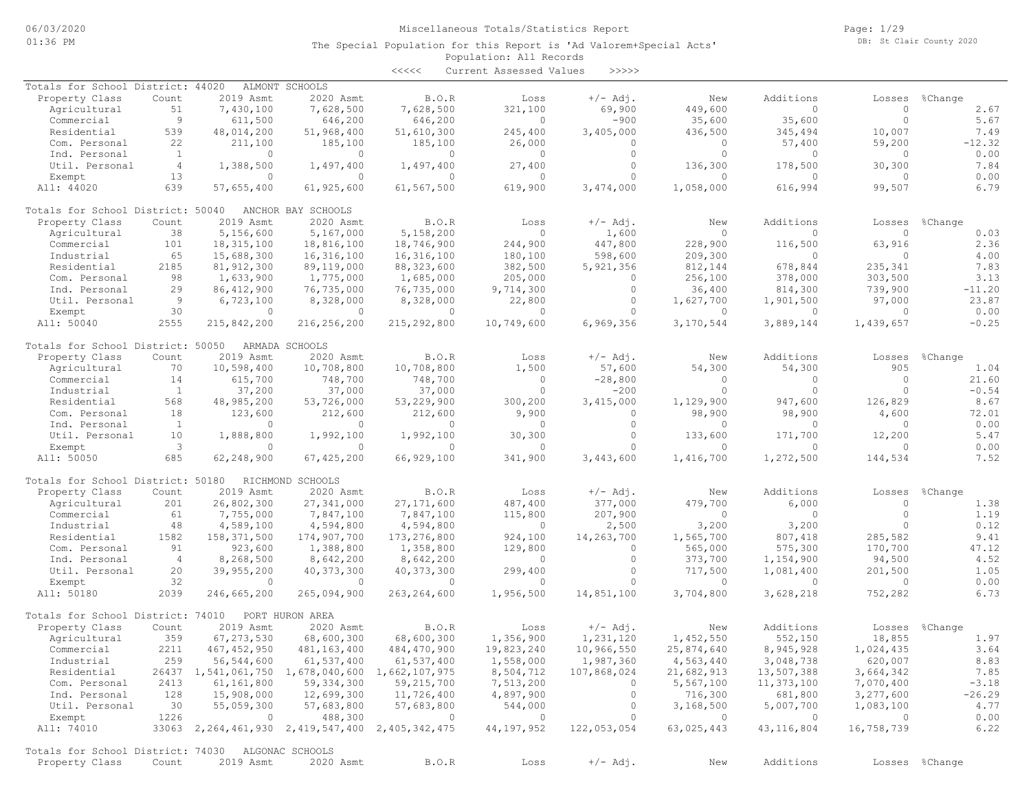Miscellaneous Totals/Statistics Report

The Special Population for this Report is 'Ad Valorem+Special Acts'

Population: All Records

<<<<< Current Assessed Values >>>>>

### Totals for School District: 44020 ALMONT SCHOOLS

| Property Class | Count | 2019 Asmt | 2020 Asmt | B.O.R | Loss | +/- Adj. | New | Additions | Losses | %Change |
|---|---|---|---|---|---|---|---|---|---|---|
| Agricultural | 51 | 7,430,100 | 7,628,500 | 7,628,500 | 321,100 | 69,900 | 449,600 | 0 | 0 | 2.67 |
| Commercial | 9 | 611,500 | 646,200 | 646,200 | 0 | -900 | 35,600 | 35,600 | 0 | 5.67 |
| Residential | 539 | 48,014,200 | 51,968,400 | 51,610,300 | 245,400 | 3,405,000 | 436,500 | 345,494 | 10,007 | 7.49 |
| Com. Personal | 22 | 211,100 | 185,100 | 185,100 | 26,000 | 0 | 0 | 57,400 | 59,200 | -12.32 |
| Ind. Personal | 1 | 0 | 0 | 0 | 0 | 0 | 0 | 0 | 0 | 0.00 |
| Util. Personal | 4 | 1,388,500 | 1,497,400 | 1,497,400 | 27,400 | 0 | 136,300 | 178,500 | 30,300 | 7.84 |
| Exempt | 13 | 0 | 0 | 0 | 0 | 0 | 0 | 0 | 0 | 0.00 |
| All: 44020 | 639 | 57,655,400 | 61,925,600 | 61,567,500 | 619,900 | 3,474,000 | 1,058,000 | 616,994 | 99,507 | 6.79 |

### Totals for School District: 50040 ANCHOR BAY SCHOOLS

| Property Class | Count | 2019 Asmt | 2020 Asmt | B.O.R | Loss | +/- Adj. | New | Additions | Losses | %Change |
|---|---|---|---|---|---|---|---|---|---|---|
| Agricultural | 38 | 5,156,600 | 5,167,000 | 5,158,200 | 0 | 1,600 | 0 | 0 | 0 | 0.03 |
| Commercial | 101 | 18,315,100 | 18,816,100 | 18,746,900 | 244,900 | 447,800 | 228,900 | 116,500 | 63,916 | 2.36 |
| Industrial | 65 | 15,688,300 | 16,316,100 | 16,316,100 | 180,100 | 598,600 | 209,300 | 0 | 0 | 4.00 |
| Residential | 2185 | 81,912,300 | 89,119,000 | 88,323,600 | 382,500 | 5,921,356 | 812,144 | 678,844 | 235,341 | 7.83 |
| Com. Personal | 98 | 1,633,900 | 1,775,000 | 1,685,000 | 205,000 | 0 | 256,100 | 378,000 | 303,500 | 3.13 |
| Ind. Personal | 29 | 86,412,900 | 76,735,000 | 76,735,000 | 9,714,300 | 0 | 36,400 | 814,300 | 739,900 | -11.20 |
| Util. Personal | 9 | 6,723,100 | 8,328,000 | 8,328,000 | 22,800 | 0 | 1,627,700 | 1,901,500 | 97,000 | 23.87 |
| Exempt | 30 | 0 | 0 | 0 | 0 | 0 | 0 | 0 | 0 | 0.00 |
| All: 50040 | 2555 | 215,842,200 | 216,256,200 | 215,292,800 | 10,749,600 | 6,969,356 | 3,170,544 | 3,889,144 | 1,439,657 | -0.25 |

### Totals for School District: 50050 ARMADA SCHOOLS

| Property Class | Count | 2019 Asmt | 2020 Asmt | B.O.R | Loss | +/- Adj. | New | Additions | Losses | %Change |
|---|---|---|---|---|---|---|---|---|---|---|
| Agricultural | 70 | 10,598,400 | 10,708,800 | 10,708,800 | 1,500 | 57,600 | 54,300 | 54,300 | 905 | 1.04 |
| Commercial | 14 | 615,700 | 748,700 | 748,700 | 0 | -28,800 | 0 | 0 | 0 | 21.60 |
| Industrial | 1 | 37,200 | 37,000 | 37,000 | 0 | -200 | 0 | 0 | 0 | -0.54 |
| Residential | 568 | 48,985,200 | 53,726,000 | 53,229,900 | 300,200 | 3,415,000 | 1,129,900 | 947,600 | 126,829 | 8.67 |
| Com. Personal | 18 | 123,600 | 212,600 | 212,600 | 9,900 | 0 | 98,900 | 98,900 | 4,600 | 72.01 |
| Ind. Personal | 1 | 0 | 0 | 0 | 0 | 0 | 0 | 0 | 0 | 0.00 |
| Util. Personal | 10 | 1,888,800 | 1,992,100 | 1,992,100 | 30,300 | 0 | 133,600 | 171,700 | 12,200 | 5.47 |
| Exempt | 3 | 0 | 0 | 0 | 0 | 0 | 0 | 0 | 0 | 0.00 |
| All: 50050 | 685 | 62,248,900 | 67,425,200 | 66,929,100 | 341,900 | 3,443,600 | 1,416,700 | 1,272,500 | 144,534 | 7.52 |

### Totals for School District: 50180 RICHMOND SCHOOLS

| Property Class | Count | 2019 Asmt | 2020 Asmt | B.O.R | Loss | +/- Adj. | New | Additions | Losses | %Change |
|---|---|---|---|---|---|---|---|---|---|---|
| Agricultural | 201 | 26,802,300 | 27,341,000 | 27,171,600 | 487,400 | 377,000 | 479,700 | 6,000 | 0 | 1.38 |
| Commercial | 61 | 7,755,000 | 7,847,100 | 7,847,100 | 115,800 | 207,900 | 0 | 0 | 0 | 1.19 |
| Industrial | 48 | 4,589,100 | 4,594,800 | 4,594,800 | 0 | 2,500 | 3,200 | 3,200 | 0 | 0.12 |
| Residential | 1582 | 158,371,500 | 174,907,700 | 173,276,800 | 924,100 | 14,263,700 | 1,565,700 | 807,418 | 285,582 | 9.41 |
| Com. Personal | 91 | 923,600 | 1,388,800 | 1,358,800 | 129,800 | 0 | 565,000 | 575,300 | 170,700 | 47.12 |
| Ind. Personal | 4 | 8,268,500 | 8,642,200 | 8,642,200 | 0 | 0 | 373,700 | 1,154,900 | 94,500 | 4.52 |
| Util. Personal | 20 | 39,955,200 | 40,373,300 | 40,373,300 | 299,400 | 0 | 717,500 | 1,081,400 | 201,500 | 1.05 |
| Exempt | 32 | 0 | 0 | 0 | 0 | 0 | 0 | 0 | 0 | 0.00 |
| All: 50180 | 2039 | 246,665,200 | 265,094,900 | 263,264,600 | 1,956,500 | 14,851,100 | 3,704,800 | 3,628,218 | 752,282 | 6.73 |

### Totals for School District: 74010 PORT HURON AREA

| Property Class | Count | 2019 Asmt | 2020 Asmt | B.O.R | Loss | +/- Adj. | New | Additions | Losses | %Change |
|---|---|---|---|---|---|---|---|---|---|---|
| Agricultural | 359 | 67,273,530 | 68,600,300 | 68,600,300 | 1,356,900 | 1,231,120 | 1,452,550 | 552,150 | 18,855 | 1.97 |
| Commercial | 2211 | 467,452,950 | 481,163,400 | 484,470,900 | 19,823,240 | 10,966,550 | 25,874,640 | 8,945,928 | 1,024,435 | 3.64 |
| Industrial | 259 | 56,544,600 | 61,537,400 | 61,537,400 | 1,558,000 | 1,987,360 | 4,563,440 | 3,048,738 | 620,007 | 8.83 |
| Residential | 26437 | 1,541,061,750 | 1,678,040,600 | 1,662,107,975 | 8,504,712 | 107,868,024 | 21,682,913 | 13,507,388 | 3,664,342 | 7.85 |
| Com. Personal | 2413 | 61,161,800 | 59,334,300 | 59,215,700 | 7,513,200 | 0 | 5,567,100 | 11,373,100 | 7,070,400 | -3.18 |
| Ind. Personal | 128 | 15,908,000 | 12,699,300 | 11,726,400 | 4,897,900 | 0 | 716,300 | 681,800 | 3,277,600 | -26.29 |
| Util. Personal | 30 | 55,059,300 | 57,683,800 | 57,683,800 | 544,000 | 0 | 3,168,500 | 5,007,700 | 1,083,100 | 4.77 |
| Exempt | 1226 | 0 | 488,300 | 0 | 0 | 0 | 0 | 0 | 0 | 0.00 |
| All: 74010 | 33063 | 2,264,461,930 | 2,419,547,400 | 2,405,342,475 | 44,197,952 | 122,053,054 | 63,025,443 | 43,116,804 | 16,758,739 | 6.22 |

### Totals for School District: 74030 ALGONAC SCHOOLS

| Property Class | Count | 2019 Asmt | 2020 Asmt | B.O.R | Loss | +/- Adj. | New | Additions | Losses | %Change |
|---|---|---|---|---|---|---|---|---|---|---|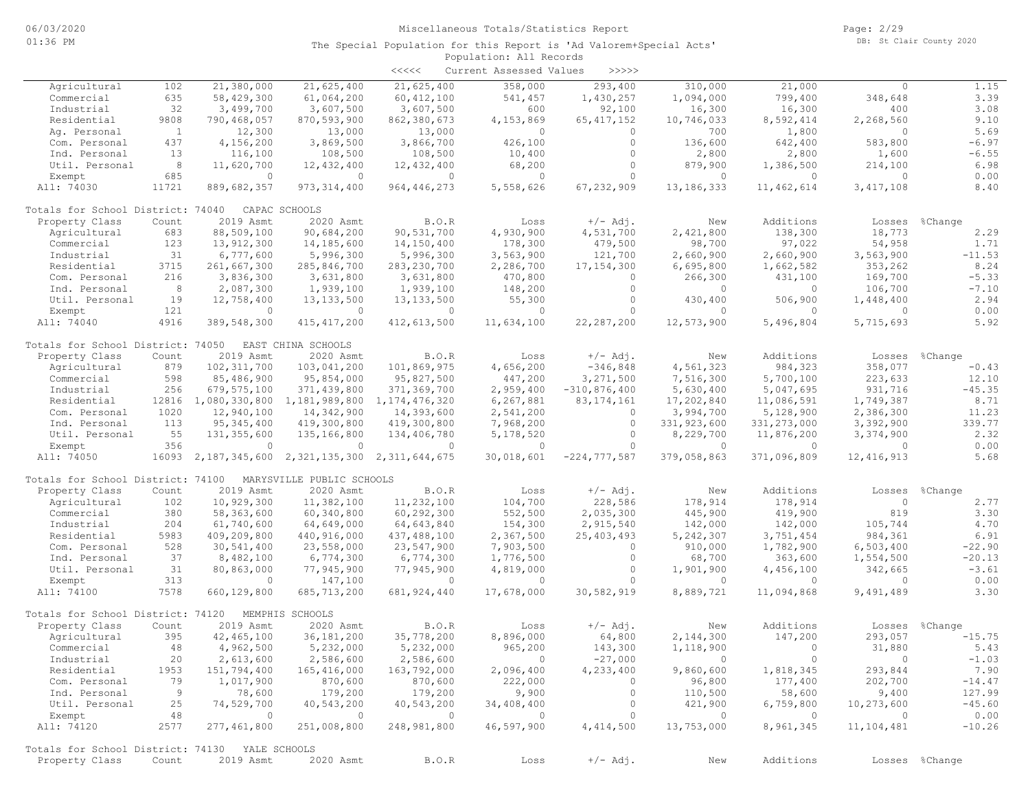Miscellaneous Totals/Statistics Report

The Special Population for this Report is 'Ad Valorem+Special Acts'

Population: All Records

<<<<< Current Assessed Values >>>>>

| Property Class | Count | 2019 Asmt | 2020 Asmt | B.O.R | Loss | +/- Adj. | New | Additions | Losses | %Change |
|---|---|---|---|---|---|---|---|---|---|---|
| Agricultural | 102 | 21,380,000 | 21,625,400 | 21,625,400 | 358,000 | 293,400 | 310,000 | 21,000 | 0 | 1.15 |
| Commercial | 635 | 58,429,300 | 61,064,200 | 60,412,100 | 541,457 | 1,430,257 | 1,094,000 | 799,400 | 348,648 | 3.39 |
| Industrial | 32 | 3,499,700 | 3,607,500 | 3,607,500 | 600 | 92,100 | 16,300 | 16,300 | 400 | 3.08 |
| Residential | 9808 | 790,468,057 | 870,593,900 | 862,380,673 | 4,153,869 | 65,417,152 | 10,746,033 | 8,592,414 | 2,268,560 | 9.10 |
| Ag. Personal | 1 | 12,300 | 13,000 | 13,000 | 0 | 0 | 700 | 1,800 | 0 | 5.69 |
| Com. Personal | 437 | 4,156,200 | 3,869,500 | 3,866,700 | 426,100 | 0 | 136,600 | 642,400 | 583,800 | -6.97 |
| Ind. Personal | 13 | 116,100 | 108,500 | 108,500 | 10,400 | 0 | 2,800 | 2,800 | 1,600 | -6.55 |
| Util. Personal | 8 | 11,620,700 | 12,432,400 | 12,432,400 | 68,200 | 0 | 879,900 | 1,386,500 | 214,100 | 6.98 |
| Exempt | 685 | 0 | 0 | 0 | 0 | 0 | 0 | 0 | 0 | 0.00 |
| All: 74030 | 11721 | 889,682,357 | 973,314,400 | 964,446,273 | 5,558,626 | 67,232,909 | 13,186,333 | 11,462,614 | 3,417,108 | 8.40 |

Totals for School District: 74040 CAPAC SCHOOLS

| Property Class | Count | 2019 Asmt | 2020 Asmt | B.O.R | Loss | +/- Adj. | New | Additions | Losses | %Change |
|---|---|---|---|---|---|---|---|---|---|---|
| Agricultural | 683 | 88,509,100 | 90,684,200 | 90,531,700 | 4,930,900 | 4,531,700 | 2,421,800 | 138,300 | 18,773 | 2.29 |
| Commercial | 123 | 13,912,300 | 14,185,600 | 14,150,400 | 178,300 | 479,500 | 98,700 | 97,022 | 54,958 | 1.71 |
| Industrial | 31 | 6,777,600 | 5,996,300 | 5,996,300 | 3,563,900 | 121,700 | 2,660,900 | 2,660,900 | 3,563,900 | -11.53 |
| Residential | 3715 | 261,667,300 | 285,846,700 | 283,230,700 | 2,286,700 | 17,154,300 | 6,695,800 | 1,662,582 | 353,262 | 8.24 |
| Com. Personal | 216 | 3,836,300 | 3,631,800 | 3,631,800 | 470,800 | 0 | 266,300 | 431,100 | 169,700 | -5.33 |
| Ind. Personal | 8 | 2,087,300 | 1,939,100 | 1,939,100 | 148,200 | 0 | 0 | 0 | 106,700 | -7.10 |
| Util. Personal | 19 | 12,758,400 | 13,133,500 | 13,133,500 | 55,300 | 0 | 430,400 | 506,900 | 1,448,400 | 2.94 |
| Exempt | 121 | 0 | 0 | 0 | 0 | 0 | 0 | 0 | 0 | 0.00 |
| All: 74040 | 4916 | 389,548,300 | 415,417,200 | 412,613,500 | 11,634,100 | 22,287,200 | 12,573,900 | 5,496,804 | 5,715,693 | 5.92 |

Totals for School District: 74050 EAST CHINA SCHOOLS

| Property Class | Count | 2019 Asmt | 2020 Asmt | B.O.R | Loss | +/- Adj. | New | Additions | Losses | %Change |
|---|---|---|---|---|---|---|---|---|---|---|
| Agricultural | 879 | 102,311,700 | 103,041,200 | 101,869,975 | 4,656,200 | -346,848 | 4,561,323 | 984,323 | 358,077 | -0.43 |
| Commercial | 598 | 85,486,900 | 95,854,000 | 95,827,500 | 447,200 | 3,271,500 | 7,516,300 | 5,700,100 | 223,633 | 12.10 |
| Industrial | 256 | 679,575,100 | 371,439,800 | 371,369,700 | 2,959,400 | -310,876,400 | 5,630,400 | 5,047,695 | 931,716 | -45.35 |
| Residential | 12816 | 1,080,330,800 | 1,181,989,800 | 1,174,476,320 | 6,267,881 | 83,174,161 | 17,202,840 | 11,086,591 | 1,749,387 | 8.71 |
| Com. Personal | 1020 | 12,940,100 | 14,342,900 | 14,393,600 | 2,541,200 | 0 | 3,994,700 | 5,128,900 | 2,386,300 | 11.23 |
| Ind. Personal | 113 | 95,345,400 | 419,300,800 | 419,300,800 | 7,968,200 | 0 | 331,923,600 | 331,273,000 | 3,392,900 | 339.77 |
| Util. Personal | 55 | 131,355,600 | 135,166,800 | 134,406,780 | 5,178,520 | 0 | 8,229,700 | 11,876,200 | 3,374,900 | 2.32 |
| Exempt | 356 | 0 | 0 | 0 | 0 | 0 | 0 | 0 | 0 | 0.00 |
| All: 74050 | 16093 | 2,187,345,600 | 2,321,135,300 | 2,311,644,675 | 30,018,601 | -224,777,587 | 379,058,863 | 371,096,809 | 12,416,913 | 5.68 |

Totals for School District: 74100 MARYSVILLE PUBLIC SCHOOLS

| Property Class | Count | 2019 Asmt | 2020 Asmt | B.O.R | Loss | +/- Adj. | New | Additions | Losses | %Change |
|---|---|---|---|---|---|---|---|---|---|---|
| Agricultural | 102 | 10,929,300 | 11,382,100 | 11,232,100 | 104,700 | 228,586 | 178,914 | 178,914 | 0 | 2.77 |
| Commercial | 380 | 58,363,600 | 60,340,800 | 60,292,300 | 552,500 | 2,035,300 | 445,900 | 419,900 | 819 | 3.30 |
| Industrial | 204 | 61,740,600 | 64,649,000 | 64,643,840 | 154,300 | 2,915,540 | 142,000 | 142,000 | 105,744 | 4.70 |
| Residential | 5983 | 409,209,800 | 440,916,000 | 437,488,100 | 2,367,500 | 25,403,493 | 5,242,307 | 3,751,454 | 984,361 | 6.91 |
| Com. Personal | 528 | 30,541,400 | 23,558,000 | 23,547,900 | 7,903,500 | 0 | 910,000 | 1,782,900 | 6,503,400 | -22.90 |
| Ind. Personal | 37 | 8,482,100 | 6,774,300 | 6,774,300 | 1,776,500 | 0 | 68,700 | 363,600 | 1,554,500 | -20.13 |
| Util. Personal | 31 | 80,863,000 | 77,945,900 | 77,945,900 | 4,819,000 | 0 | 1,901,900 | 4,456,100 | 342,665 | -3.61 |
| Exempt | 313 | 0 | 147,100 | 0 | 0 | 0 | 0 | 0 | 0 | 0.00 |
| All: 74100 | 7578 | 660,129,800 | 685,713,200 | 681,924,440 | 17,678,000 | 30,582,919 | 8,889,721 | 11,094,868 | 9,491,489 | 3.30 |

Totals for School District: 74120 MEMPHIS SCHOOLS

| Property Class | Count | 2019 Asmt | 2020 Asmt | B.O.R | Loss | +/- Adj. | New | Additions | Losses | %Change |
|---|---|---|---|---|---|---|---|---|---|---|
| Agricultural | 395 | 42,465,100 | 36,181,200 | 35,778,200 | 8,896,000 | 64,800 | 2,144,300 | 147,200 | 293,057 | -15.75 |
| Commercial | 48 | 4,962,500 | 5,232,000 | 5,232,000 | 965,200 | 143,300 | 1,118,900 | 0 | 31,880 | 5.43 |
| Industrial | 20 | 2,613,600 | 2,586,600 | 2,586,600 | 0 | -27,000 | 0 | 0 | 0 | -1.03 |
| Residential | 1953 | 151,794,400 | 165,416,000 | 163,792,000 | 2,096,400 | 4,233,400 | 9,860,600 | 1,818,345 | 293,844 | 7.90 |
| Com. Personal | 79 | 1,017,900 | 870,600 | 870,600 | 222,000 | 0 | 96,800 | 177,400 | 202,700 | -14.47 |
| Ind. Personal | 9 | 78,600 | 179,200 | 179,200 | 9,900 | 0 | 110,500 | 58,600 | 9,400 | 127.99 |
| Util. Personal | 25 | 74,529,700 | 40,543,200 | 40,543,200 | 34,408,400 | 0 | 421,900 | 6,759,800 | 10,273,600 | -45.60 |
| Exempt | 48 | 0 | 0 | 0 | 0 | 0 | 0 | 0 | 0 | 0.00 |
| All: 74120 | 2577 | 277,461,800 | 251,008,800 | 248,981,800 | 46,597,900 | 4,414,500 | 13,753,000 | 8,961,345 | 11,104,481 | -10.26 |

Totals for School District: 74130 YALE SCHOOLS

| Property Class | Count | 2019 Asmt | 2020 Asmt | B.O.R | Loss | +/- Adj. | New | Additions | Losses | %Change |
|---|---|---|---|---|---|---|---|---|---|---|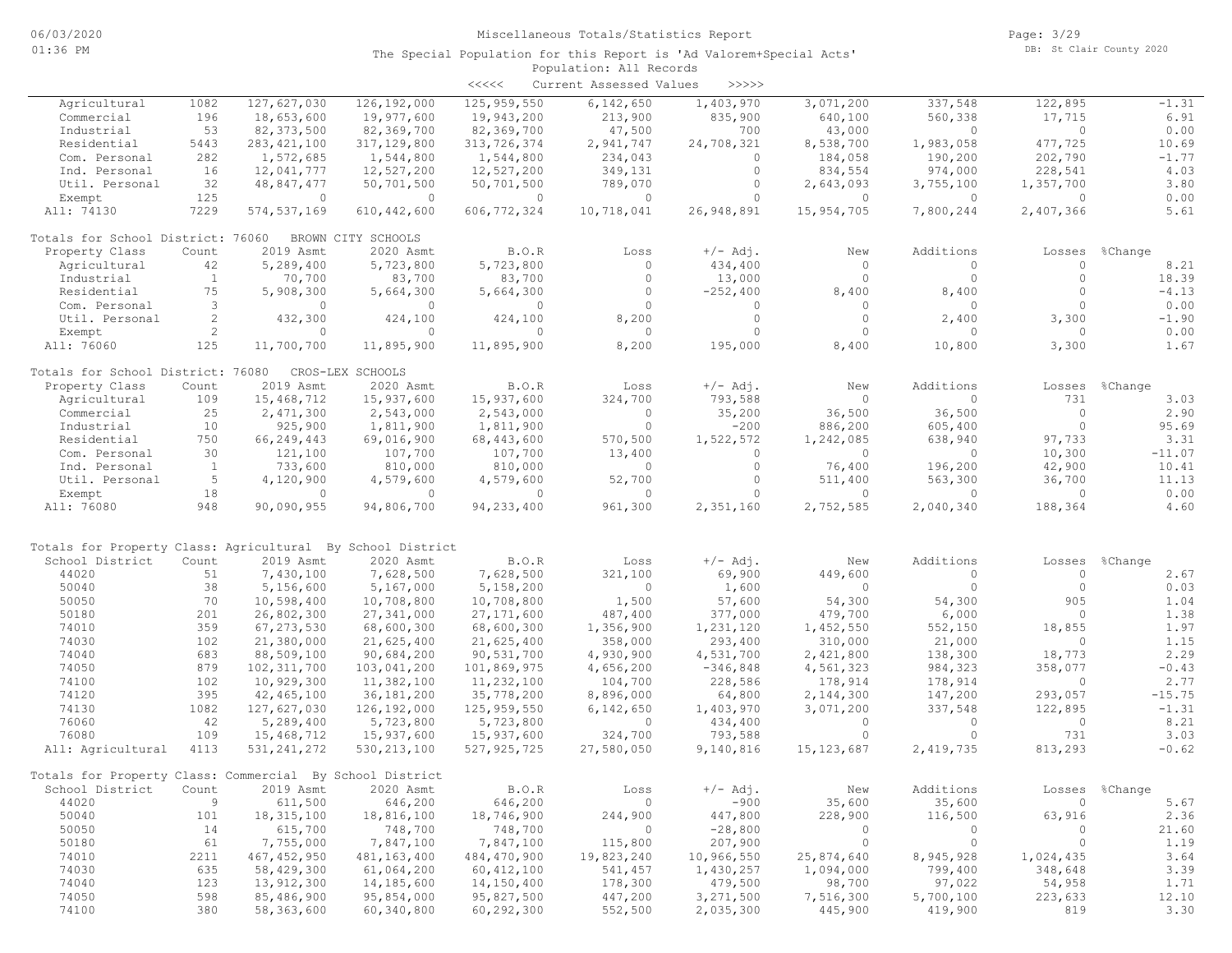Miscellaneous Totals/Statistics Report

The Special Population for this Report is 'Ad Valorem+Special Acts'

Population: All Records

<<<<< Current Assessed Values >>>>>

| Property Class | Count | 2019 Asmt | 2020 Asmt | B.O.R | Loss | +/- Adj. | New | Additions | Losses | %Change |
|---|---|---|---|---|---|---|---|---|---|---|
| Agricultural | 1082 | 127,627,030 | 126,192,000 | 125,959,550 | 6,142,650 | 1,403,970 | 3,071,200 | 337,548 | 122,895 | -1.31 |
| Commercial | 196 | 18,653,600 | 19,977,600 | 19,943,200 | 213,900 | 835,900 | 640,100 | 560,338 | 17,715 | 6.91 |
| Industrial | 53 | 82,373,500 | 82,369,700 | 82,369,700 | 47,500 | 700 | 43,000 | 0 | 0 | 0.00 |
| Residential | 5443 | 283,421,100 | 317,129,800 | 313,726,374 | 2,941,747 | 24,708,321 | 8,538,700 | 1,983,058 | 477,725 | 10.69 |
| Com. Personal | 282 | 1,572,685 | 1,544,800 | 1,544,800 | 234,043 | 0 | 184,058 | 190,200 | 202,790 | -1.77 |
| Ind. Personal | 16 | 12,041,777 | 12,527,200 | 12,527,200 | 349,131 | 0 | 834,554 | 974,000 | 228,541 | 4.03 |
| Util. Personal | 32 | 48,847,477 | 50,701,500 | 50,701,500 | 789,070 | 0 | 2,643,093 | 3,755,100 | 1,357,700 | 3.80 |
| Exempt | 125 | 0 | 0 | 0 | 0 | 0 | 0 | 0 | 0 | 0.00 |
| All: 74130 | 7229 | 574,537,169 | 610,442,600 | 606,772,324 | 10,718,041 | 26,948,891 | 15,954,705 | 7,800,244 | 2,407,366 | 5.61 |

Totals for School District: 76060 BROWN CITY SCHOOLS

| Property Class | Count | 2019 Asmt | 2020 Asmt | B.O.R | Loss | +/- Adj. | New | Additions | Losses | %Change |
|---|---|---|---|---|---|---|---|---|---|---|
| Agricultural | 42 | 5,289,400 | 5,723,800 | 5,723,800 | 0 | 434,400 | 0 | 0 | 0 | 8.21 |
| Industrial | 1 | 70,700 | 83,700 | 83,700 | 0 | 13,000 | 0 | 0 | 0 | 18.39 |
| Residential | 75 | 5,908,300 | 5,664,300 | 5,664,300 | 0 | -252,400 | 8,400 | 8,400 | 0 | -4.13 |
| Com. Personal | 3 | 0 | 0 | 0 | 0 | 0 | 0 | 0 | 0 | 0.00 |
| Util. Personal | 2 | 432,300 | 424,100 | 424,100 | 8,200 | 0 | 0 | 2,400 | 3,300 | -1.90 |
| Exempt | 2 | 0 | 0 | 0 | 0 | 0 | 0 | 0 | 0 | 0.00 |
| All: 76060 | 125 | 11,700,700 | 11,895,900 | 11,895,900 | 8,200 | 195,000 | 8,400 | 10,800 | 3,300 | 1.67 |

Totals for School District: 76080 CROS-LEX SCHOOLS

| Property Class | Count | 2019 Asmt | 2020 Asmt | B.O.R | Loss | +/- Adj. | New | Additions | Losses | %Change |
|---|---|---|---|---|---|---|---|---|---|---|
| Agricultural | 109 | 15,468,712 | 15,937,600 | 15,937,600 | 324,700 | 793,588 | 0 | 0 | 731 | 3.03 |
| Commercial | 25 | 2,471,300 | 2,543,000 | 2,543,000 | 0 | 35,200 | 36,500 | 36,500 | 0 | 2.90 |
| Industrial | 10 | 925,900 | 1,811,900 | 1,811,900 | 0 | -200 | 886,200 | 605,400 | 0 | 95.69 |
| Residential | 750 | 66,249,443 | 69,016,900 | 68,443,600 | 570,500 | 1,522,572 | 1,242,085 | 638,940 | 97,733 | 3.31 |
| Com. Personal | 30 | 121,100 | 107,700 | 107,700 | 13,400 | 0 | 0 | 0 | 10,300 | -11.07 |
| Ind. Personal | 1 | 733,600 | 810,000 | 810,000 | 0 | 0 | 76,400 | 196,200 | 42,900 | 10.41 |
| Util. Personal | 5 | 4,120,900 | 4,579,600 | 4,579,600 | 52,700 | 0 | 511,400 | 563,300 | 36,700 | 11.13 |
| Exempt | 18 | 0 | 0 | 0 | 0 | 0 | 0 | 0 | 0 | 0.00 |
| All: 76080 | 948 | 90,090,955 | 94,806,700 | 94,233,400 | 961,300 | 2,351,160 | 2,752,585 | 2,040,340 | 188,364 | 4.60 |

Totals for Property Class: Agricultural By School District

| School District | Count | 2019 Asmt | 2020 Asmt | B.O.R | Loss | +/- Adj. | New | Additions | Losses | %Change |
|---|---|---|---|---|---|---|---|---|---|---|
| 44020 | 51 | 7,430,100 | 7,628,500 | 7,628,500 | 321,100 | 69,900 | 449,600 | 0 | 0 | 2.67 |
| 50040 | 38 | 5,156,600 | 5,167,000 | 5,158,200 | 0 | 1,600 | 0 | 0 | 0 | 0.03 |
| 50050 | 70 | 10,598,400 | 10,708,800 | 10,708,800 | 1,500 | 57,600 | 54,300 | 54,300 | 905 | 1.04 |
| 50180 | 201 | 26,802,300 | 27,341,000 | 27,171,600 | 487,400 | 377,000 | 479,700 | 6,000 | 0 | 1.38 |
| 74010 | 359 | 67,273,530 | 68,600,300 | 68,600,300 | 1,356,900 | 1,231,120 | 1,452,550 | 552,150 | 18,855 | 1.97 |
| 74030 | 102 | 21,380,000 | 21,625,400 | 21,625,400 | 358,000 | 293,400 | 310,000 | 21,000 | 0 | 1.15 |
| 74040 | 683 | 88,509,100 | 90,684,200 | 90,531,700 | 4,930,900 | 4,531,700 | 2,421,800 | 138,300 | 18,773 | 2.29 |
| 74050 | 879 | 102,311,700 | 103,041,200 | 101,869,975 | 4,656,200 | -346,848 | 4,561,323 | 984,323 | 358,077 | -0.43 |
| 74100 | 102 | 10,929,300 | 11,382,100 | 11,232,100 | 104,700 | 228,586 | 178,914 | 178,914 | 0 | 2.77 |
| 74120 | 395 | 42,465,100 | 36,181,200 | 35,778,200 | 8,896,000 | 64,800 | 2,144,300 | 147,200 | 293,057 | -15.75 |
| 74130 | 1082 | 127,627,030 | 126,192,000 | 125,959,550 | 6,142,650 | 1,403,970 | 3,071,200 | 337,548 | 122,895 | -1.31 |
| 76060 | 42 | 5,289,400 | 5,723,800 | 5,723,800 | 0 | 434,400 | 0 | 0 | 0 | 8.21 |
| 76080 | 109 | 15,468,712 | 15,937,600 | 15,937,600 | 324,700 | 793,588 | 0 | 0 | 731 | 3.03 |
| All: Agricultural | 4113 | 531,241,272 | 530,213,100 | 527,925,725 | 27,580,050 | 9,140,816 | 15,123,687 | 2,419,735 | 813,293 | -0.62 |

Totals for Property Class: Commercial By School District

| School District | Count | 2019 Asmt | 2020 Asmt | B.O.R | Loss | +/- Adj. | New | Additions | Losses | %Change |
|---|---|---|---|---|---|---|---|---|---|---|
| 44020 | 9 | 611,500 | 646,200 | 646,200 | 0 | -900 | 35,600 | 35,600 | 0 | 5.67 |
| 50040 | 101 | 18,315,100 | 18,816,100 | 18,746,900 | 244,900 | 447,800 | 228,900 | 116,500 | 63,916 | 2.36 |
| 50050 | 14 | 615,700 | 748,700 | 748,700 | 0 | -28,800 | 0 | 0 | 0 | 21.60 |
| 50180 | 61 | 7,755,000 | 7,847,100 | 7,847,100 | 115,800 | 207,900 | 0 | 0 | 0 | 1.19 |
| 74010 | 2211 | 467,452,950 | 481,163,400 | 484,470,900 | 19,823,240 | 10,966,550 | 25,874,640 | 8,945,928 | 1,024,435 | 3.64 |
| 74030 | 635 | 58,429,300 | 61,064,200 | 60,412,100 | 541,457 | 1,430,257 | 1,094,000 | 799,400 | 348,648 | 3.39 |
| 74040 | 123 | 13,912,300 | 14,185,600 | 14,150,400 | 178,300 | 479,500 | 98,700 | 97,022 | 54,958 | 1.71 |
| 74050 | 598 | 85,486,900 | 95,854,000 | 95,827,500 | 447,200 | 3,271,500 | 7,516,300 | 5,700,100 | 223,633 | 12.10 |
| 74100 | 380 | 58,363,600 | 60,340,800 | 60,292,300 | 552,500 | 2,035,300 | 445,900 | 419,900 | 819 | 3.30 |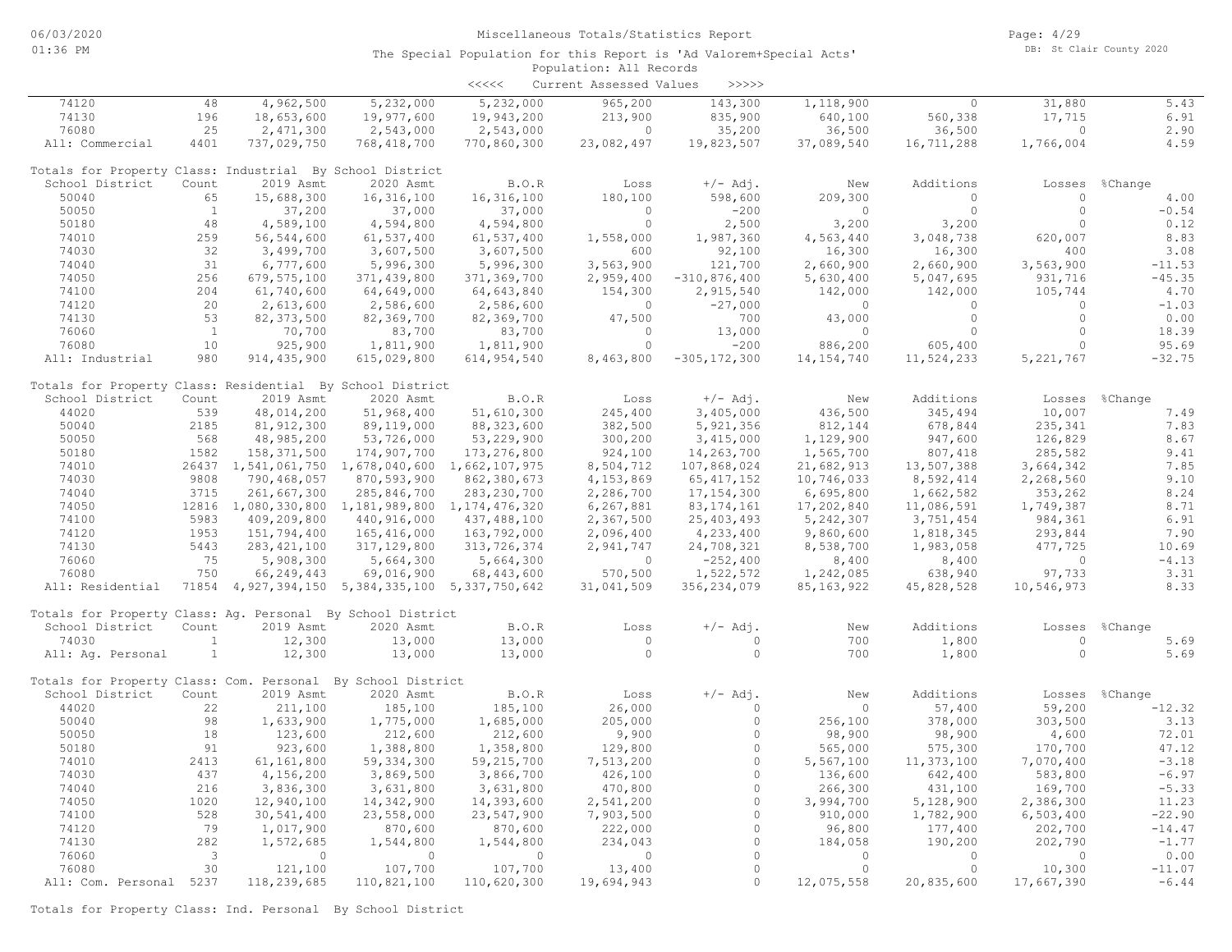Miscellaneous Totals/Statistics Report

The Special Population for this Report is 'Ad Valorem+Special Acts'

Population: All Records

<<<<< Current Assessed Values >>>>>

| School District | Count | 2019 Asmt | 2020 Asmt | B.O.R | Loss | +/- Adj. | New | Additions | Losses | %Change |
|---|---|---|---|---|---|---|---|---|---|---|
| 74120 | 48 | 4,962,500 | 5,232,000 | 5,232,000 | 965,200 | 143,300 | 1,118,900 | 0 | 31,880 | 5.43 |
| 74130 | 196 | 18,653,600 | 19,977,600 | 19,943,200 | 213,900 | 835,900 | 640,100 | 560,338 | 17,715 | 6.91 |
| 76080 | 25 | 2,471,300 | 2,543,000 | 2,543,000 | 0 | 35,200 | 36,500 | 36,500 | 0 | 2.90 |
| All: Commercial | 4401 | 737,029,750 | 768,418,700 | 770,860,300 | 23,082,497 | 19,823,507 | 37,089,540 | 16,711,288 | 1,766,004 | 4.59 |

Totals for Property Class: Industrial By School District

| School District | Count | 2019 Asmt | 2020 Asmt | B.O.R | Loss | +/- Adj. | New | Additions | Losses | %Change |
|---|---|---|---|---|---|---|---|---|---|---|
| 50040 | 65 | 15,688,300 | 16,316,100 | 16,316,100 | 180,100 | 598,600 | 209,300 | 0 | 0 | 4.00 |
| 50050 | 1 | 37,200 | 37,000 | 37,000 | 0 | -200 | 0 | 0 | 0 | -0.54 |
| 50180 | 48 | 4,589,100 | 4,594,800 | 4,594,800 | 0 | 2,500 | 3,200 | 3,200 | 0 | 0.12 |
| 74010 | 259 | 56,544,600 | 61,537,400 | 61,537,400 | 1,558,000 | 1,987,360 | 4,563,440 | 3,048,738 | 620,007 | 8.83 |
| 74030 | 32 | 3,499,700 | 3,607,500 | 3,607,500 | 600 | 92,100 | 16,300 | 16,300 | 400 | 3.08 |
| 74040 | 31 | 6,777,600 | 5,996,300 | 5,996,300 | 3,563,900 | 121,700 | 2,660,900 | 2,660,900 | 3,563,900 | -11.53 |
| 74050 | 256 | 679,575,100 | 371,439,800 | 371,369,700 | 2,959,400 | -310,876,400 | 5,630,400 | 5,047,695 | 931,716 | -45.35 |
| 74100 | 204 | 61,740,600 | 64,649,000 | 64,643,840 | 154,300 | 2,915,540 | 142,000 | 142,000 | 105,744 | 4.70 |
| 74120 | 20 | 2,613,600 | 2,586,600 | 2,586,600 | 0 | -27,000 | 0 | 0 | 0 | -1.03 |
| 74130 | 53 | 82,373,500 | 82,369,700 | 82,369,700 | 47,500 | 700 | 43,000 | 0 | 0 | 0.00 |
| 76060 | 1 | 70,700 | 83,700 | 83,700 | 0 | 13,000 | 0 | 0 | 0 | 18.39 |
| 76080 | 10 | 925,900 | 1,811,900 | 1,811,900 | 0 | -200 | 886,200 | 605,400 | 0 | 95.69 |
| All: Industrial | 980 | 914,435,900 | 615,029,800 | 614,954,540 | 8,463,800 | -305,172,300 | 14,154,740 | 11,524,233 | 5,221,767 | -32.75 |

Totals for Property Class: Residential By School District

| School District | Count | 2019 Asmt | 2020 Asmt | B.O.R | Loss | +/- Adj. | New | Additions | Losses | %Change |
|---|---|---|---|---|---|---|---|---|---|---|
| 44020 | 539 | 48,014,200 | 51,968,400 | 51,610,300 | 245,400 | 3,405,000 | 436,500 | 345,494 | 10,007 | 7.49 |
| 50040 | 2185 | 81,912,300 | 89,119,000 | 88,323,600 | 382,500 | 5,921,356 | 812,144 | 678,844 | 235,341 | 7.83 |
| 50050 | 568 | 48,985,200 | 53,726,000 | 53,229,900 | 300,200 | 3,415,000 | 1,129,900 | 947,600 | 126,829 | 8.67 |
| 50180 | 1582 | 158,371,500 | 174,907,700 | 173,276,800 | 924,100 | 14,263,700 | 1,565,700 | 807,418 | 285,582 | 9.41 |
| 74010 | 26437 | 1,541,061,750 | 1,678,040,600 | 1,662,107,975 | 8,504,712 | 107,868,024 | 21,682,913 | 13,507,388 | 3,664,342 | 7.85 |
| 74030 | 9808 | 790,468,057 | 870,593,900 | 862,380,673 | 4,153,869 | 65,417,152 | 10,746,033 | 8,592,414 | 2,268,560 | 9.10 |
| 74040 | 3715 | 261,667,300 | 285,846,700 | 283,230,700 | 2,286,700 | 17,154,300 | 6,695,800 | 1,662,582 | 353,262 | 8.24 |
| 74050 | 12816 | 1,080,330,800 | 1,181,989,800 | 1,174,476,320 | 6,267,881 | 83,174,161 | 17,202,840 | 11,086,591 | 1,749,387 | 8.71 |
| 74100 | 5983 | 409,209,800 | 440,916,000 | 437,488,100 | 2,367,500 | 25,403,493 | 5,242,307 | 3,751,454 | 984,361 | 6.91 |
| 74120 | 1953 | 151,794,400 | 165,416,000 | 163,792,000 | 2,096,400 | 4,233,400 | 9,860,600 | 1,818,345 | 293,844 | 7.90 |
| 74130 | 5443 | 283,421,100 | 317,129,800 | 313,726,374 | 2,941,747 | 24,708,321 | 8,538,700 | 1,983,058 | 477,725 | 10.69 |
| 76060 | 75 | 5,908,300 | 5,664,300 | 5,664,300 | 0 | -252,400 | 8,400 | 8,400 | 0 | -4.13 |
| 76080 | 750 | 66,249,443 | 69,016,900 | 68,443,600 | 570,500 | 1,522,572 | 1,242,085 | 638,940 | 97,733 | 3.31 |
| All: Residential | 71854 | 4,927,394,150 | 5,384,335,100 | 5,337,750,642 | 31,041,509 | 356,234,079 | 85,163,922 | 45,828,528 | 10,546,973 | 8.33 |

Totals for Property Class: Ag. Personal By School District

| School District | Count | 2019 Asmt | 2020 Asmt | B.O.R | Loss | +/- Adj. | New | Additions | Losses | %Change |
|---|---|---|---|---|---|---|---|---|---|---|
| 74030 | 1 | 12,300 | 13,000 | 13,000 | 0 | 0 | 700 | 1,800 | 0 | 5.69 |
| All: Ag. Personal | 1 | 12,300 | 13,000 | 13,000 | 0 | 0 | 700 | 1,800 | 0 | 5.69 |

Totals for Property Class: Com. Personal By School District

| School District | Count | 2019 Asmt | 2020 Asmt | B.O.R | Loss | +/- Adj. | New | Additions | Losses | %Change |
|---|---|---|---|---|---|---|---|---|---|---|
| 44020 | 22 | 211,100 | 185,100 | 185,100 | 26,000 | 0 | 0 | 57,400 | 59,200 | -12.32 |
| 50040 | 98 | 1,633,900 | 1,775,000 | 1,685,000 | 205,000 | 0 | 256,100 | 378,000 | 303,500 | 3.13 |
| 50050 | 18 | 123,600 | 212,600 | 212,600 | 9,900 | 0 | 98,900 | 98,900 | 4,600 | 72.01 |
| 50180 | 91 | 923,600 | 1,388,800 | 1,358,800 | 129,800 | 0 | 565,000 | 575,300 | 170,700 | 47.12 |
| 74010 | 2413 | 61,161,800 | 59,334,300 | 59,215,700 | 7,513,200 | 0 | 5,567,100 | 11,373,100 | 7,070,400 | -3.18 |
| 74030 | 437 | 4,156,200 | 3,869,500 | 3,866,700 | 426,100 | 0 | 136,600 | 642,400 | 583,800 | -6.97 |
| 74040 | 216 | 3,836,300 | 3,631,800 | 3,631,800 | 470,800 | 0 | 266,300 | 431,100 | 169,700 | -5.33 |
| 74050 | 1020 | 12,940,100 | 14,342,900 | 14,393,600 | 2,541,200 | 0 | 3,994,700 | 5,128,900 | 2,386,300 | 11.23 |
| 74100 | 528 | 30,541,400 | 23,558,000 | 23,547,900 | 7,903,500 | 0 | 910,000 | 1,782,900 | 6,503,400 | -22.90 |
| 74120 | 79 | 1,017,900 | 870,600 | 870,600 | 222,000 | 0 | 96,800 | 177,400 | 202,700 | -14.47 |
| 74130 | 282 | 1,572,685 | 1,544,800 | 1,544,800 | 234,043 | 0 | 184,058 | 190,200 | 202,790 | -1.77 |
| 76060 | 3 | 0 | 0 | 0 | 0 | 0 | 0 | 0 | 0 | 0.00 |
| 76080 | 30 | 121,100 | 107,700 | 107,700 | 13,400 | 0 | 0 | 0 | 10,300 | -11.07 |
| All: Com. Personal | 5237 | 118,239,685 | 110,821,100 | 110,620,300 | 19,694,943 | 0 | 12,075,558 | 20,835,600 | 17,667,390 | -6.44 |

Totals for Property Class: Ind. Personal By School District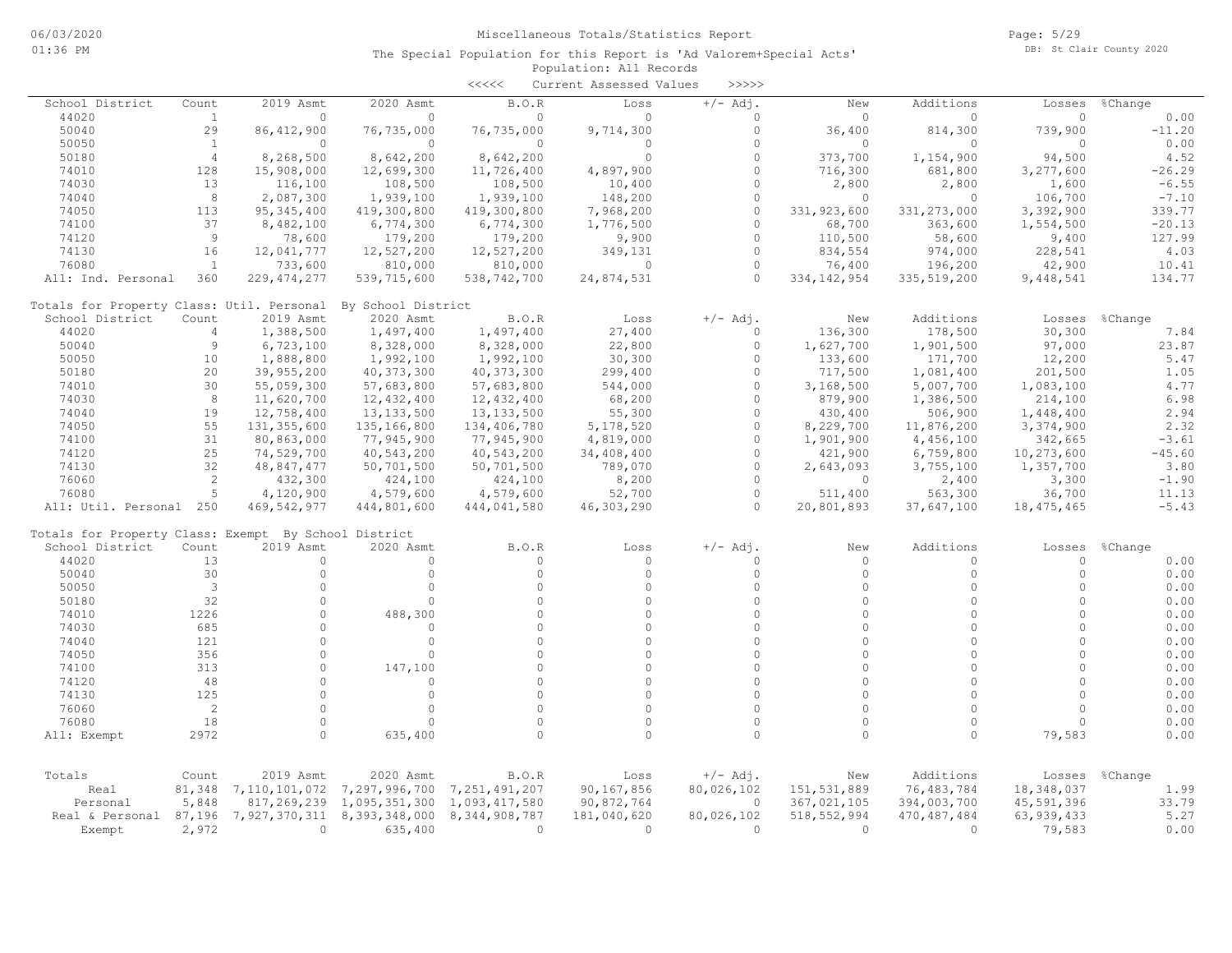# Miscellaneous Totals/Statistics Report

The Special Population for this Report is 'Ad Valorem+Special Acts'

Population: All Records

<<<<< Current Assessed Values >>>>>

| School District | Count | 2019 Asmt | 2020 Asmt | B.O.R | Loss | +/- Adj. | New | Additions | Losses | %Change |
|---|---|---|---|---|---|---|---|---|---|---|
| 44020 | 1 | 0 | 0 | 0 | 0 | 0 | 0 | 0 | 0 | 0.00 |
| 50040 | 29 | 86,412,900 | 76,735,000 | 76,735,000 | 9,714,300 | 0 | 36,400 | 814,300 | 739,900 | -11.20 |
| 50050 | 1 | 0 | 0 | 0 | 0 | 0 | 0 | 0 | 0 | 0.00 |
| 50180 | 4 | 8,268,500 | 8,642,200 | 8,642,200 | 0 | 0 | 373,700 | 1,154,900 | 94,500 | 4.52 |
| 74010 | 128 | 15,908,000 | 12,699,300 | 11,726,400 | 4,897,900 | 0 | 716,300 | 681,800 | 3,277,600 | -26.29 |
| 74030 | 13 | 116,100 | 108,500 | 108,500 | 10,400 | 0 | 2,800 | 2,800 | 1,600 | -6.55 |
| 74040 | 8 | 2,087,300 | 1,939,100 | 1,939,100 | 148,200 | 0 | 0 | 0 | 106,700 | -7.10 |
| 74050 | 113 | 95,345,400 | 419,300,800 | 419,300,800 | 7,968,200 | 0 | 331,923,600 | 331,273,000 | 3,392,900 | 339.77 |
| 74100 | 37 | 8,482,100 | 6,774,300 | 6,774,300 | 1,776,500 | 0 | 68,700 | 363,600 | 1,554,500 | -20.13 |
| 74120 | 9 | 78,600 | 179,200 | 179,200 | 9,900 | 0 | 110,500 | 58,600 | 9,400 | 127.99 |
| 74130 | 16 | 12,041,777 | 12,527,200 | 12,527,200 | 349,131 | 0 | 834,554 | 974,000 | 228,541 | 4.03 |
| 76080 | 1 | 733,600 | 810,000 | 810,000 | 0 | 0 | 76,400 | 196,200 | 42,900 | 10.41 |
| All: Ind. Personal | 360 | 229,474,277 | 539,715,600 | 538,742,700 | 24,874,531 | 0 | 334,142,954 | 335,519,200 | 9,448,541 | 134.77 |

Totals for Property Class: Util. Personal By School District

| School District | Count | 2019 Asmt | 2020 Asmt | B.O.R | Loss | +/- Adj. | New | Additions | Losses | %Change |
|---|---|---|---|---|---|---|---|---|---|---|
| 44020 | 4 | 1,388,500 | 1,497,400 | 1,497,400 | 27,400 | 0 | 136,300 | 178,500 | 30,300 | 7.84 |
| 50040 | 9 | 6,723,100 | 8,328,000 | 8,328,000 | 22,800 | 0 | 1,627,700 | 1,901,500 | 97,000 | 23.87 |
| 50050 | 10 | 1,888,800 | 1,992,100 | 1,992,100 | 30,300 | 0 | 133,600 | 171,700 | 12,200 | 5.47 |
| 50180 | 20 | 39,955,200 | 40,373,300 | 40,373,300 | 299,400 | 0 | 717,500 | 1,081,400 | 201,500 | 1.05 |
| 74010 | 30 | 55,059,300 | 57,683,800 | 57,683,800 | 544,000 | 0 | 3,168,500 | 5,007,700 | 1,083,100 | 4.77 |
| 74030 | 8 | 11,620,700 | 12,432,400 | 12,432,400 | 68,200 | 0 | 879,900 | 1,386,500 | 214,100 | 6.98 |
| 74040 | 19 | 12,758,400 | 13,133,500 | 13,133,500 | 55,300 | 0 | 430,400 | 506,900 | 1,448,400 | 2.94 |
| 74050 | 55 | 131,355,600 | 135,166,800 | 134,406,780 | 5,178,520 | 0 | 8,229,700 | 11,876,200 | 3,374,900 | 2.32 |
| 74100 | 31 | 80,863,000 | 77,945,900 | 77,945,900 | 4,819,000 | 0 | 1,901,900 | 4,456,100 | 342,665 | -3.61 |
| 74120 | 25 | 74,529,700 | 40,543,200 | 40,543,200 | 34,408,400 | 0 | 421,900 | 6,759,800 | 10,273,600 | -45.60 |
| 74130 | 32 | 48,847,477 | 50,701,500 | 50,701,500 | 789,070 | 0 | 2,643,093 | 3,755,100 | 1,357,700 | 3.80 |
| 76060 | 2 | 432,300 | 424,100 | 424,100 | 8,200 | 0 | 0 | 2,400 | 3,300 | -1.90 |
| 76080 | 5 | 4,120,900 | 4,579,600 | 4,579,600 | 52,700 | 0 | 511,400 | 563,300 | 36,700 | 11.13 |
| All: Util. Personal | 250 | 469,542,977 | 444,801,600 | 444,041,580 | 46,303,290 | 0 | 20,801,893 | 37,647,100 | 18,475,465 | -5.43 |

Totals for Property Class: Exempt By School District

| School District | Count | 2019 Asmt | 2020 Asmt | B.O.R | Loss | +/- Adj. | New | Additions | Losses | %Change |
|---|---|---|---|---|---|---|---|---|---|---|
| 44020 | 13 | 0 | 0 | 0 | 0 | 0 | 0 | 0 | 0 | 0.00 |
| 50040 | 30 | 0 | 0 | 0 | 0 | 0 | 0 | 0 | 0 | 0.00 |
| 50050 | 3 | 0 | 0 | 0 | 0 | 0 | 0 | 0 | 0 | 0.00 |
| 50180 | 32 | 0 | 0 | 0 | 0 | 0 | 0 | 0 | 0 | 0.00 |
| 74010 | 1226 | 0 | 488,300 | 0 | 0 | 0 | 0 | 0 | 0 | 0.00 |
| 74030 | 685 | 0 | 0 | 0 | 0 | 0 | 0 | 0 | 0 | 0.00 |
| 74040 | 121 | 0 | 0 | 0 | 0 | 0 | 0 | 0 | 0 | 0.00 |
| 74050 | 356 | 0 | 0 | 0 | 0 | 0 | 0 | 0 | 0 | 0.00 |
| 74100 | 313 | 0 | 147,100 | 0 | 0 | 0 | 0 | 0 | 0 | 0.00 |
| 74120 | 48 | 0 | 0 | 0 | 0 | 0 | 0 | 0 | 0 | 0.00 |
| 74130 | 125 | 0 | 0 | 0 | 0 | 0 | 0 | 0 | 0 | 0.00 |
| 76060 | 2 | 0 | 0 | 0 | 0 | 0 | 0 | 0 | 0 | 0.00 |
| 76080 | 18 | 0 | 0 | 0 | 0 | 0 | 0 | 0 | 0 | 0.00 |
| All: Exempt | 2972 | 0 | 635,400 | 0 | 0 | 0 | 0 | 0 | 79,583 | 0.00 |

| Totals | Count | 2019 Asmt | 2020 Asmt | B.O.R | Loss | +/- Adj. | New | Additions | Losses | %Change |
|---|---|---|---|---|---|---|---|---|---|---|
| Real | 81,348 | 7,110,101,072 | 7,297,996,700 | 7,251,491,207 | 90,167,856 | 80,026,102 | 151,531,889 | 76,483,784 | 18,348,037 | 1.99 |
| Personal | 5,848 | 817,269,239 | 1,095,351,300 | 1,093,417,580 | 90,872,764 | 0 | 367,021,105 | 394,003,700 | 45,591,396 | 33.79 |
| Real & Personal | 87,196 | 7,927,370,311 | 8,393,348,000 | 8,344,908,787 | 181,040,620 | 80,026,102 | 518,552,994 | 470,487,484 | 63,939,433 | 5.27 |
| Exempt | 2,972 | 0 | 635,400 | 0 | 0 | 0 | 0 | 0 | 79,583 | 0.00 |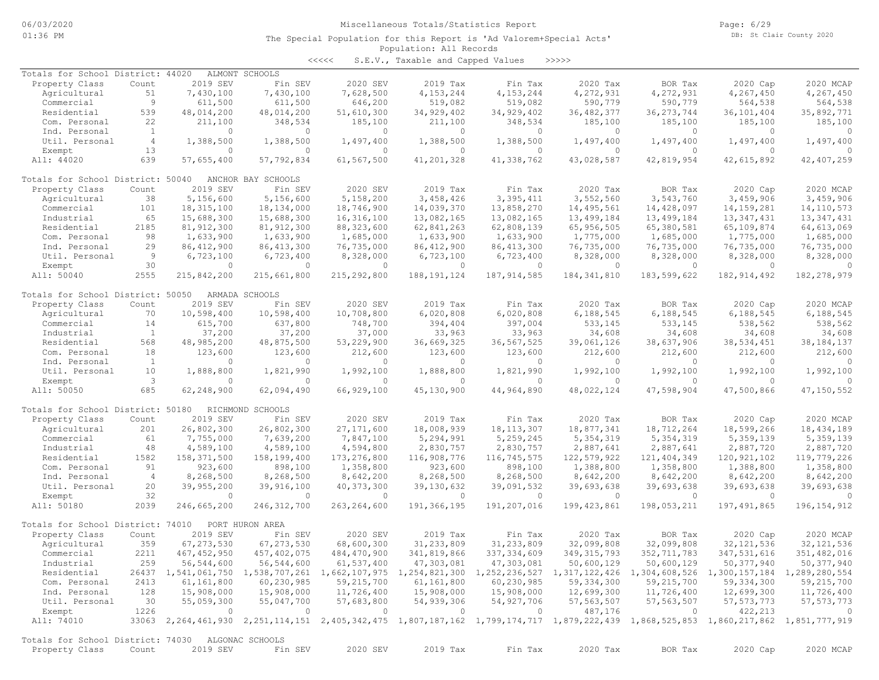# Miscellaneous Totals/Statistics Report

The Special Population for this Report is 'Ad Valorem+Special Acts'
Population: All Records

<<<<< S.E.V., Taxable and Capped Values >>>>>

## Totals for School District: 44020 ALMONT SCHOOLS

| Property Class | Count | 2019 SEV | Fin SEV | 2020 SEV | 2019 Tax | Fin Tax | 2020 Tax | BOR Tax | 2020 Cap | 2020 MCAP |
|---|---|---|---|---|---|---|---|---|---|---|
| Agricultural | 51 | 7,430,100 | 7,430,100 | 7,628,500 | 4,153,244 | 4,153,244 | 4,272,931 | 4,272,931 | 4,267,450 | 4,267,450 |
| Commercial | 9 | 611,500 | 611,500 | 646,200 | 519,082 | 519,082 | 590,779 | 590,779 | 564,538 | 564,538 |
| Residential | 539 | 48,014,200 | 48,014,200 | 51,610,300 | 34,929,402 | 34,929,402 | 36,482,377 | 36,273,744 | 36,101,404 | 35,892,771 |
| Com. Personal | 22 | 211,100 | 348,534 | 185,100 | 211,100 | 348,534 | 185,100 | 185,100 | 185,100 | 185,100 |
| Ind. Personal | 1 | 0 | 0 | 0 | 0 | 0 | 0 | 0 | 0 | 0 |
| Util. Personal | 4 | 1,388,500 | 1,388,500 | 1,497,400 | 1,388,500 | 1,388,500 | 1,497,400 | 1,497,400 | 1,497,400 | 1,497,400 |
| Exempt | 13 | 0 | 0 | 0 | 0 | 0 | 0 | 0 | 0 | 0 |
| All: 44020 | 639 | 57,655,400 | 57,792,834 | 61,567,500 | 41,201,328 | 41,338,762 | 43,028,587 | 42,819,954 | 42,615,892 | 42,407,259 |

## Totals for School District: 50040 ANCHOR BAY SCHOOLS

| Property Class | Count | 2019 SEV | Fin SEV | 2020 SEV | 2019 Tax | Fin Tax | 2020 Tax | BOR Tax | 2020 Cap | 2020 MCAP |
|---|---|---|---|---|---|---|---|---|---|---|
| Agricultural | 38 | 5,156,600 | 5,156,600 | 5,158,200 | 3,458,426 | 3,395,411 | 3,552,560 | 3,543,760 | 3,459,906 | 3,459,906 |
| Commercial | 101 | 18,315,100 | 18,134,000 | 18,746,900 | 14,039,370 | 13,858,270 | 14,495,561 | 14,428,097 | 14,159,281 | 14,110,573 |
| Industrial | 65 | 15,688,300 | 15,688,300 | 16,316,100 | 13,082,165 | 13,082,165 | 13,499,184 | 13,499,184 | 13,347,431 | 13,347,431 |
| Residential | 2185 | 81,912,300 | 81,912,300 | 88,323,600 | 62,841,263 | 62,808,139 | 65,956,505 | 65,380,581 | 65,109,874 | 64,613,069 |
| Com. Personal | 98 | 1,633,900 | 1,633,900 | 1,685,000 | 1,633,900 | 1,633,900 | 1,775,000 | 1,685,000 | 1,775,000 | 1,685,000 |
| Ind. Personal | 29 | 86,412,900 | 86,413,300 | 76,735,000 | 86,412,900 | 86,413,300 | 76,735,000 | 76,735,000 | 76,735,000 | 76,735,000 |
| Util. Personal | 9 | 6,723,100 | 6,723,400 | 8,328,000 | 6,723,100 | 6,723,400 | 8,328,000 | 8,328,000 | 8,328,000 | 8,328,000 |
| Exempt | 30 | 0 | 0 | 0 | 0 | 0 | 0 | 0 | 0 | 0 |
| All: 50040 | 2555 | 215,842,200 | 215,661,800 | 215,292,800 | 188,191,124 | 187,914,585 | 184,341,810 | 183,599,622 | 182,914,492 | 182,278,979 |

## Totals for School District: 50050 ARMADA SCHOOLS

| Property Class | Count | 2019 SEV | Fin SEV | 2020 SEV | 2019 Tax | Fin Tax | 2020 Tax | BOR Tax | 2020 Cap | 2020 MCAP |
|---|---|---|---|---|---|---|---|---|---|---|
| Agricultural | 70 | 10,598,400 | 10,598,400 | 10,708,800 | 6,020,808 | 6,020,808 | 6,188,545 | 6,188,545 | 6,188,545 | 6,188,545 |
| Commercial | 14 | 615,700 | 637,800 | 748,700 | 394,404 | 397,004 | 533,145 | 533,145 | 538,562 | 538,562 |
| Industrial | 1 | 37,200 | 37,200 | 37,000 | 33,963 | 33,963 | 34,608 | 34,608 | 34,608 | 34,608 |
| Residential | 568 | 48,985,200 | 48,875,500 | 53,229,900 | 36,669,325 | 36,567,525 | 39,061,126 | 38,637,906 | 38,534,451 | 38,184,137 |
| Com. Personal | 18 | 123,600 | 123,600 | 212,600 | 123,600 | 123,600 | 212,600 | 212,600 | 212,600 | 212,600 |
| Ind. Personal | 1 | 0 | 0 | 0 | 0 | 0 | 0 | 0 | 0 | 0 |
| Util. Personal | 10 | 1,888,800 | 1,821,990 | 1,992,100 | 1,888,800 | 1,821,990 | 1,992,100 | 1,992,100 | 1,992,100 | 1,992,100 |
| Exempt | 3 | 0 | 0 | 0 | 0 | 0 | 0 | 0 | 0 | 0 |
| All: 50050 | 685 | 62,248,900 | 62,094,490 | 66,929,100 | 45,130,900 | 44,964,890 | 48,022,124 | 47,598,904 | 47,500,866 | 47,150,552 |

## Totals for School District: 50180 RICHMOND SCHOOLS

| Property Class | Count | 2019 SEV | Fin SEV | 2020 SEV | 2019 Tax | Fin Tax | 2020 Tax | BOR Tax | 2020 Cap | 2020 MCAP |
|---|---|---|---|---|---|---|---|---|---|---|
| Agricultural | 201 | 26,802,300 | 26,802,300 | 27,171,600 | 18,008,939 | 18,113,307 | 18,877,341 | 18,712,264 | 18,599,266 | 18,434,189 |
| Commercial | 61 | 7,755,000 | 7,639,200 | 7,847,100 | 5,294,991 | 5,259,245 | 5,354,319 | 5,354,319 | 5,359,139 | 5,359,139 |
| Industrial | 48 | 4,589,100 | 4,589,100 | 4,594,800 | 2,830,757 | 2,830,757 | 2,887,641 | 2,887,641 | 2,887,720 | 2,887,720 |
| Residential | 1582 | 158,371,500 | 158,199,400 | 173,276,800 | 116,908,776 | 116,745,575 | 122,579,922 | 121,404,349 | 120,921,102 | 119,779,226 |
| Com. Personal | 91 | 923,600 | 898,100 | 1,358,800 | 923,600 | 898,100 | 1,388,800 | 1,358,800 | 1,388,800 | 1,358,800 |
| Ind. Personal | 4 | 8,268,500 | 8,268,500 | 8,642,200 | 8,268,500 | 8,268,500 | 8,642,200 | 8,642,200 | 8,642,200 | 8,642,200 |
| Util. Personal | 20 | 39,955,200 | 39,916,100 | 40,373,300 | 39,130,632 | 39,091,532 | 39,693,638 | 39,693,638 | 39,693,638 | 39,693,638 |
| Exempt | 32 | 0 | 0 | 0 | 0 | 0 | 0 | 0 | 0 | 0 |
| All: 50180 | 2039 | 246,665,200 | 246,312,700 | 263,264,600 | 191,366,195 | 191,207,016 | 199,423,861 | 198,053,211 | 197,491,865 | 196,154,912 |

## Totals for School District: 74010 PORT HURON AREA

| Property Class | Count | 2019 SEV | Fin SEV | 2020 SEV | 2019 Tax | Fin Tax | 2020 Tax | BOR Tax | 2020 Cap | 2020 MCAP |
|---|---|---|---|---|---|---|---|---|---|---|
| Agricultural | 359 | 67,273,530 | 67,273,530 | 68,600,300 | 31,233,809 | 31,233,809 | 32,099,808 | 32,099,808 | 32,121,536 | 32,121,536 |
| Commercial | 2211 | 467,452,950 | 457,402,075 | 484,470,900 | 341,819,866 | 337,334,609 | 349,315,793 | 352,711,783 | 347,531,616 | 351,482,016 |
| Industrial | 259 | 56,544,600 | 56,544,600 | 61,537,400 | 47,303,081 | 47,303,081 | 50,600,129 | 50,600,129 | 50,377,940 | 50,377,940 |
| Residential | 26437 | 1,541,061,750 | 1,538,707,261 | 1,662,107,975 | 1,254,821,300 | 1,252,236,527 | 1,317,122,426 | 1,304,608,526 | 1,300,157,184 | 1,289,280,554 |
| Com. Personal | 2413 | 61,161,800 | 60,230,985 | 59,215,700 | 61,161,800 | 60,230,985 | 59,334,300 | 59,215,700 | 59,334,300 | 59,215,700 |
| Ind. Personal | 128 | 15,908,000 | 15,908,000 | 11,726,400 | 15,908,000 | 15,908,000 | 12,699,300 | 11,726,400 | 12,699,300 | 11,726,400 |
| Util. Personal | 30 | 55,059,300 | 55,047,700 | 57,683,800 | 54,939,306 | 54,927,706 | 57,563,507 | 57,563,507 | 57,573,773 | 57,573,773 |
| Exempt | 1226 | 0 | 0 | 0 | 0 | 0 | 487,176 | 0 | 422,213 | 0 |
| All: 74010 | 33063 | 2,264,461,930 | 2,251,114,151 | 2,405,342,475 | 1,807,187,162 | 1,799,174,717 | 1,879,222,439 | 1,868,525,853 | 1,860,217,862 | 1,851,777,919 |

## Totals for School District: 74030 ALGONAC SCHOOLS

| Property Class | Count | 2019 SEV | Fin SEV | 2020 SEV | 2019 Tax | Fin Tax | 2020 Tax | BOR Tax | 2020 Cap | 2020 MCAP |
|---|---|---|---|---|---|---|---|---|---|---|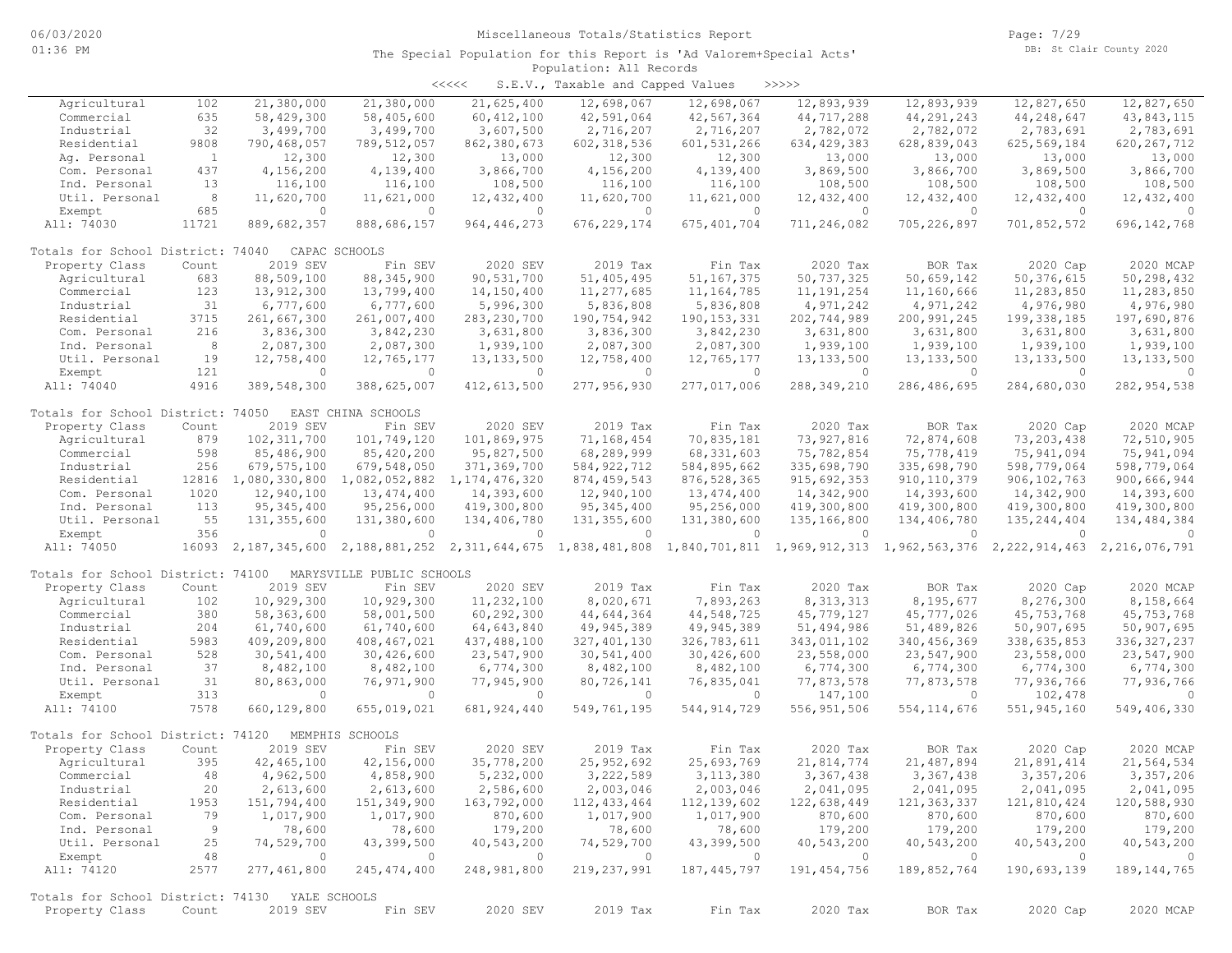Miscellaneous Totals/Statistics Report

The Special Population for this Report is 'Ad Valorem+Special Acts'
Population: All Records

<<<<< S.E.V., Taxable and Capped Values >>>>>

| Property Class | Count | 2019 SEV | Fin SEV | 2020 SEV | 2019 Tax | Fin Tax | 2020 Tax | BOR Tax | 2020 Cap | 2020 MCAP |
|---|---|---|---|---|---|---|---|---|---|---|
| Agricultural | 102 | 21,380,000 | 21,380,000 | 21,625,400 | 12,698,067 | 12,698,067 | 12,893,939 | 12,893,939 | 12,827,650 | 12,827,650 |
| Commercial | 635 | 58,429,300 | 58,405,600 | 60,412,100 | 42,591,064 | 42,567,364 | 44,717,288 | 44,291,243 | 44,248,647 | 43,843,115 |
| Industrial | 32 | 3,499,700 | 3,499,700 | 3,607,500 | 2,716,207 | 2,716,207 | 2,782,072 | 2,782,072 | 2,783,691 | 2,783,691 |
| Residential | 9808 | 790,468,057 | 789,512,057 | 862,380,673 | 602,318,536 | 601,531,266 | 634,429,383 | 628,839,043 | 625,569,184 | 620,267,712 |
| Ag. Personal | 1 | 12,300 | 12,300 | 13,000 | 12,300 | 12,300 | 13,000 | 13,000 | 13,000 | 13,000 |
| Com. Personal | 437 | 4,156,200 | 4,139,400 | 3,866,700 | 4,156,200 | 4,139,400 | 3,869,500 | 3,866,700 | 3,869,500 | 3,866,700 |
| Ind. Personal | 13 | 116,100 | 116,100 | 108,500 | 116,100 | 116,100 | 108,500 | 108,500 | 108,500 | 108,500 |
| Util. Personal | 8 | 11,620,700 | 11,621,000 | 12,432,400 | 11,620,700 | 11,621,000 | 12,432,400 | 12,432,400 | 12,432,400 | 12,432,400 |
| Exempt | 685 | 0 | 0 | 0 | 0 | 0 | 0 | 0 | 0 | 0 |
| All: 74030 | 11721 | 889,682,357 | 888,686,157 | 964,446,273 | 676,229,174 | 675,401,704 | 711,246,082 | 705,226,897 | 701,852,572 | 696,142,768 |

Totals for School District: 74040 CAPAC SCHOOLS

| Property Class | Count | 2019 SEV | Fin SEV | 2020 SEV | 2019 Tax | Fin Tax | 2020 Tax | BOR Tax | 2020 Cap | 2020 MCAP |
|---|---|---|---|---|---|---|---|---|---|---|
| Agricultural | 683 | 88,509,100 | 88,345,900 | 90,531,700 | 51,405,495 | 51,167,375 | 50,737,325 | 50,659,142 | 50,376,615 | 50,298,432 |
| Commercial | 123 | 13,912,300 | 13,799,400 | 14,150,400 | 11,277,685 | 11,164,785 | 11,191,254 | 11,160,666 | 11,283,850 | 11,283,850 |
| Industrial | 31 | 6,777,600 | 6,777,600 | 5,996,300 | 5,836,808 | 5,836,808 | 4,971,242 | 4,971,242 | 4,976,980 | 4,976,980 |
| Residential | 3715 | 261,667,300 | 261,007,400 | 283,230,700 | 190,754,942 | 190,153,331 | 202,744,989 | 200,991,245 | 199,338,185 | 197,690,876 |
| Com. Personal | 216 | 3,836,300 | 3,842,230 | 3,631,800 | 3,836,300 | 3,842,230 | 3,631,800 | 3,631,800 | 3,631,800 | 3,631,800 |
| Ind. Personal | 8 | 2,087,300 | 2,087,300 | 1,939,100 | 2,087,300 | 2,087,300 | 1,939,100 | 1,939,100 | 1,939,100 | 1,939,100 |
| Util. Personal | 19 | 12,758,400 | 12,765,177 | 13,133,500 | 12,758,400 | 12,765,177 | 13,133,500 | 13,133,500 | 13,133,500 | 13,133,500 |
| Exempt | 121 | 0 | 0 | 0 | 0 | 0 | 0 | 0 | 0 | 0 |
| All: 74040 | 4916 | 389,548,300 | 388,625,007 | 412,613,500 | 277,956,930 | 277,017,006 | 288,349,210 | 286,486,695 | 284,680,030 | 282,954,538 |

Totals for School District: 74050 EAST CHINA SCHOOLS

| Property Class | Count | 2019 SEV | Fin SEV | 2020 SEV | 2019 Tax | Fin Tax | 2020 Tax | BOR Tax | 2020 Cap | 2020 MCAP |
|---|---|---|---|---|---|---|---|---|---|---|
| Agricultural | 879 | 102,311,700 | 101,749,120 | 101,869,975 | 71,168,454 | 70,835,181 | 73,927,816 | 72,874,608 | 73,203,438 | 72,510,905 |
| Commercial | 598 | 85,486,900 | 85,420,200 | 95,827,500 | 68,289,999 | 68,331,603 | 75,782,854 | 75,778,419 | 75,941,094 | 75,941,094 |
| Industrial | 256 | 679,575,100 | 679,548,050 | 371,369,700 | 584,922,712 | 584,895,662 | 335,698,790 | 335,698,790 | 598,779,064 | 598,779,064 |
| Residential | 12816 | 1,080,330,800 | 1,082,052,882 | 1,174,476,320 | 874,459,543 | 876,528,365 | 915,692,353 | 910,110,379 | 906,102,763 | 900,666,944 |
| Com. Personal | 1020 | 12,940,100 | 13,474,400 | 14,393,600 | 12,940,100 | 13,474,400 | 14,342,900 | 14,393,600 | 14,342,900 | 14,393,600 |
| Ind. Personal | 113 | 95,345,400 | 95,256,000 | 419,300,800 | 95,345,400 | 95,256,000 | 419,300,800 | 419,300,800 | 419,300,800 | 419,300,800 |
| Util. Personal | 55 | 131,355,600 | 131,380,600 | 134,406,780 | 131,355,600 | 131,380,600 | 135,166,800 | 134,406,780 | 135,244,404 | 134,484,384 |
| Exempt | 356 | 0 | 0 | 0 | 0 | 0 | 0 | 0 | 0 | 0 |
| All: 74050 | 16093 | 2,187,345,600 | 2,188,881,252 | 2,311,644,675 | 1,838,481,808 | 1,840,701,811 | 1,969,912,313 | 1,962,563,376 | 2,222,914,463 | 2,216,076,791 |

Totals for School District: 74100 MARYSVILLE PUBLIC SCHOOLS

| Property Class | Count | 2019 SEV | Fin SEV | 2020 SEV | 2019 Tax | Fin Tax | 2020 Tax | BOR Tax | 2020 Cap | 2020 MCAP |
|---|---|---|---|---|---|---|---|---|---|---|
| Agricultural | 102 | 10,929,300 | 10,929,300 | 11,232,100 | 8,020,671 | 7,893,263 | 8,313,313 | 8,195,677 | 8,276,300 | 8,158,664 |
| Commercial | 380 | 58,363,600 | 58,001,500 | 60,292,300 | 44,644,364 | 44,548,725 | 45,779,127 | 45,777,026 | 45,753,768 | 45,753,768 |
| Industrial | 204 | 61,740,600 | 61,740,600 | 64,643,840 | 49,945,389 | 49,945,389 | 51,494,986 | 51,489,826 | 50,907,695 | 50,907,695 |
| Residential | 5983 | 409,209,800 | 408,467,021 | 437,488,100 | 327,401,130 | 326,783,611 | 343,011,102 | 340,456,369 | 338,635,853 | 336,327,237 |
| Com. Personal | 528 | 30,541,400 | 30,426,600 | 23,547,900 | 30,541,400 | 30,426,600 | 23,558,000 | 23,547,900 | 23,558,000 | 23,547,900 |
| Ind. Personal | 37 | 8,482,100 | 8,482,100 | 6,774,300 | 8,482,100 | 8,482,100 | 6,774,300 | 6,774,300 | 6,774,300 | 6,774,300 |
| Util. Personal | 31 | 80,863,000 | 76,971,900 | 77,945,900 | 80,726,141 | 76,835,041 | 77,873,578 | 77,873,578 | 77,936,766 | 77,936,766 |
| Exempt | 313 | 0 | 0 | 0 | 0 | 0 | 147,100 | 0 | 102,478 | 0 |
| All: 74100 | 7578 | 660,129,800 | 655,019,021 | 681,924,440 | 549,761,195 | 544,914,729 | 556,951,506 | 554,114,676 | 551,945,160 | 549,406,330 |

Totals for School District: 74120 MEMPHIS SCHOOLS

| Property Class | Count | 2019 SEV | Fin SEV | 2020 SEV | 2019 Tax | Fin Tax | 2020 Tax | BOR Tax | 2020 Cap | 2020 MCAP |
|---|---|---|---|---|---|---|---|---|---|---|
| Agricultural | 395 | 42,465,100 | 42,156,000 | 35,778,200 | 25,952,692 | 25,693,769 | 21,814,774 | 21,487,894 | 21,891,414 | 21,564,534 |
| Commercial | 48 | 4,962,500 | 4,858,900 | 5,232,000 | 3,222,589 | 3,113,380 | 3,367,438 | 3,367,438 | 3,357,206 | 3,357,206 |
| Industrial | 20 | 2,613,600 | 2,613,600 | 2,586,600 | 2,003,046 | 2,003,046 | 2,041,095 | 2,041,095 | 2,041,095 | 2,041,095 |
| Residential | 1953 | 151,794,400 | 151,349,900 | 163,792,000 | 112,433,464 | 112,139,602 | 122,638,449 | 121,363,337 | 121,810,424 | 120,588,930 |
| Com. Personal | 79 | 1,017,900 | 1,017,900 | 870,600 | 1,017,900 | 1,017,900 | 870,600 | 870,600 | 870,600 | 870,600 |
| Ind. Personal | 9 | 78,600 | 78,600 | 179,200 | 78,600 | 78,600 | 179,200 | 179,200 | 179,200 | 179,200 |
| Util. Personal | 25 | 74,529,700 | 43,399,500 | 40,543,200 | 74,529,700 | 43,399,500 | 40,543,200 | 40,543,200 | 40,543,200 | 40,543,200 |
| Exempt | 48 | 0 | 0 | 0 | 0 | 0 | 0 | 0 | 0 | 0 |
| All: 74120 | 2577 | 277,461,800 | 245,474,400 | 248,981,800 | 219,237,991 | 187,445,797 | 191,454,756 | 189,852,764 | 190,693,139 | 189,144,765 |

Totals for School District: 74130 YALE SCHOOLS

| Property Class | Count | 2019 SEV | Fin SEV | 2020 SEV | 2019 Tax | Fin Tax | 2020 Tax | BOR Tax | 2020 Cap | 2020 MCAP |
|---|---|---|---|---|---|---|---|---|---|---|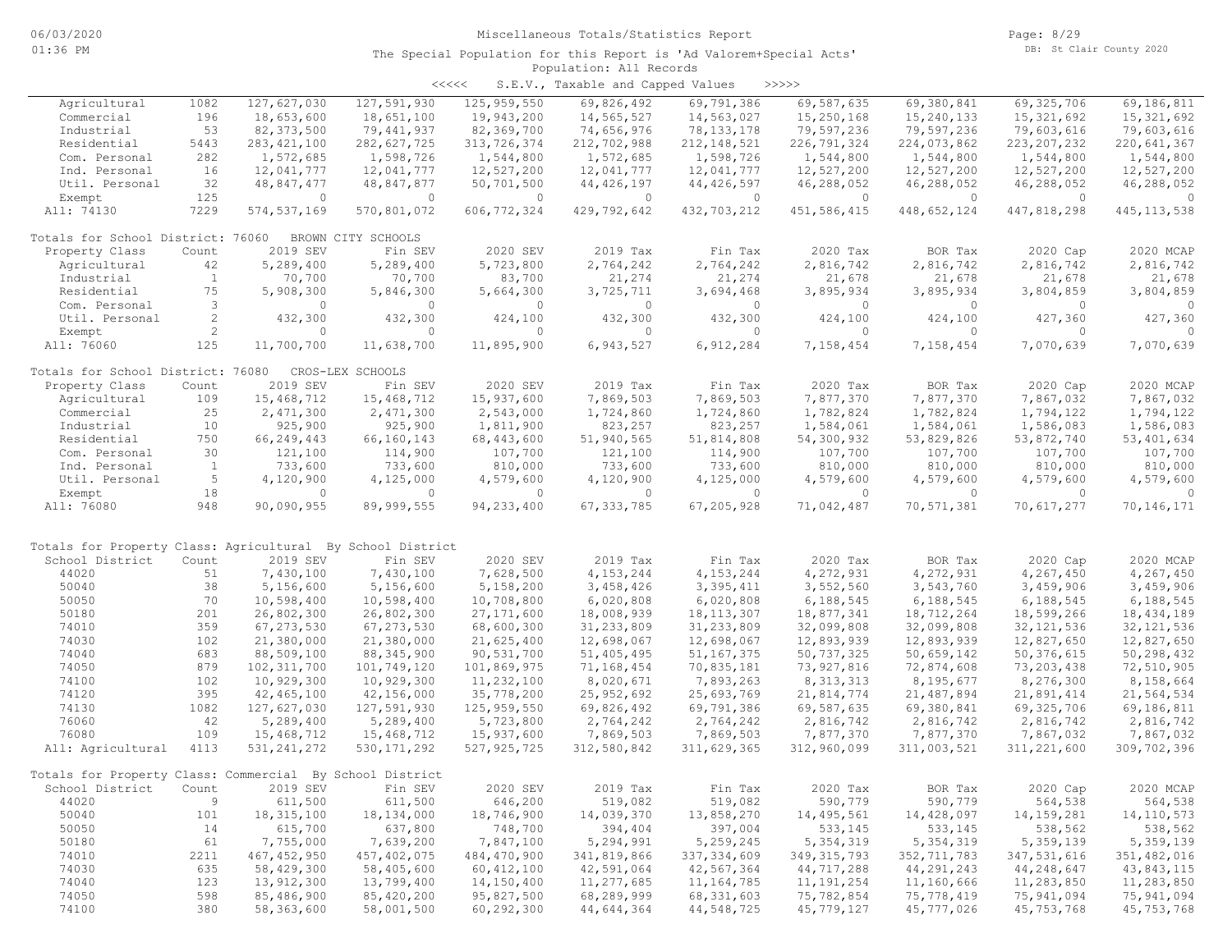Miscellaneous Totals/Statistics Report

The Special Population for this Report is 'Ad Valorem+Special Acts'
Population: All Records

<<<<< S.E.V., Taxable and Capped Values >>>>>

| Property Class | Count | 2019 SEV | Fin SEV | 2020 SEV | 2019 Tax | Fin Tax | 2020 Tax | BOR Tax | 2020 Cap | 2020 MCAP |
|---|---|---|---|---|---|---|---|---|---|---|
| Agricultural | 1082 | 127,627,030 | 127,591,930 | 125,959,550 | 69,826,492 | 69,791,386 | 69,587,635 | 69,380,841 | 69,325,706 | 69,186,811 |
| Commercial | 196 | 18,653,600 | 18,651,100 | 19,943,200 | 14,565,527 | 14,563,027 | 15,250,168 | 15,240,133 | 15,321,692 | 15,321,692 |
| Industrial | 53 | 82,373,500 | 79,441,937 | 82,369,700 | 74,656,976 | 78,133,178 | 79,597,236 | 79,597,236 | 79,603,616 | 79,603,616 |
| Residential | 5443 | 283,421,100 | 282,627,725 | 313,726,374 | 212,702,988 | 212,148,521 | 226,791,324 | 224,073,862 | 223,207,232 | 220,641,367 |
| Com. Personal | 282 | 1,572,685 | 1,598,726 | 1,544,800 | 1,572,685 | 1,598,726 | 1,544,800 | 1,544,800 | 1,544,800 | 1,544,800 |
| Ind. Personal | 16 | 12,041,777 | 12,041,777 | 12,527,200 | 12,041,777 | 12,041,777 | 12,527,200 | 12,527,200 | 12,527,200 | 12,527,200 |
| Util. Personal | 32 | 48,847,477 | 48,847,877 | 50,701,500 | 44,426,197 | 44,426,597 | 46,288,052 | 46,288,052 | 46,288,052 | 46,288,052 |
| Exempt | 125 | 0 | 0 | 0 | 0 | 0 | 0 | 0 | 0 | 0 |
| All: 74130 | 7229 | 574,537,169 | 570,801,072 | 606,772,324 | 429,792,642 | 432,703,212 | 451,586,415 | 448,652,124 | 447,818,298 | 445,113,538 |

Totals for School District: 76060 BROWN CITY SCHOOLS

| Property Class | Count | 2019 SEV | Fin SEV | 2020 SEV | 2019 Tax | Fin Tax | 2020 Tax | BOR Tax | 2020 Cap | 2020 MCAP |
|---|---|---|---|---|---|---|---|---|---|---|
| Agricultural | 42 | 5,289,400 | 5,289,400 | 5,723,800 | 2,764,242 | 2,764,242 | 2,816,742 | 2,816,742 | 2,816,742 | 2,816,742 |
| Industrial | 1 | 70,700 | 70,700 | 83,700 | 21,274 | 21,274 | 21,678 | 21,678 | 21,678 | 21,678 |
| Residential | 75 | 5,908,300 | 5,846,300 | 5,664,300 | 3,725,711 | 3,694,468 | 3,895,934 | 3,895,934 | 3,804,859 | 3,804,859 |
| Com. Personal | 3 | 0 | 0 | 0 | 0 | 0 | 0 | 0 | 0 | 0 |
| Util. Personal | 2 | 432,300 | 432,300 | 424,100 | 432,300 | 432,300 | 424,100 | 424,100 | 427,360 | 427,360 |
| Exempt | 2 | 0 | 0 | 0 | 0 | 0 | 0 | 0 | 0 | 0 |
| All: 76060 | 125 | 11,700,700 | 11,638,700 | 11,895,900 | 6,943,527 | 6,912,284 | 7,158,454 | 7,158,454 | 7,070,639 | 7,070,639 |

Totals for School District: 76080 CROS-LEX SCHOOLS

| Property Class | Count | 2019 SEV | Fin SEV | 2020 SEV | 2019 Tax | Fin Tax | 2020 Tax | BOR Tax | 2020 Cap | 2020 MCAP |
|---|---|---|---|---|---|---|---|---|---|---|
| Agricultural | 109 | 15,468,712 | 15,468,712 | 15,937,600 | 7,869,503 | 7,869,503 | 7,877,370 | 7,877,370 | 7,867,032 | 7,867,032 |
| Commercial | 25 | 2,471,300 | 2,471,300 | 2,543,000 | 1,724,860 | 1,724,860 | 1,782,824 | 1,782,824 | 1,794,122 | 1,794,122 |
| Industrial | 10 | 925,900 | 925,900 | 1,811,900 | 823,257 | 823,257 | 1,584,061 | 1,584,061 | 1,586,083 | 1,586,083 |
| Residential | 750 | 66,249,443 | 66,160,143 | 68,443,600 | 51,940,565 | 51,814,808 | 54,300,932 | 53,829,826 | 53,872,740 | 53,401,634 |
| Com. Personal | 30 | 121,100 | 114,900 | 107,700 | 121,100 | 114,900 | 107,700 | 107,700 | 107,700 | 107,700 |
| Ind. Personal | 1 | 733,600 | 733,600 | 810,000 | 733,600 | 733,600 | 810,000 | 810,000 | 810,000 | 810,000 |
| Util. Personal | 5 | 4,120,900 | 4,125,000 | 4,579,600 | 4,120,900 | 4,125,000 | 4,579,600 | 4,579,600 | 4,579,600 | 4,579,600 |
| Exempt | 18 | 0 | 0 | 0 | 0 | 0 | 0 | 0 | 0 | 0 |
| All: 76080 | 948 | 90,090,955 | 89,999,555 | 94,233,400 | 67,333,785 | 67,205,928 | 71,042,487 | 70,571,381 | 70,617,277 | 70,146,171 |

Totals for Property Class: Agricultural By School District

| School District | Count | 2019 SEV | Fin SEV | 2020 SEV | 2019 Tax | Fin Tax | 2020 Tax | BOR Tax | 2020 Cap | 2020 MCAP |
|---|---|---|---|---|---|---|---|---|---|---|
| 44020 | 51 | 7,430,100 | 7,430,100 | 7,628,500 | 4,153,244 | 4,153,244 | 4,272,931 | 4,272,931 | 4,267,450 | 4,267,450 |
| 50040 | 38 | 5,156,600 | 5,156,600 | 5,158,200 | 3,458,426 | 3,395,411 | 3,552,560 | 3,543,760 | 3,459,906 | 3,459,906 |
| 50050 | 70 | 10,598,400 | 10,598,400 | 10,708,800 | 6,020,808 | 6,020,808 | 6,188,545 | 6,188,545 | 6,188,545 | 6,188,545 |
| 50180 | 201 | 26,802,300 | 26,802,300 | 27,171,600 | 18,008,939 | 18,113,307 | 18,877,341 | 18,712,264 | 18,599,266 | 18,434,189 |
| 74010 | 359 | 67,273,530 | 67,273,530 | 68,600,300 | 31,233,809 | 31,233,809 | 32,099,808 | 32,099,808 | 32,121,536 | 32,121,536 |
| 74030 | 102 | 21,380,000 | 21,380,000 | 21,625,400 | 12,698,067 | 12,698,067 | 12,893,939 | 12,893,939 | 12,827,650 | 12,827,650 |
| 74040 | 683 | 88,509,100 | 88,345,900 | 90,531,700 | 51,405,495 | 51,167,375 | 50,737,325 | 50,659,142 | 50,376,615 | 50,298,432 |
| 74050 | 879 | 102,311,700 | 101,749,120 | 101,869,975 | 71,168,454 | 70,835,181 | 73,927,816 | 72,874,608 | 73,203,438 | 72,510,905 |
| 74100 | 102 | 10,929,300 | 10,929,300 | 11,232,100 | 8,020,671 | 7,893,263 | 8,313,313 | 8,195,677 | 8,276,300 | 8,158,664 |
| 74120 | 395 | 42,465,100 | 42,156,000 | 35,778,200 | 25,952,692 | 25,693,769 | 21,814,774 | 21,487,894 | 21,891,414 | 21,564,534 |
| 74130 | 1082 | 127,627,030 | 127,591,930 | 125,959,550 | 69,826,492 | 69,791,386 | 69,587,635 | 69,380,841 | 69,325,706 | 69,186,811 |
| 76060 | 42 | 5,289,400 | 5,289,400 | 5,723,800 | 2,764,242 | 2,764,242 | 2,816,742 | 2,816,742 | 2,816,742 | 2,816,742 |
| 76080 | 109 | 15,468,712 | 15,468,712 | 15,937,600 | 7,869,503 | 7,869,503 | 7,877,370 | 7,877,370 | 7,867,032 | 7,867,032 |
| All: Agricultural | 4113 | 531,241,272 | 530,171,292 | 527,925,725 | 312,580,842 | 311,629,365 | 312,960,099 | 311,003,521 | 311,221,600 | 309,702,396 |

Totals for Property Class: Commercial By School District

| School District | Count | 2019 SEV | Fin SEV | 2020 SEV | 2019 Tax | Fin Tax | 2020 Tax | BOR Tax | 2020 Cap | 2020 MCAP |
|---|---|---|---|---|---|---|---|---|---|---|
| 44020 | 9 | 611,500 | 611,500 | 646,200 | 519,082 | 519,082 | 590,779 | 590,779 | 564,538 | 564,538 |
| 50040 | 101 | 18,315,100 | 18,134,000 | 18,746,900 | 14,039,370 | 13,858,270 | 14,495,561 | 14,428,097 | 14,159,281 | 14,110,573 |
| 50050 | 14 | 615,700 | 637,800 | 748,700 | 394,404 | 397,004 | 533,145 | 533,145 | 538,562 | 538,562 |
| 50180 | 61 | 7,755,000 | 7,639,200 | 7,847,100 | 5,294,991 | 5,259,245 | 5,354,319 | 5,354,319 | 5,359,139 | 5,359,139 |
| 74010 | 2211 | 467,452,950 | 457,402,075 | 484,470,900 | 341,819,866 | 337,334,609 | 349,315,793 | 352,711,783 | 347,531,616 | 351,482,016 |
| 74030 | 635 | 58,429,300 | 58,405,600 | 60,412,100 | 42,591,064 | 42,567,364 | 44,717,288 | 44,291,243 | 44,248,647 | 43,843,115 |
| 74040 | 123 | 13,912,300 | 13,799,400 | 14,150,400 | 11,277,685 | 11,164,785 | 11,191,254 | 11,160,666 | 11,283,850 | 11,283,850 |
| 74050 | 598 | 85,486,900 | 85,420,200 | 95,827,500 | 68,289,999 | 68,331,603 | 75,782,854 | 75,778,419 | 75,941,094 | 75,941,094 |
| 74100 | 380 | 58,363,600 | 58,001,500 | 60,292,300 | 44,644,364 | 44,548,725 | 45,779,127 | 45,777,026 | 45,753,768 | 45,753,768 |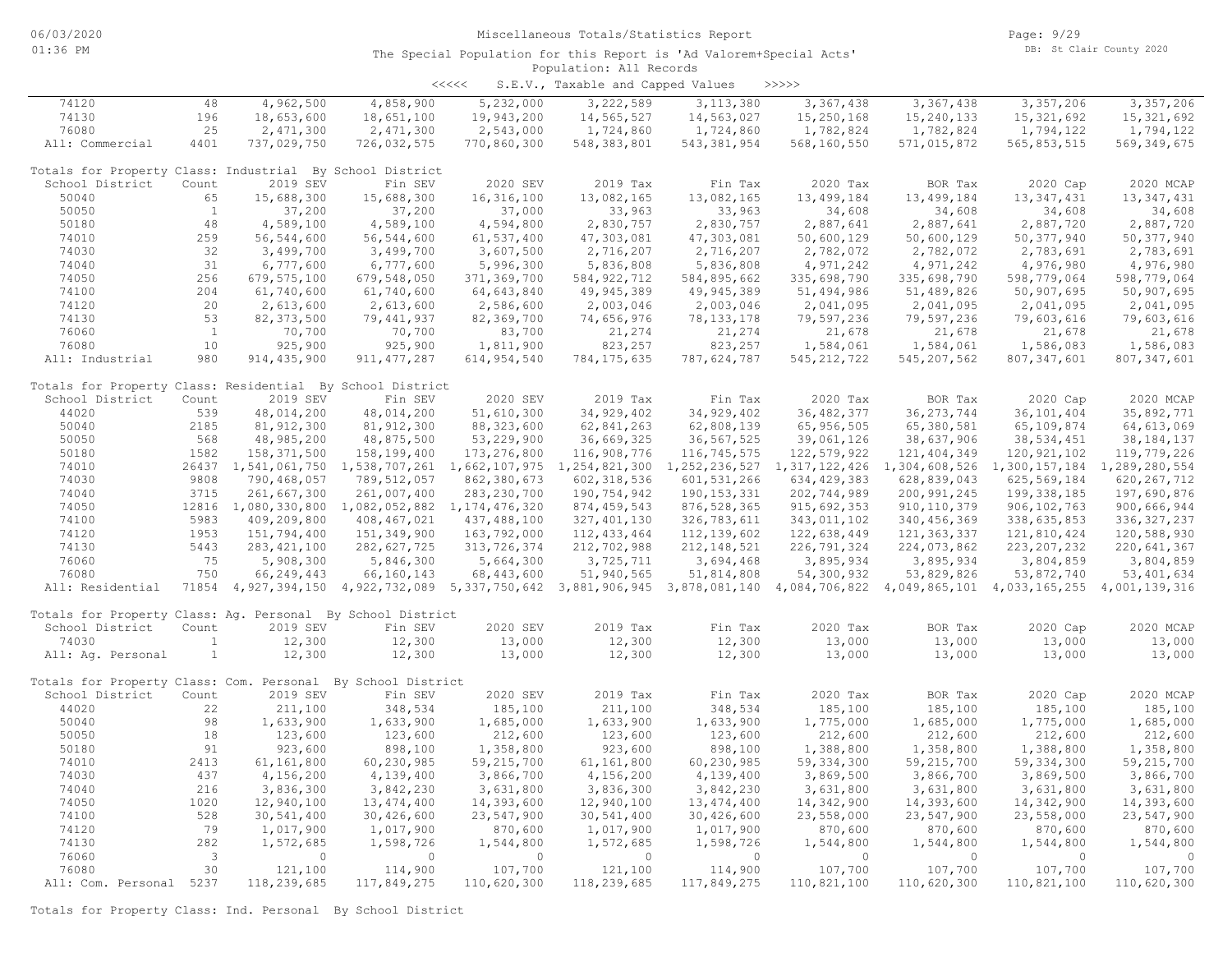Miscellaneous Totals/Statistics Report

The Special Population for this Report is 'Ad Valorem+Special Acts'

Population: All Records

<<<<< S.E.V., Taxable and Capped Values >>>>>

| | | | | | | | | | | |
|---|---|---|---|---|---|---|---|---|---|---|
| 74120 | 48 | 4,962,500 | 4,858,900 | 5,232,000 | 3,222,589 | 3,113,380 | 3,367,438 | 3,367,438 | 3,357,206 | 3,357,206 |
| 74130 | 196 | 18,653,600 | 18,651,100 | 19,943,200 | 14,565,527 | 14,563,027 | 15,250,168 | 15,240,133 | 15,321,692 | 15,321,692 |
| 76080 | 25 | 2,471,300 | 2,471,300 | 2,543,000 | 1,724,860 | 1,724,860 | 1,782,824 | 1,782,824 | 1,794,122 | 1,794,122 |
| All: Commercial | 4401 | 737,029,750 | 726,032,575 | 770,860,300 | 548,383,801 | 543,381,954 | 568,160,550 | 571,015,872 | 565,853,515 | 569,349,675 |

Totals for Property Class: Industrial By School District

| School District | Count | 2019 SEV | Fin SEV | 2020 SEV | 2019 Tax | Fin Tax | 2020 Tax | BOR Tax | 2020 Cap | 2020 MCAP |
|---|---|---|---|---|---|---|---|---|---|---|
| 50040 | 65 | 15,688,300 | 15,688,300 | 16,316,100 | 13,082,165 | 13,082,165 | 13,499,184 | 13,499,184 | 13,347,431 | 13,347,431 |
| 50050 | 1 | 37,200 | 37,200 | 37,000 | 33,963 | 33,963 | 34,608 | 34,608 | 34,608 | 34,608 |
| 50180 | 48 | 4,589,100 | 4,589,100 | 4,594,800 | 2,830,757 | 2,830,757 | 2,887,641 | 2,887,641 | 2,887,720 | 2,887,720 |
| 74010 | 259 | 56,544,600 | 56,544,600 | 61,537,400 | 47,303,081 | 47,303,081 | 50,600,129 | 50,600,129 | 50,377,940 | 50,377,940 |
| 74030 | 32 | 3,499,700 | 3,499,700 | 3,607,500 | 2,716,207 | 2,716,207 | 2,782,072 | 2,782,072 | 2,783,691 | 2,783,691 |
| 74040 | 31 | 6,777,600 | 6,777,600 | 5,996,300 | 5,836,808 | 5,836,808 | 4,971,242 | 4,971,242 | 4,976,980 | 4,976,980 |
| 74050 | 256 | 679,575,100 | 679,548,050 | 371,369,700 | 584,922,712 | 584,895,662 | 335,698,790 | 335,698,790 | 598,779,064 | 598,779,064 |
| 74100 | 204 | 61,740,600 | 61,740,600 | 64,643,840 | 49,945,389 | 49,945,389 | 51,494,986 | 51,489,826 | 50,907,695 | 50,907,695 |
| 74120 | 20 | 2,613,600 | 2,613,600 | 2,586,600 | 2,003,046 | 2,003,046 | 2,041,095 | 2,041,095 | 2,041,095 | 2,041,095 |
| 74130 | 53 | 82,373,500 | 79,441,937 | 82,369,700 | 74,656,976 | 78,133,178 | 79,597,236 | 79,597,236 | 79,603,616 | 79,603,616 |
| 76060 | 1 | 70,700 | 70,700 | 83,700 | 21,274 | 21,274 | 21,678 | 21,678 | 21,678 | 21,678 |
| 76080 | 10 | 925,900 | 925,900 | 1,811,900 | 823,257 | 823,257 | 1,584,061 | 1,584,061 | 1,586,083 | 1,586,083 |
| All: Industrial | 980 | 914,435,900 | 911,477,287 | 614,954,540 | 784,175,635 | 787,624,787 | 545,212,722 | 545,207,562 | 807,347,601 | 807,347,601 |

Totals for Property Class: Residential By School District

| School District | Count | 2019 SEV | Fin SEV | 2020 SEV | 2019 Tax | Fin Tax | 2020 Tax | BOR Tax | 2020 Cap | 2020 MCAP |
|---|---|---|---|---|---|---|---|---|---|---|
| 44020 | 539 | 48,014,200 | 48,014,200 | 51,610,300 | 34,929,402 | 34,929,402 | 36,482,377 | 36,273,744 | 36,101,404 | 35,892,771 |
| 50040 | 2185 | 81,912,300 | 81,912,300 | 88,323,600 | 62,841,263 | 62,808,139 | 65,956,505 | 65,380,581 | 65,109,874 | 64,613,069 |
| 50050 | 568 | 48,985,200 | 48,875,500 | 53,229,900 | 36,669,325 | 36,567,525 | 39,061,126 | 38,637,906 | 38,534,451 | 38,184,137 |
| 50180 | 1582 | 158,371,500 | 158,199,400 | 173,276,800 | 116,908,776 | 116,745,575 | 122,579,922 | 121,404,349 | 120,921,102 | 119,779,226 |
| 74010 | 26437 | 1,541,061,750 | 1,538,707,261 | 1,662,107,975 | 1,254,821,300 | 1,252,236,527 | 1,317,122,426 | 1,304,608,526 | 1,300,157,184 | 1,289,280,554 |
| 74030 | 9808 | 790,468,057 | 789,512,057 | 862,380,673 | 602,318,536 | 601,531,266 | 634,429,383 | 628,839,043 | 625,569,184 | 620,267,712 |
| 74040 | 3715 | 261,667,300 | 261,007,400 | 283,230,700 | 190,754,942 | 190,153,331 | 202,744,989 | 200,991,245 | 199,338,185 | 197,690,876 |
| 74050 | 12816 | 1,080,330,800 | 1,082,052,882 | 1,174,476,320 | 874,459,543 | 876,528,365 | 915,692,353 | 910,110,379 | 906,102,763 | 900,666,944 |
| 74100 | 5983 | 409,209,800 | 408,467,021 | 437,488,100 | 327,401,130 | 326,783,611 | 343,011,102 | 340,456,369 | 338,635,853 | 336,327,237 |
| 74120 | 1953 | 151,794,400 | 151,349,900 | 163,792,000 | 112,433,464 | 112,139,602 | 122,638,449 | 121,363,337 | 121,810,424 | 120,588,930 |
| 74130 | 5443 | 283,421,100 | 282,627,725 | 313,726,374 | 212,702,988 | 212,148,521 | 226,791,324 | 224,073,862 | 223,207,232 | 220,641,367 |
| 76060 | 75 | 5,908,300 | 5,846,300 | 5,664,300 | 3,725,711 | 3,694,468 | 3,895,934 | 3,895,934 | 3,804,859 | 3,804,859 |
| 76080 | 750 | 66,249,443 | 66,160,143 | 68,443,600 | 51,940,565 | 51,814,808 | 54,300,932 | 53,829,826 | 53,872,740 | 53,401,634 |
| All: Residential | 71854 | 4,927,394,150 | 4,922,732,089 | 5,337,750,642 | 3,881,906,945 | 3,878,081,140 | 4,084,706,822 | 4,049,865,101 | 4,033,165,255 | 4,001,139,316 |

Totals for Property Class: Ag. Personal By School District

| School District | Count | 2019 SEV | Fin SEV | 2020 SEV | 2019 Tax | Fin Tax | 2020 Tax | BOR Tax | 2020 Cap | 2020 MCAP |
|---|---|---|---|---|---|---|---|---|---|---|
| 74030 | 1 | 12,300 | 12,300 | 13,000 | 12,300 | 12,300 | 13,000 | 13,000 | 13,000 | 13,000 |
| All: Ag. Personal | 1 | 12,300 | 12,300 | 13,000 | 12,300 | 12,300 | 13,000 | 13,000 | 13,000 | 13,000 |

Totals for Property Class: Com. Personal By School District

| School District | Count | 2019 SEV | Fin SEV | 2020 SEV | 2019 Tax | Fin Tax | 2020 Tax | BOR Tax | 2020 Cap | 2020 MCAP |
|---|---|---|---|---|---|---|---|---|---|---|
| 44020 | 22 | 211,100 | 348,534 | 185,100 | 211,100 | 348,534 | 185,100 | 185,100 | 185,100 | 185,100 |
| 50040 | 98 | 1,633,900 | 1,633,900 | 1,685,000 | 1,633,900 | 1,633,900 | 1,775,000 | 1,685,000 | 1,775,000 | 1,685,000 |
| 50050 | 18 | 123,600 | 123,600 | 212,600 | 123,600 | 123,600 | 212,600 | 212,600 | 212,600 | 212,600 |
| 50180 | 91 | 923,600 | 898,100 | 1,358,800 | 923,600 | 898,100 | 1,388,800 | 1,358,800 | 1,388,800 | 1,358,800 |
| 74010 | 2413 | 61,161,800 | 60,230,985 | 59,215,700 | 61,161,800 | 60,230,985 | 59,334,300 | 59,215,700 | 59,334,300 | 59,215,700 |
| 74030 | 437 | 4,156,200 | 4,139,400 | 3,866,700 | 4,156,200 | 4,139,400 | 3,869,500 | 3,866,700 | 3,869,500 | 3,866,700 |
| 74040 | 216 | 3,836,300 | 3,842,230 | 3,631,800 | 3,836,300 | 3,842,230 | 3,631,800 | 3,631,800 | 3,631,800 | 3,631,800 |
| 74050 | 1020 | 12,940,100 | 13,474,400 | 14,393,600 | 12,940,100 | 13,474,400 | 14,342,900 | 14,393,600 | 14,342,900 | 14,393,600 |
| 74100 | 528 | 30,541,400 | 30,426,600 | 23,547,900 | 30,541,400 | 30,426,600 | 23,558,000 | 23,547,900 | 23,558,000 | 23,547,900 |
| 74120 | 79 | 1,017,900 | 1,017,900 | 870,600 | 1,017,900 | 1,017,900 | 870,600 | 870,600 | 870,600 | 870,600 |
| 74130 | 282 | 1,572,685 | 1,598,726 | 1,544,800 | 1,572,685 | 1,598,726 | 1,544,800 | 1,544,800 | 1,544,800 | 1,544,800 |
| 76060 | 3 | 0 | 0 | 0 | 0 | 0 | 0 | 0 | 0 | 0 |
| 76080 | 30 | 121,100 | 114,900 | 107,700 | 121,100 | 114,900 | 107,700 | 107,700 | 107,700 | 107,700 |
| All: Com. Personal | 5237 | 118,239,685 | 117,849,275 | 110,620,300 | 118,239,685 | 117,849,275 | 110,821,100 | 110,620,300 | 110,821,100 | 110,620,300 |

Totals for Property Class: Ind. Personal By School District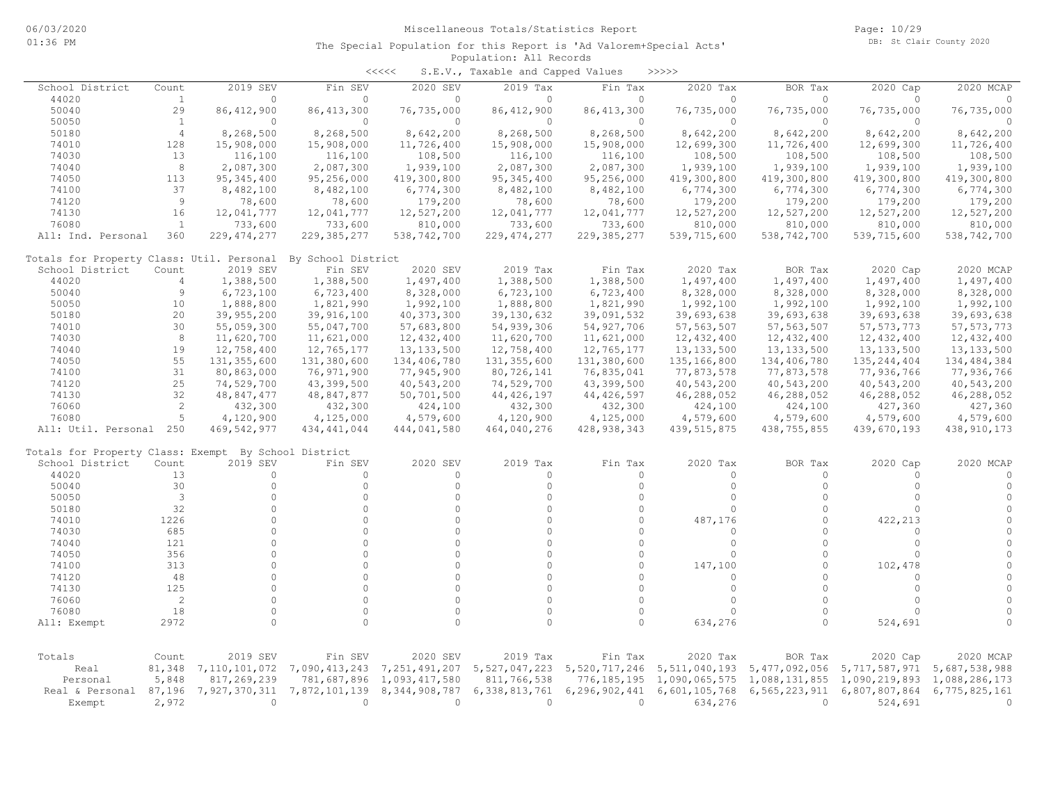Miscellaneous Totals/Statistics Report

The Special Population for this Report is 'Ad Valorem+Special Acts'

Population: All Records

<<<<< S.E.V., Taxable and Capped Values >>>>>

| School District | Count | 2019 SEV | Fin SEV | 2020 SEV | 2019 Tax | Fin Tax | 2020 Tax | BOR Tax | 2020 Cap | 2020 MCAP |
|---|---|---|---|---|---|---|---|---|---|---|
| 44020 | 1 | 0 | 0 | 0 | 0 | 0 | 0 | 0 | 0 | 0 |
| 50040 | 29 | 86,412,900 | 86,413,300 | 76,735,000 | 86,412,900 | 86,413,300 | 76,735,000 | 76,735,000 | 76,735,000 | 76,735,000 |
| 50050 | 1 | 0 | 0 | 0 | 0 | 0 | 0 | 0 | 0 | 0 |
| 50180 | 4 | 8,268,500 | 8,268,500 | 8,642,200 | 8,268,500 | 8,268,500 | 8,642,200 | 8,642,200 | 8,642,200 | 8,642,200 |
| 74010 | 128 | 15,908,000 | 15,908,000 | 11,726,400 | 15,908,000 | 15,908,000 | 12,699,300 | 11,726,400 | 12,699,300 | 11,726,400 |
| 74030 | 13 | 116,100 | 116,100 | 108,500 | 116,100 | 116,100 | 108,500 | 108,500 | 108,500 | 108,500 |
| 74040 | 8 | 2,087,300 | 2,087,300 | 1,939,100 | 2,087,300 | 2,087,300 | 1,939,100 | 1,939,100 | 1,939,100 | 1,939,100 |
| 74050 | 113 | 95,345,400 | 95,256,000 | 419,300,800 | 95,345,400 | 95,256,000 | 419,300,800 | 419,300,800 | 419,300,800 | 419,300,800 |
| 74100 | 37 | 8,482,100 | 8,482,100 | 6,774,300 | 8,482,100 | 8,482,100 | 6,774,300 | 6,774,300 | 6,774,300 | 6,774,300 |
| 74120 | 9 | 78,600 | 78,600 | 179,200 | 78,600 | 78,600 | 179,200 | 179,200 | 179,200 | 179,200 |
| 74130 | 16 | 12,041,777 | 12,041,777 | 12,527,200 | 12,041,777 | 12,041,777 | 12,527,200 | 12,527,200 | 12,527,200 | 12,527,200 |
| 76080 | 1 | 733,600 | 733,600 | 810,000 | 733,600 | 733,600 | 810,000 | 810,000 | 810,000 | 810,000 |
| All: Ind. Personal | 360 | 229,474,277 | 229,385,277 | 538,742,700 | 229,474,277 | 229,385,277 | 539,715,600 | 538,742,700 | 539,715,600 | 538,742,700 |

Totals for Property Class: Util. Personal By School District

| School District | Count | 2019 SEV | Fin SEV | 2020 SEV | 2019 Tax | Fin Tax | 2020 Tax | BOR Tax | 2020 Cap | 2020 MCAP |
|---|---|---|---|---|---|---|---|---|---|---|
| 44020 | 4 | 1,388,500 | 1,388,500 | 1,497,400 | 1,388,500 | 1,388,500 | 1,497,400 | 1,497,400 | 1,497,400 | 1,497,400 |
| 50040 | 9 | 6,723,100 | 6,723,400 | 8,328,000 | 6,723,100 | 6,723,400 | 8,328,000 | 8,328,000 | 8,328,000 | 8,328,000 |
| 50050 | 10 | 1,888,800 | 1,821,990 | 1,992,100 | 1,888,800 | 1,821,990 | 1,992,100 | 1,992,100 | 1,992,100 | 1,992,100 |
| 50180 | 20 | 39,955,200 | 39,916,100 | 40,373,300 | 39,130,632 | 39,091,532 | 39,693,638 | 39,693,638 | 39,693,638 | 39,693,638 |
| 74010 | 30 | 55,059,300 | 55,047,700 | 57,683,800 | 54,939,306 | 54,927,706 | 57,563,507 | 57,563,507 | 57,573,773 | 57,573,773 |
| 74030 | 8 | 11,620,700 | 11,621,000 | 12,432,400 | 11,620,700 | 11,621,000 | 12,432,400 | 12,432,400 | 12,432,400 | 12,432,400 |
| 74040 | 19 | 12,758,400 | 12,765,177 | 13,133,500 | 12,758,400 | 12,765,177 | 13,133,500 | 13,133,500 | 13,133,500 | 13,133,500 |
| 74050 | 55 | 131,355,600 | 131,380,600 | 134,406,780 | 131,355,600 | 131,380,600 | 135,166,800 | 134,406,780 | 135,244,404 | 134,484,384 |
| 74100 | 31 | 80,863,000 | 76,971,900 | 77,945,900 | 80,726,141 | 76,835,041 | 77,873,578 | 77,873,578 | 77,936,766 | 77,936,766 |
| 74120 | 25 | 74,529,700 | 43,399,500 | 40,543,200 | 74,529,700 | 43,399,500 | 40,543,200 | 40,543,200 | 40,543,200 | 40,543,200 |
| 74130 | 32 | 48,847,477 | 48,847,877 | 50,701,500 | 44,426,197 | 44,426,597 | 46,288,052 | 46,288,052 | 46,288,052 | 46,288,052 |
| 76060 | 2 | 432,300 | 432,300 | 424,100 | 432,300 | 432,300 | 424,100 | 424,100 | 427,360 | 427,360 |
| 76080 | 5 | 4,120,900 | 4,125,000 | 4,579,600 | 4,120,900 | 4,125,000 | 4,579,600 | 4,579,600 | 4,579,600 | 4,579,600 |
| All: Util. Personal | 250 | 469,542,977 | 434,441,044 | 444,041,580 | 464,040,276 | 428,938,343 | 439,515,875 | 438,755,855 | 439,670,193 | 438,910,173 |

Totals for Property Class: Exempt By School District

| School District | Count | 2019 SEV | Fin SEV | 2020 SEV | 2019 Tax | Fin Tax | 2020 Tax | BOR Tax | 2020 Cap | 2020 MCAP |
|---|---|---|---|---|---|---|---|---|---|---|
| 44020 | 13 | 0 | 0 | 0 | 0 | 0 | 0 | 0 | 0 | 0 |
| 50040 | 30 | 0 | 0 | 0 | 0 | 0 | 0 | 0 | 0 | 0 |
| 50050 | 3 | 0 | 0 | 0 | 0 | 0 | 0 | 0 | 0 | 0 |
| 50180 | 32 | 0 | 0 | 0 | 0 | 0 | 0 | 0 | 0 | 0 |
| 74010 | 1226 | 0 | 0 | 0 | 0 | 0 | 487,176 | 0 | 422,213 | 0 |
| 74030 | 685 | 0 | 0 | 0 | 0 | 0 | 0 | 0 | 0 | 0 |
| 74040 | 121 | 0 | 0 | 0 | 0 | 0 | 0 | 0 | 0 | 0 |
| 74050 | 356 | 0 | 0 | 0 | 0 | 0 | 0 | 0 | 0 | 0 |
| 74100 | 313 | 0 | 0 | 0 | 0 | 0 | 147,100 | 0 | 102,478 | 0 |
| 74120 | 48 | 0 | 0 | 0 | 0 | 0 | 0 | 0 | 0 | 0 |
| 74130 | 125 | 0 | 0 | 0 | 0 | 0 | 0 | 0 | 0 | 0 |
| 76060 | 2 | 0 | 0 | 0 | 0 | 0 | 0 | 0 | 0 | 0 |
| 76080 | 18 | 0 | 0 | 0 | 0 | 0 | 0 | 0 | 0 | 0 |
| All: Exempt | 2972 | 0 | 0 | 0 | 0 | 0 | 634,276 | 0 | 524,691 | 0 |

| Totals | Count | 2019 SEV | Fin SEV | 2020 SEV | 2019 Tax | Fin Tax | 2020 Tax | BOR Tax | 2020 Cap | 2020 MCAP |
|---|---|---|---|---|---|---|---|---|---|---|
| Real | 81,348 | 7,110,101,072 | 7,090,413,243 | 7,251,491,207 | 5,527,047,223 | 5,520,717,246 | 5,511,040,193 | 5,477,092,056 | 5,717,587,971 | 5,687,538,988 |
| Personal | 5,848 | 817,269,239 | 781,687,896 | 1,093,417,580 | 811,766,538 | 776,185,195 | 1,090,065,575 | 1,088,131,855 | 1,090,219,893 | 1,088,286,173 |
| Real & Personal | 87,196 | 7,927,370,311 | 7,872,101,139 | 8,344,908,787 | 6,338,813,761 | 6,296,902,441 | 6,601,105,768 | 6,565,223,911 | 6,807,807,864 | 6,775,825,161 |
| Exempt | 2,972 | 0 | 0 | 0 | 0 | 0 | 634,276 | 0 | 524,691 | 0 |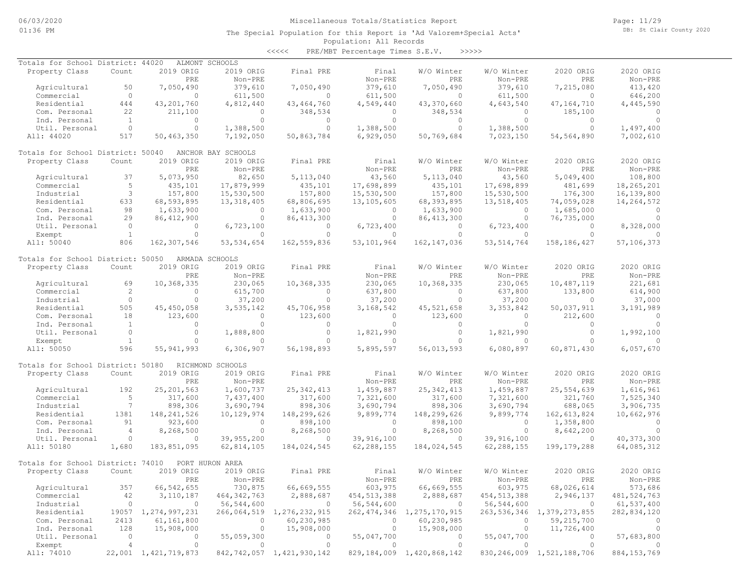Miscellaneous Totals/Statistics Report

The Special Population for this Report is 'Ad Valorem+Special Acts'
Population: All Records
<<<<< PRE/MBT Percentage Times S.E.V. >>>>>

Totals for School District: 44020 ALMONT SCHOOLS

| Property Class | Count | 2019 ORIG PRE | 2019 ORIG Non-PRE | Final PRE | Final Non-PRE | W/O Winter PRE | W/O Winter Non-PRE | 2020 ORIG PRE | 2020 ORIG Non-PRE |
|---|---|---|---|---|---|---|---|---|---|
| Agricultural | 50 | 7,050,490 | 379,610 | 7,050,490 | 379,610 | 7,050,490 | 379,610 | 7,215,080 | 413,420 |
| Commercial | 0 | 0 | 611,500 | 0 | 611,500 | 0 | 611,500 | 0 | 646,200 |
| Residential | 444 | 43,201,760 | 4,812,440 | 43,464,760 | 4,549,440 | 43,370,660 | 4,643,540 | 47,164,710 | 4,445,590 |
| Com. Personal | 22 | 211,100 | 0 | 348,534 | 0 | 348,534 | 0 | 185,100 | 0 |
| Ind. Personal | 1 | 0 | 0 | 0 | 0 | 0 | 0 | 0 | 0 |
| Util. Personal | 0 | 0 | 1,388,500 | 0 | 1,388,500 | 0 | 1,388,500 | 0 | 1,497,400 |
| All: 44020 | 517 | 50,463,350 | 7,192,050 | 50,863,784 | 6,929,050 | 50,769,684 | 7,023,150 | 54,564,890 | 7,002,610 |

Totals for School District: 50040 ANCHOR BAY SCHOOLS

| Property Class | Count | 2019 ORIG PRE | 2019 ORIG Non-PRE | Final PRE | Final Non-PRE | W/O Winter PRE | W/O Winter Non-PRE | 2020 ORIG PRE | 2020 ORIG Non-PRE |
|---|---|---|---|---|---|---|---|---|---|
| Agricultural | 37 | 5,073,950 | 82,650 | 5,113,040 | 43,560 | 5,113,040 | 43,560 | 5,049,400 | 108,800 |
| Commercial | 5 | 435,101 | 17,879,999 | 435,101 | 17,698,899 | 435,101 | 17,698,899 | 481,699 | 18,265,201 |
| Industrial | 3 | 157,800 | 15,530,500 | 157,800 | 15,530,500 | 157,800 | 15,530,500 | 176,300 | 16,139,800 |
| Residential | 633 | 68,593,895 | 13,318,405 | 68,806,695 | 13,105,605 | 68,393,895 | 13,518,405 | 74,059,028 | 14,264,572 |
| Com. Personal | 98 | 1,633,900 | 0 | 1,633,900 | 0 | 1,633,900 | 0 | 1,685,000 | 0 |
| Ind. Personal | 29 | 86,412,900 | 0 | 86,413,300 | 0 | 86,413,300 | 0 | 76,735,000 | 0 |
| Util. Personal | 0 | 0 | 6,723,100 | 0 | 6,723,400 | 0 | 6,723,400 | 0 | 8,328,000 |
| Exempt | 1 | 0 | 0 | 0 | 0 | 0 | 0 | 0 | 0 |
| All: 50040 | 806 | 162,307,546 | 53,534,654 | 162,559,836 | 53,101,964 | 162,147,036 | 53,514,764 | 158,186,427 | 57,106,373 |

Totals for School District: 50050 ARMADA SCHOOLS

| Property Class | Count | 2019 ORIG PRE | 2019 ORIG Non-PRE | Final PRE | Final Non-PRE | W/O Winter PRE | W/O Winter Non-PRE | 2020 ORIG PRE | 2020 ORIG Non-PRE |
|---|---|---|---|---|---|---|---|---|---|
| Agricultural | 69 | 10,368,335 | 230,065 | 10,368,335 | 230,065 | 10,368,335 | 230,065 | 10,487,119 | 221,681 |
| Commercial | 2 | 0 | 615,700 | 0 | 637,800 | 0 | 637,800 | 133,800 | 614,900 |
| Industrial | 0 | 0 | 37,200 | 0 | 37,200 | 0 | 37,200 | 0 | 37,000 |
| Residential | 505 | 45,450,058 | 3,535,142 | 45,706,958 | 3,168,542 | 45,521,658 | 3,353,842 | 50,037,911 | 3,191,989 |
| Com. Personal | 18 | 123,600 | 0 | 123,600 | 0 | 123,600 | 0 | 212,600 | 0 |
| Ind. Personal | 1 | 0 | 0 | 0 | 0 | 0 | 0 | 0 | 0 |
| Util. Personal | 0 | 0 | 1,888,800 | 0 | 1,821,990 | 0 | 1,821,990 | 0 | 1,992,100 |
| Exempt | 1 | 0 | 0 | 0 | 0 | 0 | 0 | 0 | 0 |
| All: 50050 | 596 | 55,941,993 | 6,306,907 | 56,198,893 | 5,895,597 | 56,013,593 | 6,080,897 | 60,871,430 | 6,057,670 |

Totals for School District: 50180 RICHMOND SCHOOLS

| Property Class | Count | 2019 ORIG PRE | 2019 ORIG Non-PRE | Final PRE | Final Non-PRE | W/O Winter PRE | W/O Winter Non-PRE | 2020 ORIG PRE | 2020 ORIG Non-PRE |
|---|---|---|---|---|---|---|---|---|---|
| Agricultural | 192 | 25,201,563 | 1,600,737 | 25,342,413 | 1,459,887 | 25,342,413 | 1,459,887 | 25,554,639 | 1,616,961 |
| Commercial | 5 | 317,600 | 7,437,400 | 317,600 | 7,321,600 | 317,600 | 7,321,600 | 321,760 | 7,525,340 |
| Industrial | 7 | 898,306 | 3,690,794 | 898,306 | 3,690,794 | 898,306 | 3,690,794 | 688,065 | 3,906,735 |
| Residential | 1381 | 148,241,526 | 10,129,974 | 148,299,626 | 9,899,774 | 148,299,626 | 9,899,774 | 162,613,824 | 10,662,976 |
| Com. Personal | 91 | 923,600 | 0 | 898,100 | 0 | 898,100 | 0 | 1,358,800 | 0 |
| Ind. Personal | 4 | 8,268,500 | 0 | 8,268,500 | 0 | 8,268,500 | 0 | 8,642,200 | 0 |
| Util. Personal | 0 | 0 | 39,955,200 | 0 | 39,916,100 | 0 | 39,916,100 | 0 | 40,373,300 |
| All: 50180 | 1,680 | 183,851,095 | 62,814,105 | 184,024,545 | 62,288,155 | 184,024,545 | 62,288,155 | 199,179,288 | 64,085,312 |

Totals for School District: 74010 PORT HURON AREA

| Property Class | Count | 2019 ORIG PRE | 2019 ORIG Non-PRE | Final PRE | Final Non-PRE | W/O Winter PRE | W/O Winter Non-PRE | 2020 ORIG PRE | 2020 ORIG Non-PRE |
|---|---|---|---|---|---|---|---|---|---|
| Agricultural | 357 | 66,542,655 | 730,875 | 66,669,555 | 603,975 | 66,669,555 | 603,975 | 68,026,614 | 573,686 |
| Commercial | 42 | 3,110,187 | 464,342,763 | 2,888,687 | 454,513,388 | 2,888,687 | 454,513,388 | 2,946,137 | 481,524,763 |
| Industrial | 0 | 0 | 56,544,600 | 0 | 56,544,600 | 0 | 56,544,600 | 0 | 61,537,400 |
| Residential | 19057 | 1,274,997,231 | 266,064,519 | 1,276,232,915 | 262,474,346 | 1,275,170,915 | 263,536,346 | 1,379,273,855 | 282,834,120 |
| Com. Personal | 2413 | 61,161,800 | 0 | 60,230,985 | 0 | 60,230,985 | 0 | 59,215,700 | 0 |
| Ind. Personal | 128 | 15,908,000 | 0 | 15,908,000 | 0 | 15,908,000 | 0 | 11,726,400 | 0 |
| Util. Personal | 0 | 0 | 55,059,300 | 0 | 55,047,700 | 0 | 55,047,700 | 0 | 57,683,800 |
| Exempt | 4 | 0 | 0 | 0 | 0 | 0 | 0 | 0 | 0 |
| All: 74010 | 22,001 | 1,421,719,873 | 842,742,057 | 1,421,930,142 | 829,184,009 | 1,420,868,142 | 830,246,009 | 1,521,188,706 | 884,153,769 |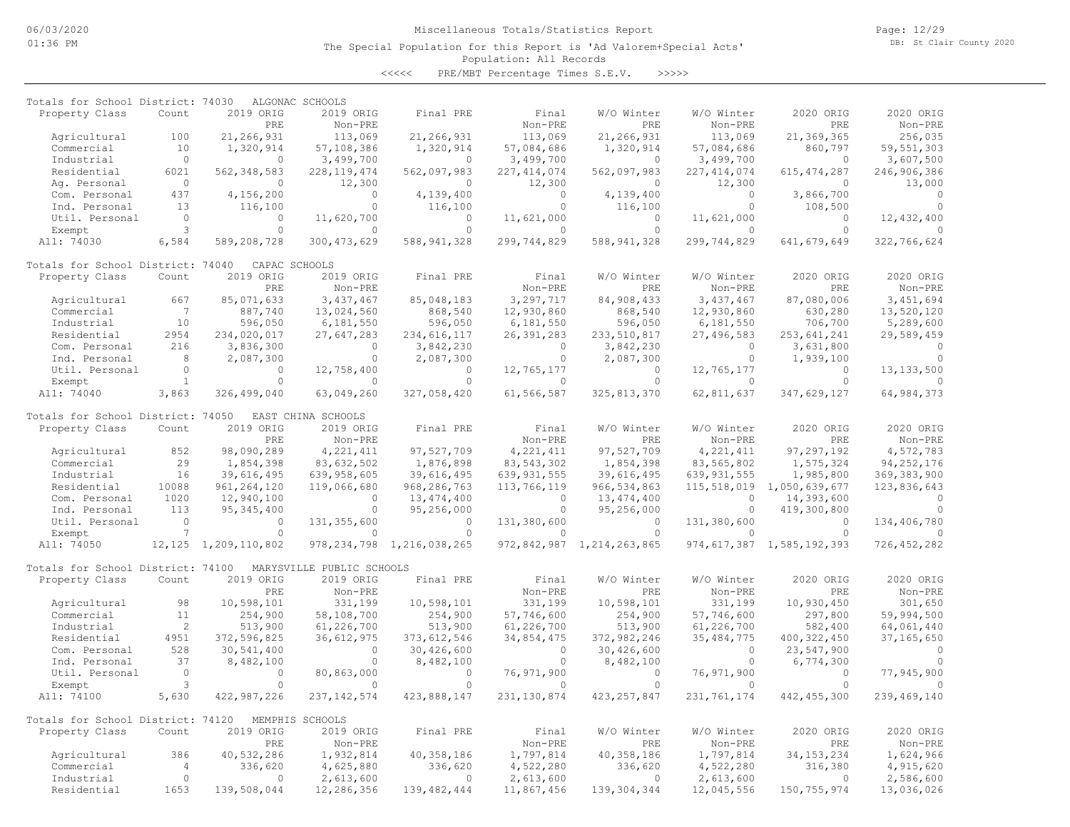Miscellaneous Totals/Statistics Report

The Special Population for this Report is 'Ad Valorem+Special Acts'

Population: All Records

<<<<< PRE/MBT Percentage Times S.E.V. >>>>>

## Totals for School District: 74030 ALGONAC SCHOOLS

| Property Class | Count | 2019 ORIG PRE | 2019 ORIG Non-PRE | Final PRE | Final Non-PRE | W/O Winter PRE | W/O Winter Non-PRE | 2020 ORIG PRE | 2020 ORIG Non-PRE |
|---|---|---|---|---|---|---|---|---|---|
| Agricultural | 100 | 21,266,931 | 113,069 | 21,266,931 | 113,069 | 21,266,931 | 113,069 | 21,369,365 | 256,035 |
| Commercial | 10 | 1,320,914 | 57,108,386 | 1,320,914 | 57,084,686 | 1,320,914 | 57,084,686 | 860,797 | 59,551,303 |
| Industrial | 0 | 0 | 3,499,700 | 0 | 3,499,700 | 0 | 3,499,700 | 0 | 3,607,500 |
| Residential | 6021 | 562,348,583 | 228,119,474 | 562,097,983 | 227,414,074 | 562,097,983 | 227,414,074 | 615,474,287 | 246,906,386 |
| Ag. Personal | 0 | 0 | 12,300 | 0 | 12,300 | 0 | 12,300 | 0 | 13,000 |
| Com. Personal | 437 | 4,156,200 | 0 | 4,139,400 | 0 | 4,139,400 | 0 | 3,866,700 | 0 |
| Ind. Personal | 13 | 116,100 | 0 | 116,100 | 0 | 116,100 | 0 | 108,500 | 0 |
| Util. Personal | 0 | 0 | 11,620,700 | 0 | 11,621,000 | 0 | 11,621,000 | 0 | 12,432,400 |
| Exempt | 3 | 0 | 0 | 0 | 0 | 0 | 0 | 0 | 0 |
| All: 74030 | 6,584 | 589,208,728 | 300,473,629 | 588,941,328 | 299,744,829 | 588,941,328 | 299,744,829 | 641,679,649 | 322,766,624 |

## Totals for School District: 74040 CAPAC SCHOOLS

| Property Class | Count | 2019 ORIG PRE | 2019 ORIG Non-PRE | Final PRE | Final Non-PRE | W/O Winter PRE | W/O Winter Non-PRE | 2020 ORIG PRE | 2020 ORIG Non-PRE |
|---|---|---|---|---|---|---|---|---|---|
| Agricultural | 667 | 85,071,633 | 3,437,467 | 85,048,183 | 3,297,717 | 84,908,433 | 3,437,467 | 87,080,006 | 3,451,694 |
| Commercial | 7 | 887,740 | 13,024,560 | 868,540 | 12,930,860 | 868,540 | 12,930,860 | 630,280 | 13,520,120 |
| Industrial | 10 | 596,050 | 6,181,550 | 596,050 | 6,181,550 | 596,050 | 6,181,550 | 706,700 | 5,289,600 |
| Residential | 2954 | 234,020,017 | 27,647,283 | 234,616,117 | 26,391,283 | 233,510,817 | 27,496,583 | 253,641,241 | 29,589,459 |
| Com. Personal | 216 | 3,836,300 | 0 | 3,842,230 | 0 | 3,842,230 | 0 | 3,631,800 | 0 |
| Ind. Personal | 8 | 2,087,300 | 0 | 2,087,300 | 0 | 2,087,300 | 0 | 1,939,100 | 0 |
| Util. Personal | 0 | 0 | 12,758,400 | 0 | 12,765,177 | 0 | 12,765,177 | 0 | 13,133,500 |
| Exempt | 1 | 0 | 0 | 0 | 0 | 0 | 0 | 0 | 0 |
| All: 74040 | 3,863 | 326,499,040 | 63,049,260 | 327,058,420 | 61,566,587 | 325,813,370 | 62,811,637 | 347,629,127 | 64,984,373 |

## Totals for School District: 74050 EAST CHINA SCHOOLS

| Property Class | Count | 2019 ORIG PRE | 2019 ORIG Non-PRE | Final PRE | Final Non-PRE | W/O Winter PRE | W/O Winter Non-PRE | 2020 ORIG PRE | 2020 ORIG Non-PRE |
|---|---|---|---|---|---|---|---|---|---|
| Agricultural | 852 | 98,090,289 | 4,221,411 | 97,527,709 | 4,221,411 | 97,527,709 | 4,221,411 | 97,297,192 | 4,572,783 |
| Commercial | 29 | 1,854,398 | 83,632,502 | 1,876,898 | 83,543,302 | 1,854,398 | 83,565,802 | 1,575,324 | 94,252,176 |
| Industrial | 16 | 39,616,495 | 639,958,605 | 39,616,495 | 639,931,555 | 39,616,495 | 639,931,555 | 1,985,800 | 369,383,900 |
| Residential | 10088 | 961,264,120 | 119,066,680 | 968,286,763 | 113,766,119 | 966,534,863 | 115,518,019 | 1,050,639,677 | 123,836,643 |
| Com. Personal | 1020 | 12,940,100 | 0 | 13,474,400 | 0 | 13,474,400 | 0 | 14,393,600 | 0 |
| Ind. Personal | 113 | 95,345,400 | 0 | 95,256,000 | 0 | 95,256,000 | 0 | 419,300,800 | 0 |
| Util. Personal | 0 | 0 | 131,355,600 | 0 | 131,380,600 | 0 | 131,380,600 | 0 | 134,406,780 |
| Exempt | 7 | 0 | 0 | 0 | 0 | 0 | 0 | 0 | 0 |
| All: 74050 | 12,125 | 1,209,110,802 | 978,234,798 | 1,216,038,265 | 972,842,987 | 1,214,263,865 | 974,617,387 | 1,585,192,393 | 726,452,282 |

## Totals for School District: 74100 MARYSVILLE PUBLIC SCHOOLS

| Property Class | Count | 2019 ORIG PRE | 2019 ORIG Non-PRE | Final PRE | Final Non-PRE | W/O Winter PRE | W/O Winter Non-PRE | 2020 ORIG PRE | 2020 ORIG Non-PRE |
|---|---|---|---|---|---|---|---|---|---|
| Agricultural | 98 | 10,598,101 | 331,199 | 10,598,101 | 331,199 | 10,598,101 | 331,199 | 10,930,450 | 301,650 |
| Commercial | 11 | 254,900 | 58,108,700 | 254,900 | 57,746,600 | 254,900 | 57,746,600 | 297,800 | 59,994,500 |
| Industrial | 2 | 513,900 | 61,226,700 | 513,900 | 61,226,700 | 513,900 | 61,226,700 | 582,400 | 64,061,440 |
| Residential | 4951 | 372,596,825 | 36,612,975 | 373,612,546 | 34,854,475 | 372,982,246 | 35,484,775 | 400,322,450 | 37,165,650 |
| Com. Personal | 528 | 30,541,400 | 0 | 30,426,600 | 0 | 30,426,600 | 0 | 23,547,900 | 0 |
| Ind. Personal | 37 | 8,482,100 | 0 | 8,482,100 | 0 | 8,482,100 | 0 | 6,774,300 | 0 |
| Util. Personal | 0 | 0 | 80,863,000 | 0 | 76,971,900 | 0 | 76,971,900 | 0 | 77,945,900 |
| Exempt | 3 | 0 | 0 | 0 | 0 | 0 | 0 | 0 | 0 |
| All: 74100 | 5,630 | 422,987,226 | 237,142,574 | 423,888,147 | 231,130,874 | 423,257,847 | 231,761,174 | 442,455,300 | 239,469,140 |

## Totals for School District: 74120 MEMPHIS SCHOOLS

| Property Class | Count | 2019 ORIG PRE | 2019 ORIG Non-PRE | Final PRE | Final Non-PRE | W/O Winter PRE | W/O Winter Non-PRE | 2020 ORIG PRE | 2020 ORIG Non-PRE |
|---|---|---|---|---|---|---|---|---|---|
| Agricultural | 386 | 40,532,286 | 1,932,814 | 40,358,186 | 1,797,814 | 40,358,186 | 1,797,814 | 34,153,234 | 1,624,966 |
| Commercial | 4 | 336,620 | 4,625,880 | 336,620 | 4,522,280 | 336,620 | 4,522,280 | 316,380 | 4,915,620 |
| Industrial | 0 | 0 | 2,613,600 | 0 | 2,613,600 | 0 | 2,613,600 | 0 | 2,586,600 |
| Residential | 1653 | 139,508,044 | 12,286,356 | 139,482,444 | 11,867,456 | 139,304,344 | 12,045,556 | 150,755,974 | 13,036,026 |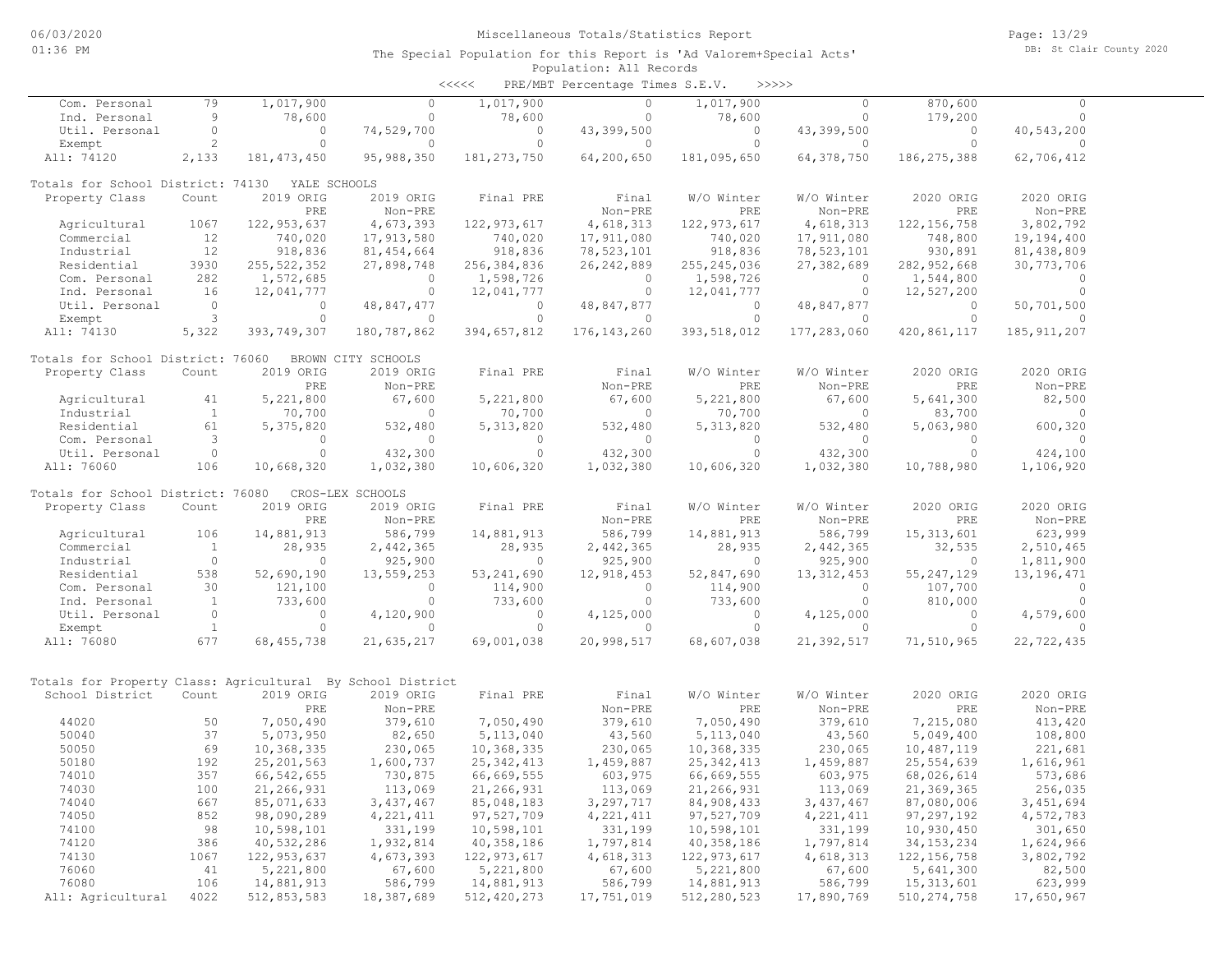The Special Population for this Report is 'Ad Valorem+Special Acts'

Population: All Records

<<<<< PRE/MBT Percentage Times S.E.V. >>>>>

| | Count | 2019 ORIG PRE | 2019 ORIG Non-PRE | Final PRE | Final Non-PRE | W/O Winter PRE | W/O Winter Non-PRE | 2020 ORIG PRE | 2020 ORIG Non-PRE |
|---|---|---|---|---|---|---|---|---|---|
| Com. Personal | 79 | 1,017,900 | 0 | 1,017,900 | 0 | 1,017,900 | 0 | 870,600 | 0 |
| Ind. Personal | 9 | 78,600 | 0 | 78,600 | 0 | 78,600 | 0 | 179,200 | 0 |
| Util. Personal | 0 | 0 | 74,529,700 | 0 | 43,399,500 | 0 | 43,399,500 | 0 | 40,543,200 |
| Exempt | 2 | 0 | 0 | 0 | 0 | 0 | 0 | 0 | 0 |
| All: 74120 | 2,133 | 181,473,450 | 95,988,350 | 181,273,750 | 64,200,650 | 181,095,650 | 64,378,750 | 186,275,388 | 62,706,412 |

Totals for School District: 74130 YALE SCHOOLS

| Property Class | Count | 2019 ORIG PRE | 2019 ORIG Non-PRE | Final PRE | Final Non-PRE | W/O Winter PRE | W/O Winter Non-PRE | 2020 ORIG PRE | 2020 ORIG Non-PRE |
|---|---|---|---|---|---|---|---|---|---|
| Agricultural | 1067 | 122,953,637 | 4,673,393 | 122,973,617 | 4,618,313 | 122,973,617 | 4,618,313 | 122,156,758 | 3,802,792 |
| Commercial | 12 | 740,020 | 17,913,580 | 740,020 | 17,911,080 | 740,020 | 17,911,080 | 748,800 | 19,194,400 |
| Industrial | 12 | 918,836 | 81,454,664 | 918,836 | 78,523,101 | 918,836 | 78,523,101 | 930,891 | 81,438,809 |
| Residential | 3930 | 255,522,352 | 27,898,748 | 256,384,836 | 26,242,889 | 255,245,036 | 27,382,689 | 282,952,668 | 30,773,706 |
| Com. Personal | 282 | 1,572,685 | 0 | 1,598,726 | 0 | 1,598,726 | 0 | 1,544,800 | 0 |
| Ind. Personal | 16 | 12,041,777 | 0 | 12,041,777 | 0 | 12,041,777 | 0 | 12,527,200 | 0 |
| Util. Personal | 0 | 0 | 48,847,477 | 0 | 48,847,877 | 0 | 48,847,877 | 0 | 50,701,500 |
| Exempt | 3 | 0 | 0 | 0 | 0 | 0 | 0 | 0 | 0 |
| All: 74130 | 5,322 | 393,749,307 | 180,787,862 | 394,657,812 | 176,143,260 | 393,518,012 | 177,283,060 | 420,861,117 | 185,911,207 |

Totals for School District: 76060 BROWN CITY SCHOOLS

| Property Class | Count | 2019 ORIG PRE | 2019 ORIG Non-PRE | Final PRE | Final Non-PRE | W/O Winter PRE | W/O Winter Non-PRE | 2020 ORIG PRE | 2020 ORIG Non-PRE |
|---|---|---|---|---|---|---|---|---|---|
| Agricultural | 41 | 5,221,800 | 67,600 | 5,221,800 | 67,600 | 5,221,800 | 67,600 | 5,641,300 | 82,500 |
| Industrial | 1 | 70,700 | 0 | 70,700 | 0 | 70,700 | 0 | 83,700 | 0 |
| Residential | 61 | 5,375,820 | 532,480 | 5,313,820 | 532,480 | 5,313,820 | 532,480 | 5,063,980 | 600,320 |
| Com. Personal | 3 | 0 | 0 | 0 | 0 | 0 | 0 | 0 | 0 |
| Util. Personal | 0 | 0 | 432,300 | 0 | 432,300 | 0 | 432,300 | 0 | 424,100 |
| All: 76060 | 106 | 10,668,320 | 1,032,380 | 10,606,320 | 1,032,380 | 10,606,320 | 1,032,380 | 10,788,980 | 1,106,920 |

Totals for School District: 76080 CROS-LEX SCHOOLS

| Property Class | Count | 2019 ORIG PRE | 2019 ORIG Non-PRE | Final PRE | Final Non-PRE | W/O Winter PRE | W/O Winter Non-PRE | 2020 ORIG PRE | 2020 ORIG Non-PRE |
|---|---|---|---|---|---|---|---|---|---|
| Agricultural | 106 | 14,881,913 | 586,799 | 14,881,913 | 586,799 | 14,881,913 | 586,799 | 15,313,601 | 623,999 |
| Commercial | 1 | 28,935 | 2,442,365 | 28,935 | 2,442,365 | 28,935 | 2,442,365 | 32,535 | 2,510,465 |
| Industrial | 0 | 0 | 925,900 | 0 | 925,900 | 0 | 925,900 | 0 | 1,811,900 |
| Residential | 538 | 52,690,190 | 13,559,253 | 53,241,690 | 12,918,453 | 52,847,690 | 13,312,453 | 55,247,129 | 13,196,471 |
| Com. Personal | 30 | 121,100 | 0 | 114,900 | 0 | 114,900 | 0 | 107,700 | 0 |
| Ind. Personal | 1 | 733,600 | 0 | 733,600 | 0 | 733,600 | 0 | 810,000 | 0 |
| Util. Personal | 0 | 0 | 4,120,900 | 0 | 4,125,000 | 0 | 4,125,000 | 0 | 4,579,600 |
| Exempt | 1 | 0 | 0 | 0 | 0 | 0 | 0 | 0 | 0 |
| All: 76080 | 677 | 68,455,738 | 21,635,217 | 69,001,038 | 20,998,517 | 68,607,038 | 21,392,517 | 71,510,965 | 22,722,435 |

Totals for Property Class: Agricultural By School District

| School District | Count | 2019 ORIG PRE | 2019 ORIG Non-PRE | Final PRE | Final Non-PRE | W/O Winter PRE | W/O Winter Non-PRE | 2020 ORIG PRE | 2020 ORIG Non-PRE |
|---|---|---|---|---|---|---|---|---|---|
| 44020 | 50 | 7,050,490 | 379,610 | 7,050,490 | 379,610 | 7,050,490 | 379,610 | 7,215,080 | 413,420 |
| 50040 | 37 | 5,073,950 | 82,650 | 5,113,040 | 43,560 | 5,113,040 | 43,560 | 5,049,400 | 108,800 |
| 50050 | 69 | 10,368,335 | 230,065 | 10,368,335 | 230,065 | 10,368,335 | 230,065 | 10,487,119 | 221,681 |
| 50180 | 192 | 25,201,563 | 1,600,737 | 25,342,413 | 1,459,887 | 25,342,413 | 1,459,887 | 25,554,639 | 1,616,961 |
| 74010 | 357 | 66,542,655 | 730,875 | 66,669,555 | 603,975 | 66,669,555 | 603,975 | 68,026,614 | 573,686 |
| 74030 | 100 | 21,266,931 | 113,069 | 21,266,931 | 113,069 | 21,266,931 | 113,069 | 21,369,365 | 256,035 |
| 74040 | 667 | 85,071,633 | 3,437,467 | 85,048,183 | 3,297,717 | 84,908,433 | 3,437,467 | 87,080,006 | 3,451,694 |
| 74050 | 852 | 98,090,289 | 4,221,411 | 97,527,709 | 4,221,411 | 97,527,709 | 4,221,411 | 97,297,192 | 4,572,783 |
| 74100 | 98 | 10,598,101 | 331,199 | 10,598,101 | 331,199 | 10,598,101 | 331,199 | 10,930,450 | 301,650 |
| 74120 | 386 | 40,532,286 | 1,932,814 | 40,358,186 | 1,797,814 | 40,358,186 | 1,797,814 | 34,153,234 | 1,624,966 |
| 74130 | 1067 | 122,953,637 | 4,673,393 | 122,973,617 | 4,618,313 | 122,973,617 | 4,618,313 | 122,156,758 | 3,802,792 |
| 76060 | 41 | 5,221,800 | 67,600 | 5,221,800 | 67,600 | 5,221,800 | 67,600 | 5,641,300 | 82,500 |
| 76080 | 106 | 14,881,913 | 586,799 | 14,881,913 | 586,799 | 14,881,913 | 586,799 | 15,313,601 | 623,999 |
| All: Agricultural | 4022 | 512,853,583 | 18,387,689 | 512,420,273 | 17,751,019 | 512,280,523 | 17,890,769 | 510,274,758 | 17,650,967 |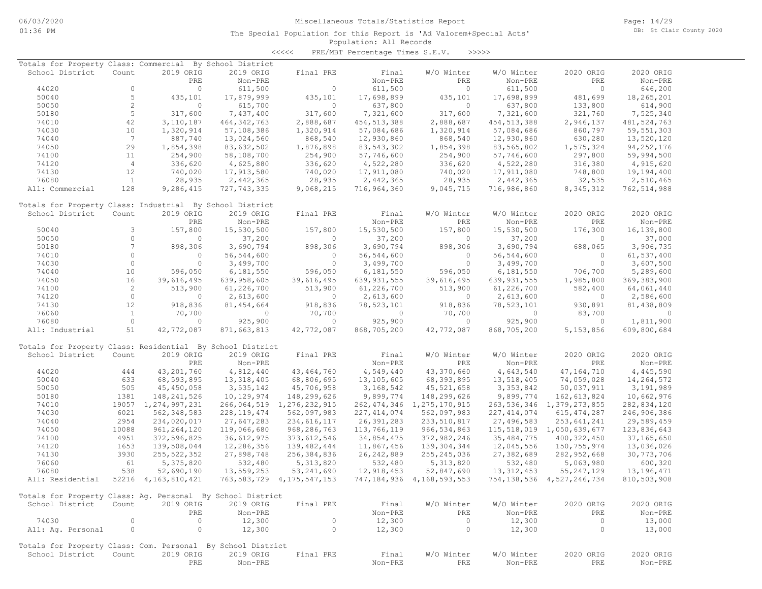Miscellaneous Totals/Statistics Report

The Special Population for this Report is 'Ad Valorem+Special Acts'
Population: All Records

<<<<< PRE/MBT Percentage Times S.E.V. >>>>>

## Totals for Property Class: Commercial By School District

| School District | Count | 2019 ORIG PRE | 2019 ORIG Non-PRE | Final PRE | Final Non-PRE | W/O Winter PRE | W/O Winter Non-PRE | 2020 ORIG PRE | 2020 ORIG Non-PRE |
|---|---|---|---|---|---|---|---|---|---|
| 44020 | 0 | 0 | 611,500 | 0 | 611,500 | 0 | 611,500 | 0 | 646,200 |
| 50040 | 5 | 435,101 | 17,879,999 | 435,101 | 17,698,899 | 435,101 | 17,698,899 | 481,699 | 18,265,201 |
| 50050 | 2 | 0 | 615,700 | 0 | 637,800 | 0 | 637,800 | 133,800 | 614,900 |
| 50180 | 5 | 317,600 | 7,437,400 | 317,600 | 7,321,600 | 317,600 | 7,321,600 | 321,760 | 7,525,340 |
| 74010 | 42 | 3,110,187 | 464,342,763 | 2,888,687 | 454,513,388 | 2,888,687 | 454,513,388 | 2,946,137 | 481,524,763 |
| 74030 | 10 | 1,320,914 | 57,108,386 | 1,320,914 | 57,084,686 | 1,320,914 | 57,084,686 | 860,797 | 59,551,303 |
| 74040 | 7 | 887,740 | 13,024,560 | 868,540 | 12,930,860 | 868,540 | 12,930,860 | 630,280 | 13,520,120 |
| 74050 | 29 | 1,854,398 | 83,632,502 | 1,876,898 | 83,543,302 | 1,854,398 | 83,565,802 | 1,575,324 | 94,252,176 |
| 74100 | 11 | 254,900 | 58,108,700 | 254,900 | 57,746,600 | 254,900 | 57,746,600 | 297,800 | 59,994,500 |
| 74120 | 4 | 336,620 | 4,625,880 | 336,620 | 4,522,280 | 336,620 | 4,522,280 | 316,380 | 4,915,620 |
| 74130 | 12 | 740,020 | 17,913,580 | 740,020 | 17,911,080 | 740,020 | 17,911,080 | 748,800 | 19,194,400 |
| 76080 | 1 | 28,935 | 2,442,365 | 28,935 | 2,442,365 | 28,935 | 2,442,365 | 32,535 | 2,510,465 |
| All: Commercial | 128 | 9,286,415 | 727,743,335 | 9,068,215 | 716,964,360 | 9,045,715 | 716,986,860 | 8,345,312 | 762,514,988 |

## Totals for Property Class: Industrial By School District

| School District | Count | 2019 ORIG PRE | 2019 ORIG Non-PRE | Final PRE | Final Non-PRE | W/O Winter PRE | W/O Winter Non-PRE | 2020 ORIG PRE | 2020 ORIG Non-PRE |
|---|---|---|---|---|---|---|---|---|---|
| 50040 | 3 | 157,800 | 15,530,500 | 157,800 | 15,530,500 | 157,800 | 15,530,500 | 176,300 | 16,139,800 |
| 50050 | 0 | 0 | 37,200 | 0 | 37,200 | 0 | 37,200 | 0 | 37,000 |
| 50180 | 7 | 898,306 | 3,690,794 | 898,306 | 3,690,794 | 898,306 | 3,690,794 | 688,065 | 3,906,735 |
| 74010 | 0 | 0 | 56,544,600 | 0 | 56,544,600 | 0 | 56,544,600 | 0 | 61,537,400 |
| 74030 | 0 | 0 | 3,499,700 | 0 | 3,499,700 | 0 | 3,499,700 | 0 | 3,607,500 |
| 74040 | 10 | 596,050 | 6,181,550 | 596,050 | 6,181,550 | 596,050 | 6,181,550 | 706,700 | 5,289,600 |
| 74050 | 16 | 39,616,495 | 639,958,605 | 39,616,495 | 639,931,555 | 39,616,495 | 639,931,555 | 1,985,800 | 369,383,900 |
| 74100 | 2 | 513,900 | 61,226,700 | 513,900 | 61,226,700 | 513,900 | 61,226,700 | 582,400 | 64,061,440 |
| 74120 | 0 | 0 | 2,613,600 | 0 | 2,613,600 | 0 | 2,613,600 | 0 | 2,586,600 |
| 74130 | 12 | 918,836 | 81,454,664 | 918,836 | 78,523,101 | 918,836 | 78,523,101 | 930,891 | 81,438,809 |
| 76060 | 1 | 70,700 | 0 | 70,700 | 0 | 70,700 | 0 | 83,700 | 0 |
| 76080 | 0 | 0 | 925,900 | 0 | 925,900 | 0 | 925,900 | 0 | 1,811,900 |
| All: Industrial | 51 | 42,772,087 | 871,663,813 | 42,772,087 | 868,705,200 | 42,772,087 | 868,705,200 | 5,153,856 | 609,800,684 |

## Totals for Property Class: Residential By School District

| School District | Count | 2019 ORIG PRE | 2019 ORIG Non-PRE | Final PRE | Final Non-PRE | W/O Winter PRE | W/O Winter Non-PRE | 2020 ORIG PRE | 2020 ORIG Non-PRE |
|---|---|---|---|---|---|---|---|---|---|
| 44020 | 444 | 43,201,760 | 4,812,440 | 43,464,760 | 4,549,440 | 43,370,660 | 4,643,540 | 47,164,710 | 4,445,590 |
| 50040 | 633 | 68,593,895 | 13,318,405 | 68,806,695 | 13,105,605 | 68,393,895 | 13,518,405 | 74,059,028 | 14,264,572 |
| 50050 | 505 | 45,450,058 | 3,535,142 | 45,706,958 | 3,168,542 | 45,521,658 | 3,353,842 | 50,037,911 | 3,191,989 |
| 50180 | 1381 | 148,241,526 | 10,129,974 | 148,299,626 | 9,899,774 | 148,299,626 | 9,899,774 | 162,613,824 | 10,662,976 |
| 74010 | 19057 | 1,274,997,231 | 266,064,519 | 1,276,232,915 | 262,474,346 | 1,275,170,915 | 263,536,346 | 1,379,273,855 | 282,834,120 |
| 74030 | 6021 | 562,348,583 | 228,119,474 | 562,097,983 | 227,414,074 | 562,097,983 | 227,414,074 | 615,474,287 | 246,906,386 |
| 74040 | 2954 | 234,020,017 | 27,647,283 | 234,616,117 | 26,391,283 | 233,510,817 | 27,496,583 | 253,641,241 | 29,589,459 |
| 74050 | 10088 | 961,264,120 | 119,066,680 | 968,286,763 | 113,766,119 | 966,534,863 | 115,518,019 | 1,050,639,677 | 123,836,643 |
| 74100 | 4951 | 372,596,825 | 36,612,975 | 373,612,546 | 34,854,475 | 372,982,246 | 35,484,775 | 400,322,450 | 37,165,650 |
| 74120 | 1653 | 139,508,044 | 12,286,356 | 139,482,444 | 11,867,456 | 139,304,344 | 12,045,556 | 150,755,974 | 13,036,026 |
| 74130 | 3930 | 255,522,352 | 27,898,748 | 256,384,836 | 26,242,889 | 255,245,036 | 27,382,689 | 282,952,668 | 30,773,706 |
| 76060 | 61 | 5,375,820 | 532,480 | 5,313,820 | 532,480 | 5,313,820 | 532,480 | 5,063,980 | 600,320 |
| 76080 | 538 | 52,690,190 | 13,559,253 | 53,241,690 | 12,918,453 | 52,847,690 | 13,312,453 | 55,247,129 | 13,196,471 |
| All: Residential | 52216 | 4,163,810,421 | 763,583,729 | 4,175,547,153 | 747,184,936 | 4,168,593,553 | 754,138,536 | 4,527,246,734 | 810,503,908 |

## Totals for Property Class: Ag. Personal By School District

| School District | Count | 2019 ORIG PRE | 2019 ORIG Non-PRE | Final PRE | Final Non-PRE | W/O Winter PRE | W/O Winter Non-PRE | 2020 ORIG PRE | 2020 ORIG Non-PRE |
|---|---|---|---|---|---|---|---|---|---|
| 74030 | 0 | 0 | 12,300 | 0 | 12,300 | 0 | 12,300 | 0 | 13,000 |
| All: Ag. Personal | 0 | 0 | 12,300 | 0 | 12,300 | 0 | 12,300 | 0 | 13,000 |

## Totals for Property Class: Com. Personal By School District

| School District | Count | 2019 ORIG PRE | 2019 ORIG Non-PRE | Final PRE | Final Non-PRE | W/O Winter PRE | W/O Winter Non-PRE | 2020 ORIG PRE | 2020 ORIG Non-PRE |
|---|---|---|---|---|---|---|---|---|---|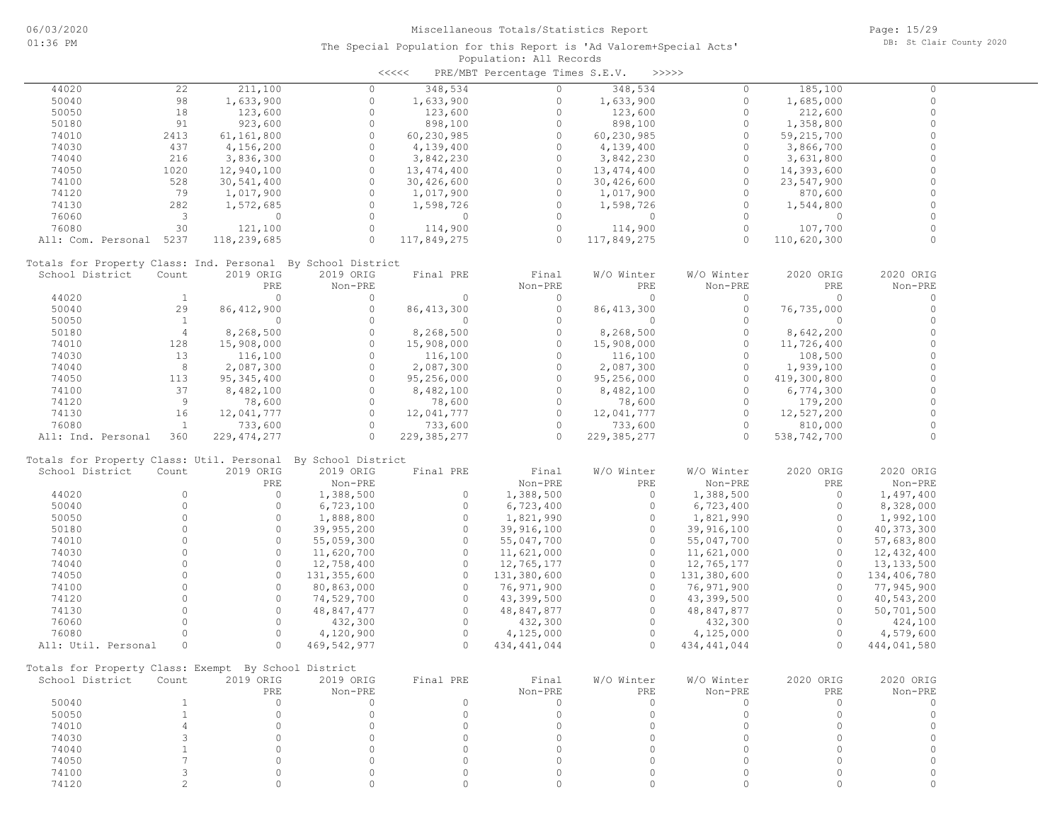Miscellaneous Totals/Statistics Report

The Special Population for this Report is 'Ad Valorem+Special Acts'

Population: All Records

<<<<< PRE/MBT Percentage Times S.E.V. >>>>>

| School District | Count | 2019 ORIG PRE | 2019 ORIG Non-PRE | Final PRE | Final Non-PRE | W/O Winter PRE | W/O Winter Non-PRE | 2020 ORIG PRE | 2020 ORIG Non-PRE |
|---|---|---|---|---|---|---|---|---|---|
| 44020 | 22 | 211,100 | 0 | 348,534 | 0 | 348,534 | 0 | 185,100 | 0 |
| 50040 | 98 | 1,633,900 | 0 | 1,633,900 | 0 | 1,633,900 | 0 | 1,685,000 | 0 |
| 50050 | 18 | 123,600 | 0 | 123,600 | 0 | 123,600 | 0 | 212,600 | 0 |
| 50180 | 91 | 923,600 | 0 | 898,100 | 0 | 898,100 | 0 | 1,358,800 | 0 |
| 74010 | 2413 | 61,161,800 | 0 | 60,230,985 | 0 | 60,230,985 | 0 | 59,215,700 | 0 |
| 74030 | 437 | 4,156,200 | 0 | 4,139,400 | 0 | 4,139,400 | 0 | 3,866,700 | 0 |
| 74040 | 216 | 3,836,300 | 0 | 3,842,230 | 0 | 3,842,230 | 0 | 3,631,800 | 0 |
| 74050 | 1020 | 12,940,100 | 0 | 13,474,400 | 0 | 13,474,400 | 0 | 14,393,600 | 0 |
| 74100 | 528 | 30,541,400 | 0 | 30,426,600 | 0 | 30,426,600 | 0 | 23,547,900 | 0 |
| 74120 | 79 | 1,017,900 | 0 | 1,017,900 | 0 | 1,017,900 | 0 | 870,600 | 0 |
| 74130 | 282 | 1,572,685 | 0 | 1,598,726 | 0 | 1,598,726 | 0 | 1,544,800 | 0 |
| 76060 | 3 | 0 | 0 | 0 | 0 | 0 | 0 | 0 | 0 |
| 76080 | 30 | 121,100 | 0 | 114,900 | 0 | 114,900 | 0 | 107,700 | 0 |
| All: Com. Personal | 5237 | 118,239,685 | 0 | 117,849,275 | 0 | 117,849,275 | 0 | 110,620,300 | 0 |

Totals for Property Class: Ind. Personal By School District

| School District | Count | 2019 ORIG PRE | 2019 ORIG Non-PRE | Final PRE | Final Non-PRE | W/O Winter PRE | W/O Winter Non-PRE | 2020 ORIG PRE | 2020 ORIG Non-PRE |
|---|---|---|---|---|---|---|---|---|---|
| 44020 | 1 | 0 | 0 | 0 | 0 | 0 | 0 | 0 | 0 |
| 50040 | 29 | 86,412,900 | 0 | 86,413,300 | 0 | 86,413,300 | 0 | 76,735,000 | 0 |
| 50050 | 1 | 0 | 0 | 0 | 0 | 0 | 0 | 0 | 0 |
| 50180 | 4 | 8,268,500 | 0 | 8,268,500 | 0 | 8,268,500 | 0 | 8,642,200 | 0 |
| 74010 | 128 | 15,908,000 | 0 | 15,908,000 | 0 | 15,908,000 | 0 | 11,726,400 | 0 |
| 74030 | 13 | 116,100 | 0 | 116,100 | 0 | 116,100 | 0 | 108,500 | 0 |
| 74040 | 8 | 2,087,300 | 0 | 2,087,300 | 0 | 2,087,300 | 0 | 1,939,100 | 0 |
| 74050 | 113 | 95,345,400 | 0 | 95,256,000 | 0 | 95,256,000 | 0 | 419,300,800 | 0 |
| 74100 | 37 | 8,482,100 | 0 | 8,482,100 | 0 | 8,482,100 | 0 | 6,774,300 | 0 |
| 74120 | 9 | 78,600 | 0 | 78,600 | 0 | 78,600 | 0 | 179,200 | 0 |
| 74130 | 16 | 12,041,777 | 0 | 12,041,777 | 0 | 12,041,777 | 0 | 12,527,200 | 0 |
| 76080 | 1 | 733,600 | 0 | 733,600 | 0 | 733,600 | 0 | 810,000 | 0 |
| All: Ind. Personal | 360 | 229,474,277 | 0 | 229,385,277 | 0 | 229,385,277 | 0 | 538,742,700 | 0 |

Totals for Property Class: Util. Personal By School District

| School District | Count | 2019 ORIG PRE | 2019 ORIG Non-PRE | Final PRE | Final Non-PRE | W/O Winter PRE | W/O Winter Non-PRE | 2020 ORIG PRE | 2020 ORIG Non-PRE |
|---|---|---|---|---|---|---|---|---|---|
| 44020 | 0 | 0 | 1,388,500 | 0 | 1,388,500 | 0 | 1,388,500 | 0 | 1,497,400 |
| 50040 | 0 | 0 | 6,723,100 | 0 | 6,723,400 | 0 | 6,723,400 | 0 | 8,328,000 |
| 50050 | 0 | 0 | 1,888,800 | 0 | 1,821,990 | 0 | 1,821,990 | 0 | 1,992,100 |
| 50180 | 0 | 0 | 39,955,200 | 0 | 39,916,100 | 0 | 39,916,100 | 0 | 40,373,300 |
| 74010 | 0 | 0 | 55,059,300 | 0 | 55,047,700 | 0 | 55,047,700 | 0 | 57,683,800 |
| 74030 | 0 | 0 | 11,620,700 | 0 | 11,621,000 | 0 | 11,621,000 | 0 | 12,432,400 |
| 74040 | 0 | 0 | 12,758,400 | 0 | 12,765,177 | 0 | 12,765,177 | 0 | 13,133,500 |
| 74050 | 0 | 0 | 131,355,600 | 0 | 131,380,600 | 0 | 131,380,600 | 0 | 134,406,780 |
| 74100 | 0 | 0 | 80,863,000 | 0 | 76,971,900 | 0 | 76,971,900 | 0 | 77,945,900 |
| 74120 | 0 | 0 | 74,529,700 | 0 | 43,399,500 | 0 | 43,399,500 | 0 | 40,543,200 |
| 74130 | 0 | 0 | 48,847,477 | 0 | 48,847,877 | 0 | 48,847,877 | 0 | 50,701,500 |
| 76060 | 0 | 0 | 432,300 | 0 | 432,300 | 0 | 432,300 | 0 | 424,100 |
| 76080 | 0 | 0 | 4,120,900 | 0 | 4,125,000 | 0 | 4,125,000 | 0 | 4,579,600 |
| All: Util. Personal | 0 | 0 | 469,542,977 | 0 | 434,441,044 | 0 | 434,441,044 | 0 | 444,041,580 |

Totals for Property Class: Exempt By School District

| School District | Count | 2019 ORIG PRE | 2019 ORIG Non-PRE | Final PRE | Final Non-PRE | W/O Winter PRE | W/O Winter Non-PRE | 2020 ORIG PRE | 2020 ORIG Non-PRE |
|---|---|---|---|---|---|---|---|---|---|
| 50040 | 1 | 0 | 0 | 0 | 0 | 0 | 0 | 0 | 0 |
| 50050 | 1 | 0 | 0 | 0 | 0 | 0 | 0 | 0 | 0 |
| 74010 | 4 | 0 | 0 | 0 | 0 | 0 | 0 | 0 | 0 |
| 74030 | 3 | 0 | 0 | 0 | 0 | 0 | 0 | 0 | 0 |
| 74040 | 1 | 0 | 0 | 0 | 0 | 0 | 0 | 0 | 0 |
| 74050 | 7 | 0 | 0 | 0 | 0 | 0 | 0 | 0 | 0 |
| 74100 | 3 | 0 | 0 | 0 | 0 | 0 | 0 | 0 | 0 |
| 74120 | 2 | 0 | 0 | 0 | 0 | 0 | 0 | 0 | 0 |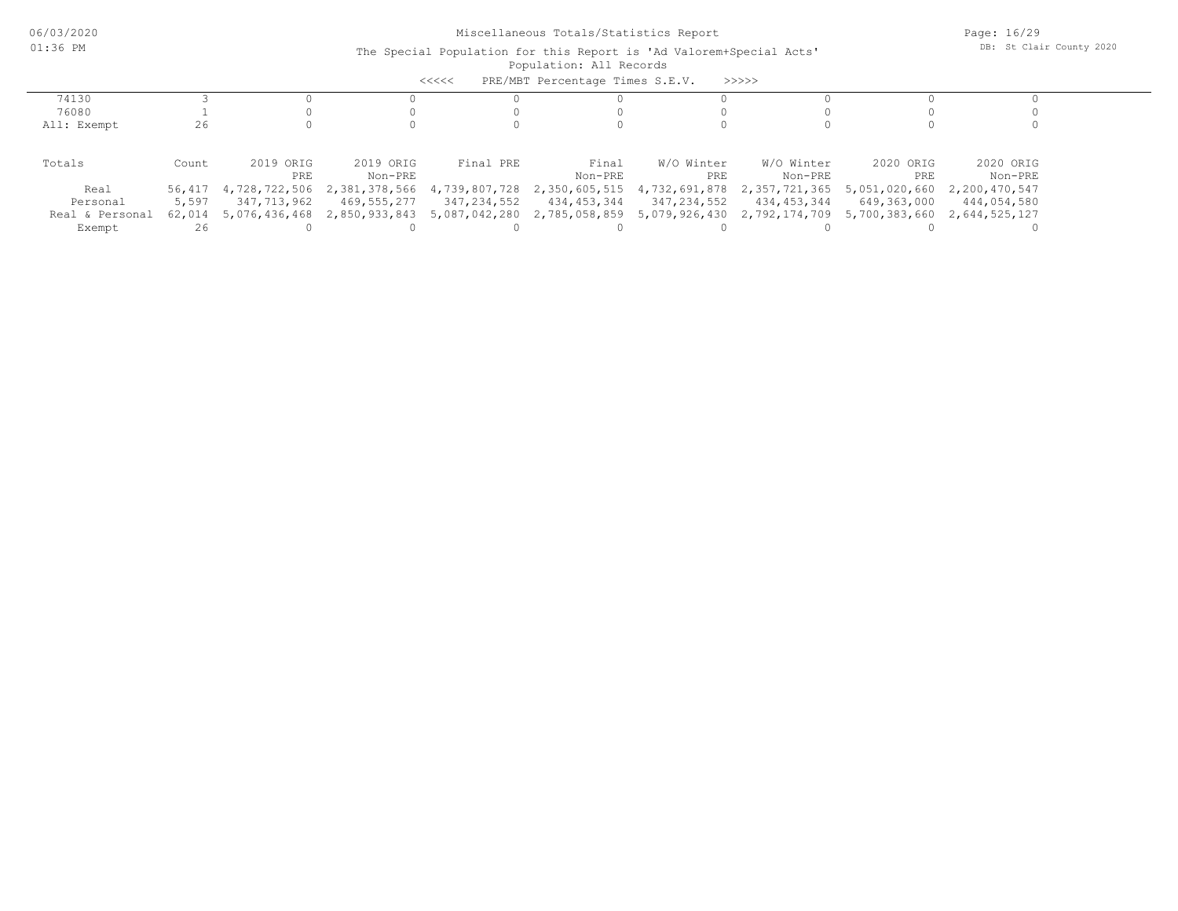Miscellaneous Totals/Statistics Report

The Special Population for this Report is 'Ad Valorem+Special Acts'

Population: All Records

<<<<< PRE/MBT Percentage Times S.E.V. >>>>>

| | | | | | | | | | |
|---|---|---|---|---|---|---|---|---|---|
| 74130 | 3 | 0 | 0 | 0 | 0 | 0 | 0 | 0 | 0 |
| 76080 | 1 | 0 | 0 | 0 | 0 | 0 | 0 | 0 | 0 |
| All: Exempt | 26 | 0 | 0 | 0 | 0 | 0 | 0 | 0 | 0 |

| Totals | Count | 2019 ORIG PRE | 2019 ORIG Non-PRE | Final PRE | Final Non-PRE | W/O Winter PRE | W/O Winter Non-PRE | 2020 ORIG PRE | 2020 ORIG Non-PRE |
|---|---|---|---|---|---|---|---|---|---|
| Real | 56,417 | 4,728,722,506 | 2,381,378,566 | 4,739,807,728 | 2,350,605,515 | 4,732,691,878 | 2,357,721,365 | 5,051,020,660 | 2,200,470,547 |
| Personal | 5,597 | 347,713,962 | 469,555,277 | 347,234,552 | 434,453,344 | 347,234,552 | 434,453,344 | 649,363,000 | 444,054,580 |
| Real & Personal | 62,014 | 5,076,436,468 | 2,850,933,843 | 5,087,042,280 | 2,785,058,859 | 5,079,926,430 | 2,792,174,709 | 5,700,383,660 | 2,644,525,127 |
| Exempt | 26 | 0 | 0 | 0 | 0 | 0 | 0 | 0 | 0 |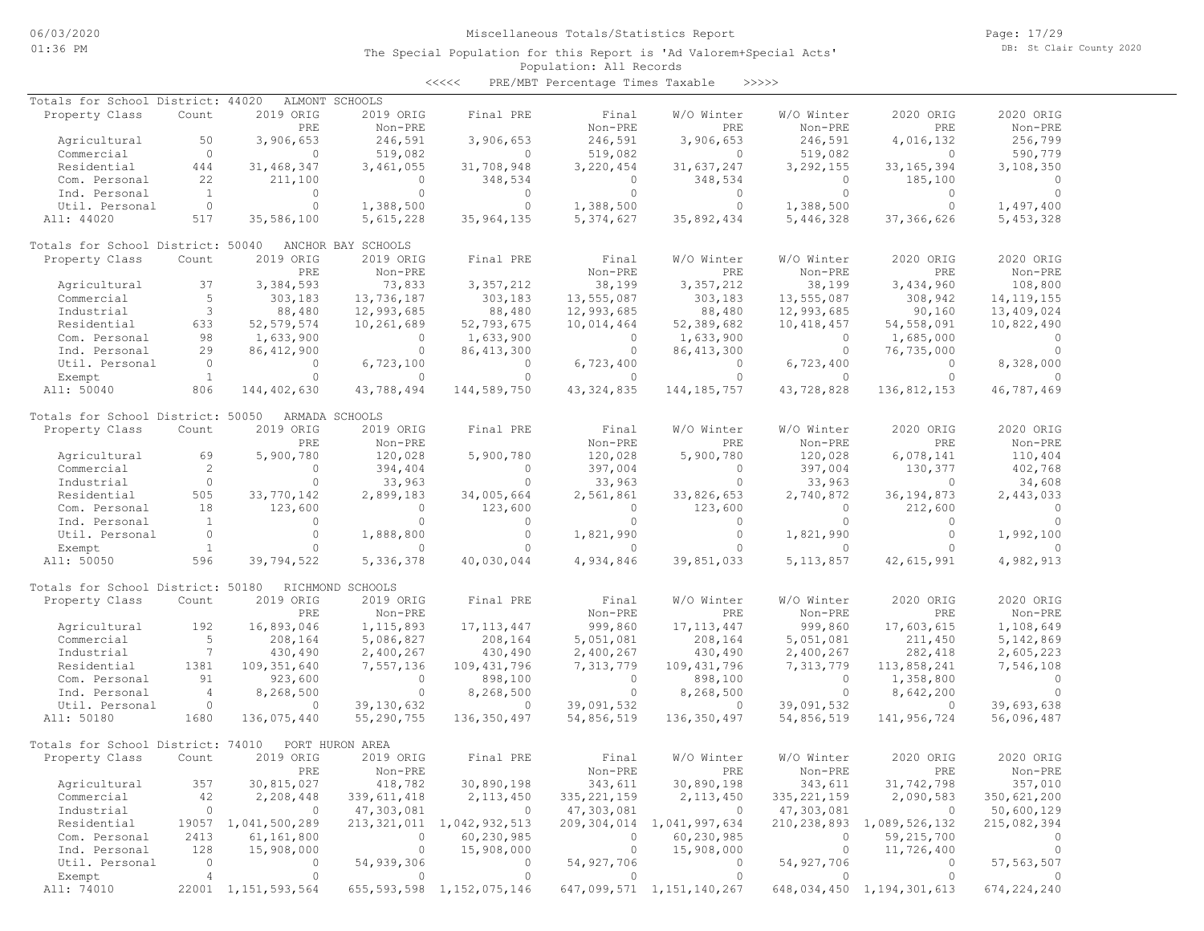Miscellaneous Totals/Statistics Report

The Special Population for this Report is 'Ad Valorem+Special Acts'

Population: All Records

<<<<< PRE/MBT Percentage Times Taxable >>>>>

**Totals for School District: 44020 ALMONT SCHOOLS**

| Property Class | Count | 2019 ORIG PRE | 2019 ORIG Non-PRE | Final PRE | Final Non-PRE | W/O Winter PRE | W/O Winter Non-PRE | 2020 ORIG PRE | 2020 ORIG Non-PRE |
|---|---|---|---|---|---|---|---|---|---|
| Agricultural | 50 | 3,906,653 | 246,591 | 3,906,653 | 246,591 | 3,906,653 | 246,591 | 4,016,132 | 256,799 |
| Commercial | 0 | 0 | 519,082 | 0 | 519,082 | 0 | 519,082 | 0 | 590,779 |
| Residential | 444 | 31,468,347 | 3,461,055 | 31,708,948 | 3,220,454 | 31,637,247 | 3,292,155 | 33,165,394 | 3,108,350 |
| Com. Personal | 22 | 211,100 | 0 | 348,534 | 0 | 348,534 | 0 | 185,100 | 0 |
| Ind. Personal | 1 | 0 | 0 | 0 | 0 | 0 | 0 | 0 | 0 |
| Util. Personal | 0 | 0 | 1,388,500 | 0 | 1,388,500 | 0 | 1,388,500 | 0 | 1,497,400 |
| All: 44020 | 517 | 35,586,100 | 5,615,228 | 35,964,135 | 5,374,627 | 35,892,434 | 5,446,328 | 37,366,626 | 5,453,328 |

**Totals for School District: 50040 ANCHOR BAY SCHOOLS**

| Property Class | Count | 2019 ORIG PRE | 2019 ORIG Non-PRE | Final PRE | Final Non-PRE | W/O Winter PRE | W/O Winter Non-PRE | 2020 ORIG PRE | 2020 ORIG Non-PRE |
|---|---|---|---|---|---|---|---|---|---|
| Agricultural | 37 | 3,384,593 | 73,833 | 3,357,212 | 38,199 | 3,357,212 | 38,199 | 3,434,960 | 108,800 |
| Commercial | 5 | 303,183 | 13,736,187 | 303,183 | 13,555,087 | 303,183 | 13,555,087 | 308,942 | 14,119,155 |
| Industrial | 3 | 88,480 | 12,993,685 | 88,480 | 12,993,685 | 88,480 | 12,993,685 | 90,160 | 13,409,024 |
| Residential | 633 | 52,579,574 | 10,261,689 | 52,793,675 | 10,014,464 | 52,389,682 | 10,418,457 | 54,558,091 | 10,822,490 |
| Com. Personal | 98 | 1,633,900 | 0 | 1,633,900 | 0 | 1,633,900 | 0 | 1,685,000 | 0 |
| Ind. Personal | 29 | 86,412,900 | 0 | 86,413,300 | 0 | 86,413,300 | 0 | 76,735,000 | 0 |
| Util. Personal | 0 | 0 | 6,723,100 | 0 | 6,723,400 | 0 | 6,723,400 | 0 | 8,328,000 |
| Exempt | 1 | 0 | 0 | 0 | 0 | 0 | 0 | 0 | 0 |
| All: 50040 | 806 | 144,402,630 | 43,788,494 | 144,589,750 | 43,324,835 | 144,185,757 | 43,728,828 | 136,812,153 | 46,787,469 |

**Totals for School District: 50050 ARMADA SCHOOLS**

| Property Class | Count | 2019 ORIG PRE | 2019 ORIG Non-PRE | Final PRE | Final Non-PRE | W/O Winter PRE | W/O Winter Non-PRE | 2020 ORIG PRE | 2020 ORIG Non-PRE |
|---|---|---|---|---|---|---|---|---|---|
| Agricultural | 69 | 5,900,780 | 120,028 | 5,900,780 | 120,028 | 5,900,780 | 120,028 | 6,078,141 | 110,404 |
| Commercial | 2 | 0 | 394,404 | 0 | 397,004 | 0 | 397,004 | 130,377 | 402,768 |
| Industrial | 0 | 0 | 33,963 | 0 | 33,963 | 0 | 33,963 | 0 | 34,608 |
| Residential | 505 | 33,770,142 | 2,899,183 | 34,005,664 | 2,561,861 | 33,826,653 | 2,740,872 | 36,194,873 | 2,443,033 |
| Com. Personal | 18 | 123,600 | 0 | 123,600 | 0 | 123,600 | 0 | 212,600 | 0 |
| Ind. Personal | 1 | 0 | 0 | 0 | 0 | 0 | 0 | 0 | 0 |
| Util. Personal | 0 | 0 | 1,888,800 | 0 | 1,821,990 | 0 | 1,821,990 | 0 | 1,992,100 |
| Exempt | 1 | 0 | 0 | 0 | 0 | 0 | 0 | 0 | 0 |
| All: 50050 | 596 | 39,794,522 | 5,336,378 | 40,030,044 | 4,934,846 | 39,851,033 | 5,113,857 | 42,615,991 | 4,982,913 |

**Totals for School District: 50180 RICHMOND SCHOOLS**

| Property Class | Count | 2019 ORIG PRE | 2019 ORIG Non-PRE | Final PRE | Final Non-PRE | W/O Winter PRE | W/O Winter Non-PRE | 2020 ORIG PRE | 2020 ORIG Non-PRE |
|---|---|---|---|---|---|---|---|---|---|
| Agricultural | 192 | 16,893,046 | 1,115,893 | 17,113,447 | 999,860 | 17,113,447 | 999,860 | 17,603,615 | 1,108,649 |
| Commercial | 5 | 208,164 | 5,086,827 | 208,164 | 5,051,081 | 208,164 | 5,051,081 | 211,450 | 5,142,869 |
| Industrial | 7 | 430,490 | 2,400,267 | 430,490 | 2,400,267 | 430,490 | 2,400,267 | 282,418 | 2,605,223 |
| Residential | 1381 | 109,351,640 | 7,557,136 | 109,431,796 | 7,313,779 | 109,431,796 | 7,313,779 | 113,858,241 | 7,546,108 |
| Com. Personal | 91 | 923,600 | 0 | 898,100 | 0 | 898,100 | 0 | 1,358,800 | 0 |
| Ind. Personal | 4 | 8,268,500 | 0 | 8,268,500 | 0 | 8,268,500 | 0 | 8,642,200 | 0 |
| Util. Personal | 0 | 0 | 39,130,632 | 0 | 39,091,532 | 0 | 39,091,532 | 0 | 39,693,638 |
| All: 50180 | 1680 | 136,075,440 | 55,290,755 | 136,350,497 | 54,856,519 | 136,350,497 | 54,856,519 | 141,956,724 | 56,096,487 |

**Totals for School District: 74010 PORT HURON AREA**

| Property Class | Count | 2019 ORIG PRE | 2019 ORIG Non-PRE | Final PRE | Final Non-PRE | W/O Winter PRE | W/O Winter Non-PRE | 2020 ORIG PRE | 2020 ORIG Non-PRE |
|---|---|---|---|---|---|---|---|---|---|
| Agricultural | 357 | 30,815,027 | 418,782 | 30,890,198 | 343,611 | 30,890,198 | 343,611 | 31,742,798 | 357,010 |
| Commercial | 42 | 2,208,448 | 339,611,418 | 2,113,450 | 335,221,159 | 2,113,450 | 335,221,159 | 2,090,583 | 350,621,200 |
| Industrial | 0 | 0 | 47,303,081 | 0 | 47,303,081 | 0 | 47,303,081 | 0 | 50,600,129 |
| Residential | 19057 | 1,041,500,289 | 213,321,011 | 1,042,932,513 | 209,304,014 | 1,041,997,634 | 210,238,893 | 1,089,526,132 | 215,082,394 |
| Com. Personal | 2413 | 61,161,800 | 0 | 60,230,985 | 0 | 60,230,985 | 0 | 59,215,700 | 0 |
| Ind. Personal | 128 | 15,908,000 | 0 | 15,908,000 | 0 | 15,908,000 | 0 | 11,726,400 | 0 |
| Util. Personal | 0 | 0 | 54,939,306 | 0 | 54,927,706 | 0 | 54,927,706 | 0 | 57,563,507 |
| Exempt | 4 | 0 | 0 | 0 | 0 | 0 | 0 | 0 | 0 |
| All: 74010 | 22001 | 1,151,593,564 | 655,593,598 | 1,152,075,146 | 647,099,571 | 1,151,140,267 | 648,034,450 | 1,194,301,613 | 674,224,240 |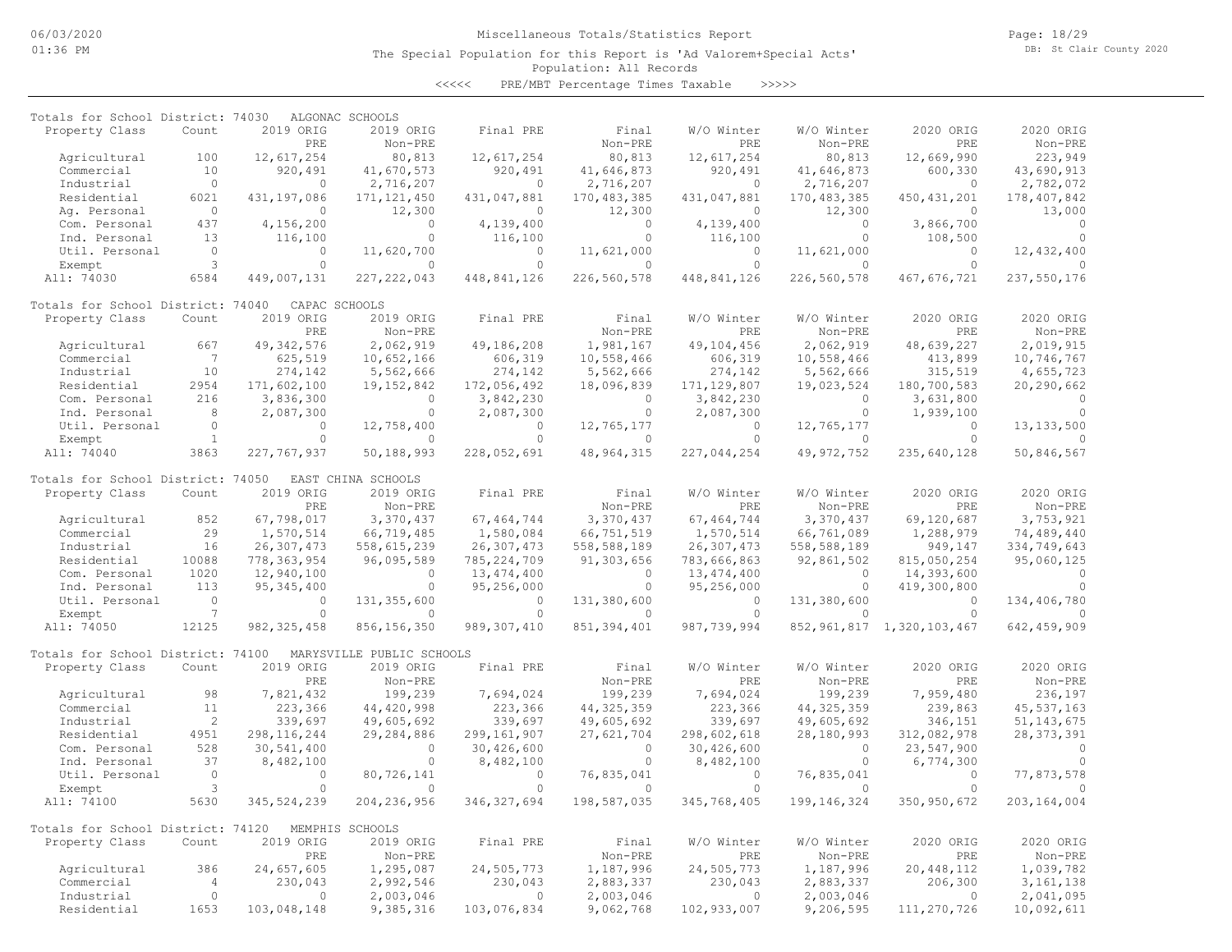Miscellaneous Totals/Statistics Report

The Special Population for this Report is 'Ad Valorem+Special Acts'

Population: All Records

<<<<< PRE/MBT Percentage Times Taxable >>>>>

**Totals for School District: 74030 ALGONAC SCHOOLS**

| Property Class | Count | 2019 ORIG PRE | 2019 ORIG Non-PRE | Final PRE | Final Non-PRE | W/O Winter PRE | W/O Winter Non-PRE | 2020 ORIG PRE | 2020 ORIG Non-PRE |
|---|---|---|---|---|---|---|---|---|---|
| Agricultural | 100 | 12,617,254 | 80,813 | 12,617,254 | 80,813 | 12,617,254 | 80,813 | 12,669,990 | 223,949 |
| Commercial | 10 | 920,491 | 41,670,573 | 920,491 | 41,646,873 | 920,491 | 41,646,873 | 600,330 | 43,690,913 |
| Industrial | 0 | 0 | 2,716,207 | 0 | 2,716,207 | 0 | 2,716,207 | 0 | 2,782,072 |
| Residential | 6021 | 431,197,086 | 171,121,450 | 431,047,881 | 170,483,385 | 431,047,881 | 170,483,385 | 450,431,201 | 178,407,842 |
| Ag. Personal | 0 | 0 | 12,300 | 0 | 12,300 | 0 | 12,300 | 0 | 13,000 |
| Com. Personal | 437 | 4,156,200 | 0 | 4,139,400 | 0 | 4,139,400 | 0 | 3,866,700 | 0 |
| Ind. Personal | 13 | 116,100 | 0 | 116,100 | 0 | 116,100 | 0 | 108,500 | 0 |
| Util. Personal | 0 | 0 | 11,620,700 | 0 | 11,621,000 | 0 | 11,621,000 | 0 | 12,432,400 |
| Exempt | 3 | 0 | 0 | 0 | 0 | 0 | 0 | 0 | 0 |
| All: 74030 | 6584 | 449,007,131 | 227,222,043 | 448,841,126 | 226,560,578 | 448,841,126 | 226,560,578 | 467,676,721 | 237,550,176 |

**Totals for School District: 74040 CAPAC SCHOOLS**

| Property Class | Count | 2019 ORIG PRE | 2019 ORIG Non-PRE | Final PRE | Final Non-PRE | W/O Winter PRE | W/O Winter Non-PRE | 2020 ORIG PRE | 2020 ORIG Non-PRE |
|---|---|---|---|---|---|---|---|---|---|
| Agricultural | 667 | 49,342,576 | 2,062,919 | 49,186,208 | 1,981,167 | 49,104,456 | 2,062,919 | 48,639,227 | 2,019,915 |
| Commercial | 7 | 625,519 | 10,652,166 | 606,319 | 10,558,466 | 606,319 | 10,558,466 | 413,899 | 10,746,767 |
| Industrial | 10 | 274,142 | 5,562,666 | 274,142 | 5,562,666 | 274,142 | 5,562,666 | 315,519 | 4,655,723 |
| Residential | 2954 | 171,602,100 | 19,152,842 | 172,056,492 | 18,096,839 | 171,129,807 | 19,023,524 | 180,700,583 | 20,290,662 |
| Com. Personal | 216 | 3,836,300 | 0 | 3,842,230 | 0 | 3,842,230 | 0 | 3,631,800 | 0 |
| Ind. Personal | 8 | 2,087,300 | 0 | 2,087,300 | 0 | 2,087,300 | 0 | 1,939,100 | 0 |
| Util. Personal | 0 | 0 | 12,758,400 | 0 | 12,765,177 | 0 | 12,765,177 | 0 | 13,133,500 |
| Exempt | 1 | 0 | 0 | 0 | 0 | 0 | 0 | 0 | 0 |
| All: 74040 | 3863 | 227,767,937 | 50,188,993 | 228,052,691 | 48,964,315 | 227,044,254 | 49,972,752 | 235,640,128 | 50,846,567 |

**Totals for School District: 74050 EAST CHINA SCHOOLS**

| Property Class | Count | 2019 ORIG PRE | 2019 ORIG Non-PRE | Final PRE | Final Non-PRE | W/O Winter PRE | W/O Winter Non-PRE | 2020 ORIG PRE | 2020 ORIG Non-PRE |
|---|---|---|---|---|---|---|---|---|---|
| Agricultural | 852 | 67,798,017 | 3,370,437 | 67,464,744 | 3,370,437 | 67,464,744 | 3,370,437 | 69,120,687 | 3,753,921 |
| Commercial | 29 | 1,570,514 | 66,719,485 | 1,580,084 | 66,751,519 | 1,570,514 | 66,761,089 | 1,288,979 | 74,489,440 |
| Industrial | 16 | 26,307,473 | 558,615,239 | 26,307,473 | 558,588,189 | 26,307,473 | 558,588,189 | 949,147 | 334,749,643 |
| Residential | 10088 | 778,363,954 | 96,095,589 | 785,224,709 | 91,303,656 | 783,666,863 | 92,861,502 | 815,050,254 | 95,060,125 |
| Com. Personal | 1020 | 12,940,100 | 0 | 13,474,400 | 0 | 13,474,400 | 0 | 14,393,600 | 0 |
| Ind. Personal | 113 | 95,345,400 | 0 | 95,256,000 | 0 | 95,256,000 | 0 | 419,300,800 | 0 |
| Util. Personal | 0 | 0 | 131,355,600 | 0 | 131,380,600 | 0 | 131,380,600 | 0 | 134,406,780 |
| Exempt | 7 | 0 | 0 | 0 | 0 | 0 | 0 | 0 | 0 |
| All: 74050 | 12125 | 982,325,458 | 856,156,350 | 989,307,410 | 851,394,401 | 987,739,994 | 852,961,817 | 1,320,103,467 | 642,459,909 |

**Totals for School District: 74100 MARYSVILLE PUBLIC SCHOOLS**

| Property Class | Count | 2019 ORIG PRE | 2019 ORIG Non-PRE | Final PRE | Final Non-PRE | W/O Winter PRE | W/O Winter Non-PRE | 2020 ORIG PRE | 2020 ORIG Non-PRE |
|---|---|---|---|---|---|---|---|---|---|
| Agricultural | 98 | 7,821,432 | 199,239 | 7,694,024 | 199,239 | 7,694,024 | 199,239 | 7,959,480 | 236,197 |
| Commercial | 11 | 223,366 | 44,420,998 | 223,366 | 44,325,359 | 223,366 | 44,325,359 | 239,863 | 45,537,163 |
| Industrial | 2 | 339,697 | 49,605,692 | 339,697 | 49,605,692 | 339,697 | 49,605,692 | 346,151 | 51,143,675 |
| Residential | 4951 | 298,116,244 | 29,284,886 | 299,161,907 | 27,621,704 | 298,602,618 | 28,180,993 | 312,082,978 | 28,373,391 |
| Com. Personal | 528 | 30,541,400 | 0 | 30,426,600 | 0 | 30,426,600 | 0 | 23,547,900 | 0 |
| Ind. Personal | 37 | 8,482,100 | 0 | 8,482,100 | 0 | 8,482,100 | 0 | 6,774,300 | 0 |
| Util. Personal | 0 | 0 | 80,726,141 | 0 | 76,835,041 | 0 | 76,835,041 | 0 | 77,873,578 |
| Exempt | 3 | 0 | 0 | 0 | 0 | 0 | 0 | 0 | 0 |
| All: 74100 | 5630 | 345,524,239 | 204,236,956 | 346,327,694 | 198,587,035 | 345,768,405 | 199,146,324 | 350,950,672 | 203,164,004 |

**Totals for School District: 74120 MEMPHIS SCHOOLS**

| Property Class | Count | 2019 ORIG PRE | 2019 ORIG Non-PRE | Final PRE | Final Non-PRE | W/O Winter PRE | W/O Winter Non-PRE | 2020 ORIG PRE | 2020 ORIG Non-PRE |
|---|---|---|---|---|---|---|---|---|---|
| Agricultural | 386 | 24,657,605 | 1,295,087 | 24,505,773 | 1,187,996 | 24,505,773 | 1,187,996 | 20,448,112 | 1,039,782 |
| Commercial | 4 | 230,043 | 2,992,546 | 230,043 | 2,883,337 | 230,043 | 2,883,337 | 206,300 | 3,161,138 |
| Industrial | 0 | 0 | 2,003,046 | 0 | 2,003,046 | 0 | 2,003,046 | 0 | 2,041,095 |
| Residential | 1653 | 103,048,148 | 9,385,316 | 103,076,834 | 9,062,768 | 102,933,007 | 9,206,595 | 111,270,726 | 10,092,611 |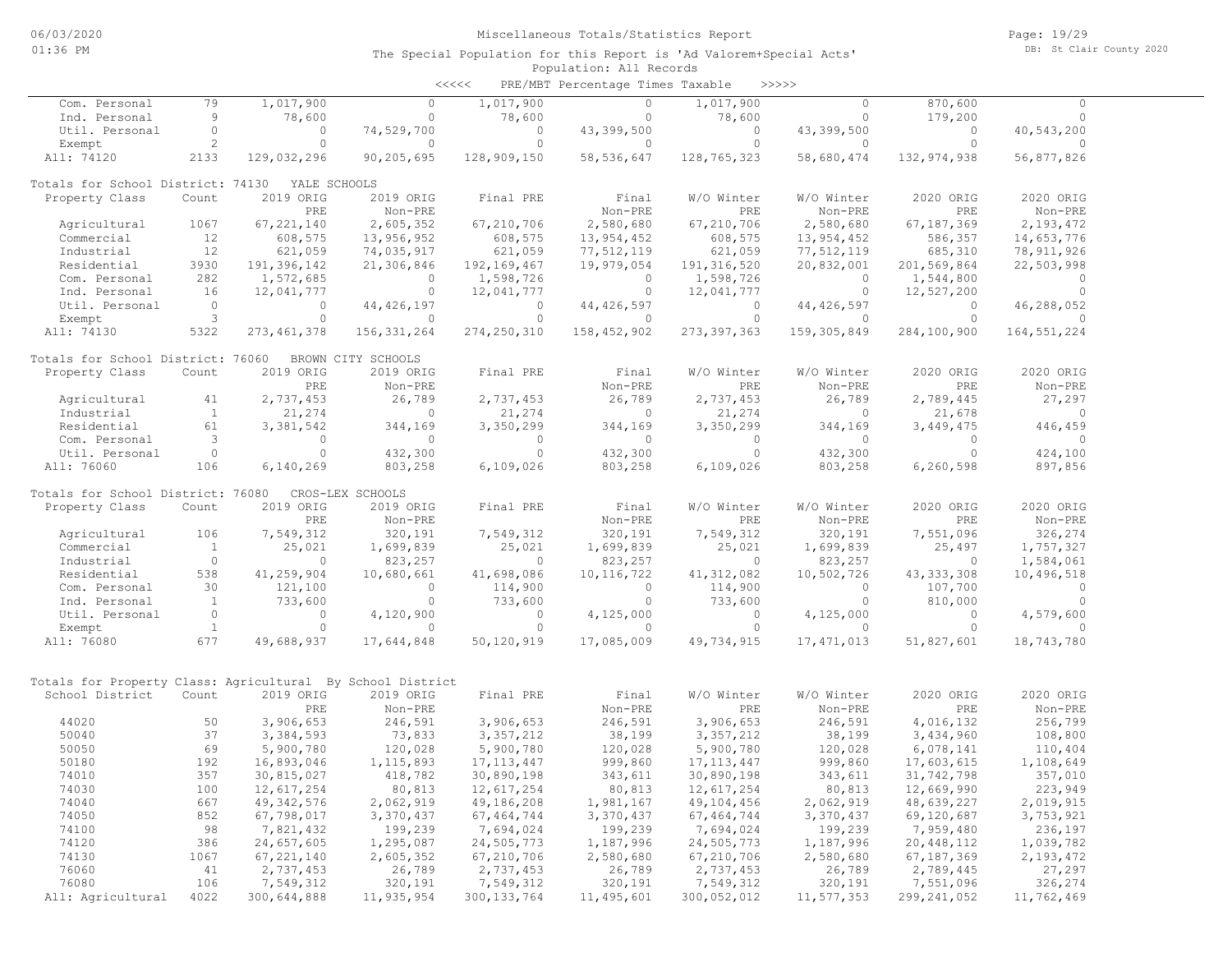Miscellaneous Totals/Statistics Report

The Special Population for this Report is 'Ad Valorem+Special Acts'

Population: All Records

<<<<< PRE/MBT Percentage Times Taxable >>>>>

| | Count | 2019 ORIG PRE | 2019 ORIG Non-PRE | Final PRE | Final Non-PRE | W/O Winter PRE | W/O Winter Non-PRE | 2020 ORIG PRE | 2020 ORIG Non-PRE |
|---|---|---|---|---|---|---|---|---|---|
| Com. Personal | 79 | 1,017,900 | 0 | 1,017,900 | 0 | 1,017,900 | 0 | 870,600 | 0 |
| Ind. Personal | 9 | 78,600 | 0 | 78,600 | 0 | 78,600 | 0 | 179,200 | 0 |
| Util. Personal | 0 | 0 | 74,529,700 | 0 | 43,399,500 | 0 | 43,399,500 | 0 | 40,543,200 |
| Exempt | 2 | 0 | 0 | 0 | 0 | 0 | 0 | 0 | 0 |
| All: 74120 | 2133 | 129,032,296 | 90,205,695 | 128,909,150 | 58,536,647 | 128,765,323 | 58,680,474 | 132,974,938 | 56,877,826 |

Totals for School District: 74130 YALE SCHOOLS

| Property Class | Count | 2019 ORIG PRE | 2019 ORIG Non-PRE | Final PRE | Final Non-PRE | W/O Winter PRE | W/O Winter Non-PRE | 2020 ORIG PRE | 2020 ORIG Non-PRE |
|---|---|---|---|---|---|---|---|---|---|
| Agricultural | 1067 | 67,221,140 | 2,605,352 | 67,210,706 | 2,580,680 | 67,210,706 | 2,580,680 | 67,187,369 | 2,193,472 |
| Commercial | 12 | 608,575 | 13,956,952 | 608,575 | 13,954,452 | 608,575 | 13,954,452 | 586,357 | 14,653,776 |
| Industrial | 12 | 621,059 | 74,035,917 | 621,059 | 77,512,119 | 621,059 | 77,512,119 | 685,310 | 78,911,926 |
| Residential | 3930 | 191,396,142 | 21,306,846 | 192,169,467 | 19,979,054 | 191,316,520 | 20,832,001 | 201,569,864 | 22,503,998 |
| Com. Personal | 282 | 1,572,685 | 0 | 1,598,726 | 0 | 1,598,726 | 0 | 1,544,800 | 0 |
| Ind. Personal | 16 | 12,041,777 | 0 | 12,041,777 | 0 | 12,041,777 | 0 | 12,527,200 | 0 |
| Util. Personal | 0 | 0 | 44,426,197 | 0 | 44,426,597 | 0 | 44,426,597 | 0 | 46,288,052 |
| Exempt | 3 | 0 | 0 | 0 | 0 | 0 | 0 | 0 | 0 |
| All: 74130 | 5322 | 273,461,378 | 156,331,264 | 274,250,310 | 158,452,902 | 273,397,363 | 159,305,849 | 284,100,900 | 164,551,224 |

Totals for School District: 76060 BROWN CITY SCHOOLS

| Property Class | Count | 2019 ORIG PRE | 2019 ORIG Non-PRE | Final PRE | Final Non-PRE | W/O Winter PRE | W/O Winter Non-PRE | 2020 ORIG PRE | 2020 ORIG Non-PRE |
|---|---|---|---|---|---|---|---|---|---|
| Agricultural | 41 | 2,737,453 | 26,789 | 2,737,453 | 26,789 | 2,737,453 | 26,789 | 2,789,445 | 27,297 |
| Industrial | 1 | 21,274 | 0 | 21,274 | 0 | 21,274 | 0 | 21,678 | 0 |
| Residential | 61 | 3,381,542 | 344,169 | 3,350,299 | 344,169 | 3,350,299 | 344,169 | 3,449,475 | 446,459 |
| Com. Personal | 3 | 0 | 0 | 0 | 0 | 0 | 0 | 0 | 0 |
| Util. Personal | 0 | 0 | 432,300 | 0 | 432,300 | 0 | 432,300 | 0 | 424,100 |
| All: 76060 | 106 | 6,140,269 | 803,258 | 6,109,026 | 803,258 | 6,109,026 | 803,258 | 6,260,598 | 897,856 |

Totals for School District: 76080 CROS-LEX SCHOOLS

| Property Class | Count | 2019 ORIG PRE | 2019 ORIG Non-PRE | Final PRE | Final Non-PRE | W/O Winter PRE | W/O Winter Non-PRE | 2020 ORIG PRE | 2020 ORIG Non-PRE |
|---|---|---|---|---|---|---|---|---|---|
| Agricultural | 106 | 7,549,312 | 320,191 | 7,549,312 | 320,191 | 7,549,312 | 320,191 | 7,551,096 | 326,274 |
| Commercial | 1 | 25,021 | 1,699,839 | 25,021 | 1,699,839 | 25,021 | 1,699,839 | 25,497 | 1,757,327 |
| Industrial | 0 | 0 | 823,257 | 0 | 823,257 | 0 | 823,257 | 0 | 1,584,061 |
| Residential | 538 | 41,259,904 | 10,680,661 | 41,698,086 | 10,116,722 | 41,312,082 | 10,502,726 | 43,333,308 | 10,496,518 |
| Com. Personal | 30 | 121,100 | 0 | 114,900 | 0 | 114,900 | 0 | 107,700 | 0 |
| Ind. Personal | 1 | 733,600 | 0 | 733,600 | 0 | 733,600 | 0 | 810,000 | 0 |
| Util. Personal | 0 | 0 | 4,120,900 | 0 | 4,125,000 | 0 | 4,125,000 | 0 | 4,579,600 |
| Exempt | 1 | 0 | 0 | 0 | 0 | 0 | 0 | 0 | 0 |
| All: 76080 | 677 | 49,688,937 | 17,644,848 | 50,120,919 | 17,085,009 | 49,734,915 | 17,471,013 | 51,827,601 | 18,743,780 |

Totals for Property Class: Agricultural By School District

| School District | Count | 2019 ORIG PRE | 2019 ORIG Non-PRE | Final PRE | Final Non-PRE | W/O Winter PRE | W/O Winter Non-PRE | 2020 ORIG PRE | 2020 ORIG Non-PRE |
|---|---|---|---|---|---|---|---|---|---|
| 44020 | 50 | 3,906,653 | 246,591 | 3,906,653 | 246,591 | 3,906,653 | 246,591 | 4,016,132 | 256,799 |
| 50040 | 37 | 3,384,593 | 73,833 | 3,357,212 | 38,199 | 3,357,212 | 38,199 | 3,434,960 | 108,800 |
| 50050 | 69 | 5,900,780 | 120,028 | 5,900,780 | 120,028 | 5,900,780 | 120,028 | 6,078,141 | 110,404 |
| 50180 | 192 | 16,893,046 | 1,115,893 | 17,113,447 | 999,860 | 17,113,447 | 999,860 | 17,603,615 | 1,108,649 |
| 74010 | 357 | 30,815,027 | 418,782 | 30,890,198 | 343,611 | 30,890,198 | 343,611 | 31,742,798 | 357,010 |
| 74030 | 100 | 12,617,254 | 80,813 | 12,617,254 | 80,813 | 12,617,254 | 80,813 | 12,669,990 | 223,949 |
| 74040 | 667 | 49,342,576 | 2,062,919 | 49,186,208 | 1,981,167 | 49,104,456 | 2,062,919 | 48,639,227 | 2,019,915 |
| 74050 | 852 | 67,798,017 | 3,370,437 | 67,464,744 | 3,370,437 | 67,464,744 | 3,370,437 | 69,120,687 | 3,753,921 |
| 74100 | 98 | 7,821,432 | 199,239 | 7,694,024 | 199,239 | 7,694,024 | 199,239 | 7,959,480 | 236,197 |
| 74120 | 386 | 24,657,605 | 1,295,087 | 24,505,773 | 1,187,996 | 24,505,773 | 1,187,996 | 20,448,112 | 1,039,782 |
| 74130 | 1067 | 67,221,140 | 2,605,352 | 67,210,706 | 2,580,680 | 67,210,706 | 2,580,680 | 67,187,369 | 2,193,472 |
| 76060 | 41 | 2,737,453 | 26,789 | 2,737,453 | 26,789 | 2,737,453 | 26,789 | 2,789,445 | 27,297 |
| 76080 | 106 | 7,549,312 | 320,191 | 7,549,312 | 320,191 | 7,549,312 | 320,191 | 7,551,096 | 326,274 |
| All: Agricultural | 4022 | 300,644,888 | 11,935,954 | 300,133,764 | 11,495,601 | 300,052,012 | 11,577,353 | 299,241,052 | 11,762,469 |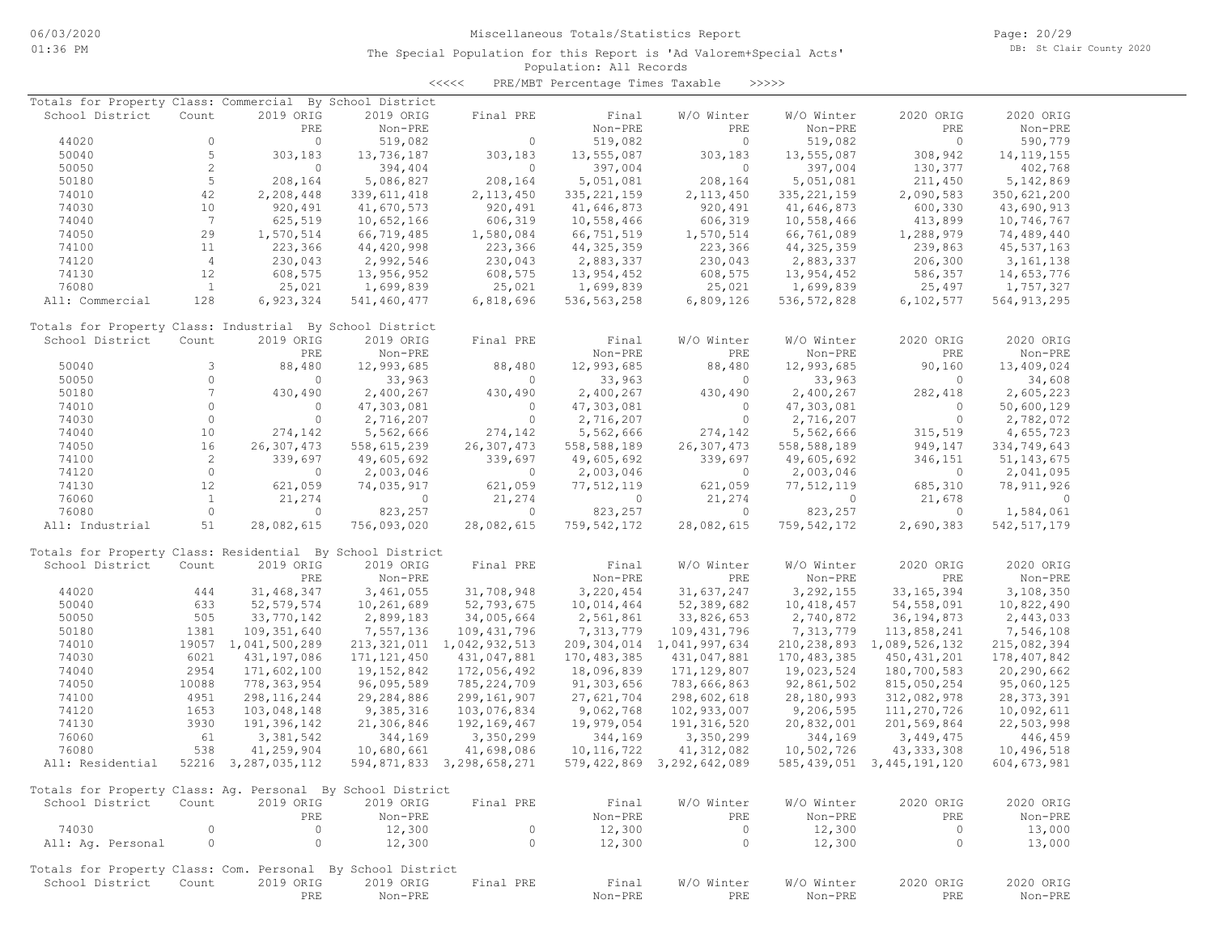Miscellaneous Totals/Statistics Report

The Special Population for this Report is 'Ad Valorem+Special Acts'
Population: All Records

<<<<< PRE/MBT Percentage Times Taxable >>>>>

### Totals for Property Class: Commercial By School District

| School District | Count | 2019 ORIG PRE | 2019 ORIG Non-PRE | Final PRE | Final Non-PRE | W/O Winter PRE | W/O Winter Non-PRE | 2020 ORIG PRE | 2020 ORIG Non-PRE |
|---|---|---|---|---|---|---|---|---|---|
| 44020 | 0 | 0 | 519,082 | 0 | 519,082 | 0 | 519,082 | 0 | 590,779 |
| 50040 | 5 | 303,183 | 13,736,187 | 303,183 | 13,555,087 | 303,183 | 13,555,087 | 308,942 | 14,119,155 |
| 50050 | 2 | 0 | 394,404 | 0 | 397,004 | 0 | 397,004 | 130,377 | 402,768 |
| 50180 | 5 | 208,164 | 5,086,827 | 208,164 | 5,051,081 | 208,164 | 5,051,081 | 211,450 | 5,142,869 |
| 74010 | 42 | 2,208,448 | 339,611,418 | 2,113,450 | 335,221,159 | 2,113,450 | 335,221,159 | 2,090,583 | 350,621,200 |
| 74030 | 10 | 920,491 | 41,670,573 | 920,491 | 41,646,873 | 920,491 | 41,646,873 | 600,330 | 43,690,913 |
| 74040 | 7 | 625,519 | 10,652,166 | 606,319 | 10,558,466 | 606,319 | 10,558,466 | 413,899 | 10,746,767 |
| 74050 | 29 | 1,570,514 | 66,719,485 | 1,580,084 | 66,751,519 | 1,570,514 | 66,761,089 | 1,288,979 | 74,489,440 |
| 74100 | 11 | 223,366 | 44,420,998 | 223,366 | 44,325,359 | 223,366 | 44,325,359 | 239,863 | 45,537,163 |
| 74120 | 4 | 230,043 | 2,992,546 | 230,043 | 2,883,337 | 230,043 | 2,883,337 | 206,300 | 3,161,138 |
| 74130 | 12 | 608,575 | 13,956,952 | 608,575 | 13,954,452 | 608,575 | 13,954,452 | 586,357 | 14,653,776 |
| 76080 | 1 | 25,021 | 1,699,839 | 25,021 | 1,699,839 | 25,021 | 1,699,839 | 25,497 | 1,757,327 |
| All: Commercial | 128 | 6,923,324 | 541,460,477 | 6,818,696 | 536,563,258 | 6,809,126 | 536,572,828 | 6,102,577 | 564,913,295 |

### Totals for Property Class: Industrial By School District

| School District | Count | 2019 ORIG PRE | 2019 ORIG Non-PRE | Final PRE | Final Non-PRE | W/O Winter PRE | W/O Winter Non-PRE | 2020 ORIG PRE | 2020 ORIG Non-PRE |
|---|---|---|---|---|---|---|---|---|---|
| 50040 | 3 | 88,480 | 12,993,685 | 88,480 | 12,993,685 | 88,480 | 12,993,685 | 90,160 | 13,409,024 |
| 50050 | 0 | 0 | 33,963 | 0 | 33,963 | 0 | 33,963 | 0 | 34,608 |
| 50180 | 7 | 430,490 | 2,400,267 | 430,490 | 2,400,267 | 430,490 | 2,400,267 | 282,418 | 2,605,223 |
| 74010 | 0 | 0 | 47,303,081 | 0 | 47,303,081 | 0 | 47,303,081 | 0 | 50,600,129 |
| 74030 | 0 | 0 | 2,716,207 | 0 | 2,716,207 | 0 | 2,716,207 | 0 | 2,782,072 |
| 74040 | 10 | 274,142 | 5,562,666 | 274,142 | 5,562,666 | 274,142 | 5,562,666 | 315,519 | 4,655,723 |
| 74050 | 16 | 26,307,473 | 558,615,239 | 26,307,473 | 558,588,189 | 26,307,473 | 558,588,189 | 949,147 | 334,749,643 |
| 74100 | 2 | 339,697 | 49,605,692 | 339,697 | 49,605,692 | 339,697 | 49,605,692 | 346,151 | 51,143,675 |
| 74120 | 0 | 0 | 2,003,046 | 0 | 2,003,046 | 0 | 2,003,046 | 0 | 2,041,095 |
| 74130 | 12 | 621,059 | 74,035,917 | 621,059 | 77,512,119 | 621,059 | 77,512,119 | 685,310 | 78,911,926 |
| 76060 | 1 | 21,274 | 0 | 21,274 | 0 | 21,274 | 0 | 21,678 | 0 |
| 76080 | 0 | 0 | 823,257 | 0 | 823,257 | 0 | 823,257 | 0 | 1,584,061 |
| All: Industrial | 51 | 28,082,615 | 756,093,020 | 28,082,615 | 759,542,172 | 28,082,615 | 759,542,172 | 2,690,383 | 542,517,179 |

### Totals for Property Class: Residential By School District

| School District | Count | 2019 ORIG PRE | 2019 ORIG Non-PRE | Final PRE | Final Non-PRE | W/O Winter PRE | W/O Winter Non-PRE | 2020 ORIG PRE | 2020 ORIG Non-PRE |
|---|---|---|---|---|---|---|---|---|---|
| 44020 | 444 | 31,468,347 | 3,461,055 | 31,708,948 | 3,220,454 | 31,637,247 | 3,292,155 | 33,165,394 | 3,108,350 |
| 50040 | 633 | 52,579,574 | 10,261,689 | 52,793,675 | 10,014,464 | 52,389,682 | 10,418,457 | 54,558,091 | 10,822,490 |
| 50050 | 505 | 33,770,142 | 2,899,183 | 34,005,664 | 2,561,861 | 33,826,653 | 2,740,872 | 36,194,873 | 2,443,033 |
| 50180 | 1381 | 109,351,640 | 7,557,136 | 109,431,796 | 7,313,779 | 109,431,796 | 7,313,779 | 113,858,241 | 7,546,108 |
| 74010 | 19057 | 1,041,500,289 | 213,321,011 | 1,042,932,513 | 209,304,014 | 1,041,997,634 | 210,238,893 | 1,089,526,132 | 215,082,394 |
| 74030 | 6021 | 431,197,086 | 171,121,450 | 431,047,881 | 170,483,385 | 431,047,881 | 170,483,385 | 450,431,201 | 178,407,842 |
| 74040 | 2954 | 171,602,100 | 19,152,842 | 172,056,492 | 18,096,839 | 171,129,807 | 19,023,524 | 180,700,583 | 20,290,662 |
| 74050 | 10088 | 778,363,954 | 96,095,589 | 785,224,709 | 91,303,656 | 783,666,863 | 92,861,502 | 815,050,254 | 95,060,125 |
| 74100 | 4951 | 298,116,244 | 29,284,886 | 299,161,907 | 27,621,704 | 298,602,618 | 28,180,993 | 312,082,978 | 28,373,391 |
| 74120 | 1653 | 103,048,148 | 9,385,316 | 103,076,834 | 9,062,768 | 102,933,007 | 9,206,595 | 111,270,726 | 10,092,611 |
| 74130 | 3930 | 191,396,142 | 21,306,846 | 192,169,467 | 19,979,054 | 191,316,520 | 20,832,001 | 201,569,864 | 22,503,998 |
| 76060 | 61 | 3,381,542 | 344,169 | 3,350,299 | 344,169 | 3,350,299 | 344,169 | 3,449,475 | 446,459 |
| 76080 | 538 | 41,259,904 | 10,680,661 | 41,698,086 | 10,116,722 | 41,312,082 | 10,502,726 | 43,333,308 | 10,496,518 |
| All: Residential | 52216 | 3,287,035,112 | 594,871,833 | 3,298,658,271 | 579,422,869 | 3,292,642,089 | 585,439,051 | 3,445,191,120 | 604,673,981 |

### Totals for Property Class: Ag. Personal By School District

| School District | Count | 2019 ORIG PRE | 2019 ORIG Non-PRE | Final PRE | Final Non-PRE | W/O Winter PRE | W/O Winter Non-PRE | 2020 ORIG PRE | 2020 ORIG Non-PRE |
|---|---|---|---|---|---|---|---|---|---|
| 74030 | 0 | 0 | 12,300 | 0 | 12,300 | 0 | 12,300 | 0 | 13,000 |
| All: Ag. Personal | 0 | 0 | 12,300 | 0 | 12,300 | 0 | 12,300 | 0 | 13,000 |

### Totals for Property Class: Com. Personal By School District

| School District | Count | 2019 ORIG PRE | 2019 ORIG Non-PRE | Final PRE | Final Non-PRE | W/O Winter PRE | W/O Winter Non-PRE | 2020 ORIG PRE | 2020 ORIG Non-PRE |
|---|---|---|---|---|---|---|---|---|---|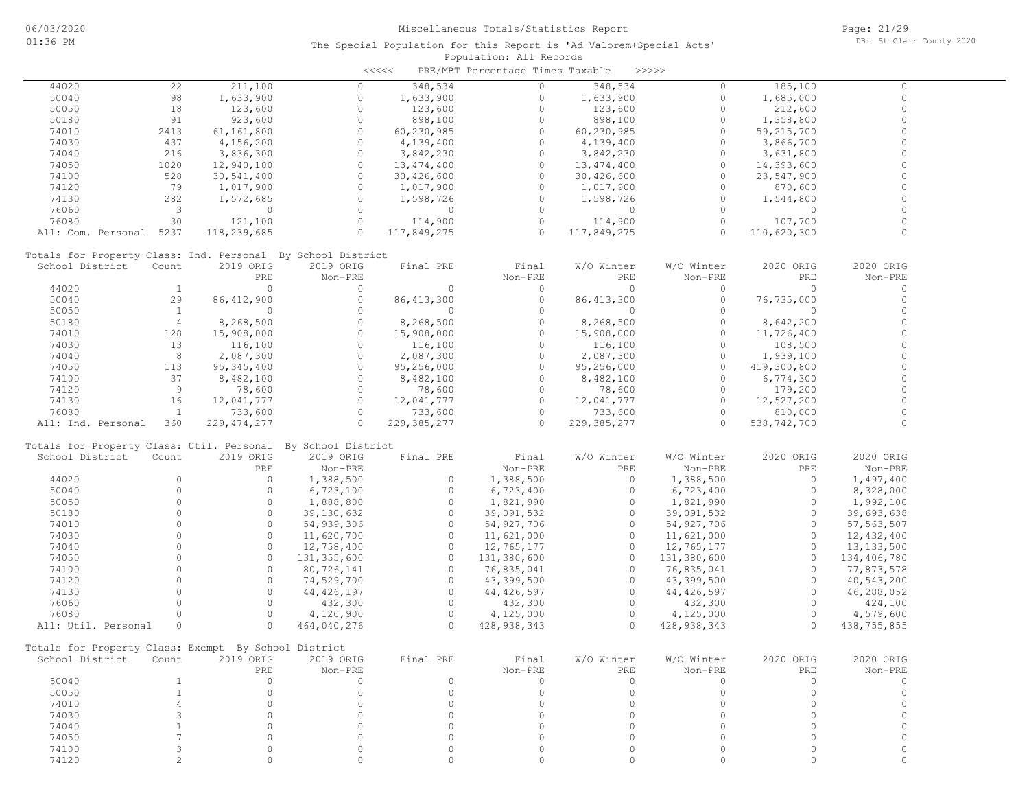Miscellaneous Totals/Statistics Report

The Special Population for this Report is 'Ad Valorem+Special Acts'

Population: All Records

<<<<< PRE/MBT Percentage Times Taxable >>>>>

| School District | Count | 2019 ORIG PRE | 2019 ORIG Non-PRE | Final PRE | Final Non-PRE | W/O Winter PRE | W/O Winter Non-PRE | 2020 ORIG PRE | 2020 ORIG Non-PRE |
|---|---|---|---|---|---|---|---|---|---|
| 44020 | 22 | 211,100 | 0 | 348,534 | 0 | 348,534 | 0 | 185,100 | 0 |
| 50040 | 98 | 1,633,900 | 0 | 1,633,900 | 0 | 1,633,900 | 0 | 1,685,000 | 0 |
| 50050 | 18 | 123,600 | 0 | 123,600 | 0 | 123,600 | 0 | 212,600 | 0 |
| 50180 | 91 | 923,600 | 0 | 898,100 | 0 | 898,100 | 0 | 1,358,800 | 0 |
| 74010 | 2413 | 61,161,800 | 0 | 60,230,985 | 0 | 60,230,985 | 0 | 59,215,700 | 0 |
| 74030 | 437 | 4,156,200 | 0 | 4,139,400 | 0 | 4,139,400 | 0 | 3,866,700 | 0 |
| 74040 | 216 | 3,836,300 | 0 | 3,842,230 | 0 | 3,842,230 | 0 | 3,631,800 | 0 |
| 74050 | 1020 | 12,940,100 | 0 | 13,474,400 | 0 | 13,474,400 | 0 | 14,393,600 | 0 |
| 74100 | 528 | 30,541,400 | 0 | 30,426,600 | 0 | 30,426,600 | 0 | 23,547,900 | 0 |
| 74120 | 79 | 1,017,900 | 0 | 1,017,900 | 0 | 1,017,900 | 0 | 870,600 | 0 |
| 74130 | 282 | 1,572,685 | 0 | 1,598,726 | 0 | 1,598,726 | 0 | 1,544,800 | 0 |
| 76060 | 3 | 0 | 0 | 0 | 0 | 0 | 0 | 0 | 0 |
| 76080 | 30 | 121,100 | 0 | 114,900 | 0 | 114,900 | 0 | 107,700 | 0 |
| All: Com. Personal | 5237 | 118,239,685 | 0 | 117,849,275 | 0 | 117,849,275 | 0 | 110,620,300 | 0 |

Totals for Property Class: Ind. Personal By School District

| School District | Count | 2019 ORIG PRE | 2019 ORIG Non-PRE | Final PRE | Final Non-PRE | W/O Winter PRE | W/O Winter Non-PRE | 2020 ORIG PRE | 2020 ORIG Non-PRE |
|---|---|---|---|---|---|---|---|---|---|
| 44020 | 1 | 0 | 0 | 0 | 0 | 0 | 0 | 0 | 0 |
| 50040 | 29 | 86,412,900 | 0 | 86,413,300 | 0 | 86,413,300 | 0 | 76,735,000 | 0 |
| 50050 | 1 | 0 | 0 | 0 | 0 | 0 | 0 | 0 | 0 |
| 50180 | 4 | 8,268,500 | 0 | 8,268,500 | 0 | 8,268,500 | 0 | 8,642,200 | 0 |
| 74010 | 128 | 15,908,000 | 0 | 15,908,000 | 0 | 15,908,000 | 0 | 11,726,400 | 0 |
| 74030 | 13 | 116,100 | 0 | 116,100 | 0 | 116,100 | 0 | 108,500 | 0 |
| 74040 | 8 | 2,087,300 | 0 | 2,087,300 | 0 | 2,087,300 | 0 | 1,939,100 | 0 |
| 74050 | 113 | 95,345,400 | 0 | 95,256,000 | 0 | 95,256,000 | 0 | 419,300,800 | 0 |
| 74100 | 37 | 8,482,100 | 0 | 8,482,100 | 0 | 8,482,100 | 0 | 6,774,300 | 0 |
| 74120 | 9 | 78,600 | 0 | 78,600 | 0 | 78,600 | 0 | 179,200 | 0 |
| 74130 | 16 | 12,041,777 | 0 | 12,041,777 | 0 | 12,041,777 | 0 | 12,527,200 | 0 |
| 76080 | 1 | 733,600 | 0 | 733,600 | 0 | 733,600 | 0 | 810,000 | 0 |
| All: Ind. Personal | 360 | 229,474,277 | 0 | 229,385,277 | 0 | 229,385,277 | 0 | 538,742,700 | 0 |

Totals for Property Class: Util. Personal By School District

| School District | Count | 2019 ORIG PRE | 2019 ORIG Non-PRE | Final PRE | Final Non-PRE | W/O Winter PRE | W/O Winter Non-PRE | 2020 ORIG PRE | 2020 ORIG Non-PRE |
|---|---|---|---|---|---|---|---|---|---|
| 44020 | 0 | 0 | 1,388,500 | 0 | 1,388,500 | 0 | 1,388,500 | 0 | 1,497,400 |
| 50040 | 0 | 0 | 6,723,100 | 0 | 6,723,400 | 0 | 6,723,400 | 0 | 8,328,000 |
| 50050 | 0 | 0 | 1,888,800 | 0 | 1,821,990 | 0 | 1,821,990 | 0 | 1,992,100 |
| 50180 | 0 | 0 | 39,130,632 | 0 | 39,091,532 | 0 | 39,091,532 | 0 | 39,693,638 |
| 74010 | 0 | 0 | 54,939,306 | 0 | 54,927,706 | 0 | 54,927,706 | 0 | 57,563,507 |
| 74030 | 0 | 0 | 11,620,700 | 0 | 11,621,000 | 0 | 11,621,000 | 0 | 12,432,400 |
| 74040 | 0 | 0 | 12,758,400 | 0 | 12,765,177 | 0 | 12,765,177 | 0 | 13,133,500 |
| 74050 | 0 | 0 | 131,355,600 | 0 | 131,380,600 | 0 | 131,380,600 | 0 | 134,406,780 |
| 74100 | 0 | 0 | 80,726,141 | 0 | 76,835,041 | 0 | 76,835,041 | 0 | 77,873,578 |
| 74120 | 0 | 0 | 74,529,700 | 0 | 43,399,500 | 0 | 43,399,500 | 0 | 40,543,200 |
| 74130 | 0 | 0 | 44,426,197 | 0 | 44,426,597 | 0 | 44,426,597 | 0 | 46,288,052 |
| 76060 | 0 | 0 | 432,300 | 0 | 432,300 | 0 | 432,300 | 0 | 424,100 |
| 76080 | 0 | 0 | 4,120,900 | 0 | 4,125,000 | 0 | 4,125,000 | 0 | 4,579,600 |
| All: Util. Personal | 0 | 0 | 464,040,276 | 0 | 428,938,343 | 0 | 428,938,343 | 0 | 438,755,855 |

Totals for Property Class: Exempt By School District

| School District | Count | 2019 ORIG PRE | 2019 ORIG Non-PRE | Final PRE | Final Non-PRE | W/O Winter PRE | W/O Winter Non-PRE | 2020 ORIG PRE | 2020 ORIG Non-PRE |
|---|---|---|---|---|---|---|---|---|---|
| 50040 | 1 | 0 | 0 | 0 | 0 | 0 | 0 | 0 | 0 |
| 50050 | 1 | 0 | 0 | 0 | 0 | 0 | 0 | 0 | 0 |
| 74010 | 4 | 0 | 0 | 0 | 0 | 0 | 0 | 0 | 0 |
| 74030 | 3 | 0 | 0 | 0 | 0 | 0 | 0 | 0 | 0 |
| 74040 | 1 | 0 | 0 | 0 | 0 | 0 | 0 | 0 | 0 |
| 74050 | 7 | 0 | 0 | 0 | 0 | 0 | 0 | 0 | 0 |
| 74100 | 3 | 0 | 0 | 0 | 0 | 0 | 0 | 0 | 0 |
| 74120 | 2 | 0 | 0 | 0 | 0 | 0 | 0 | 0 | 0 |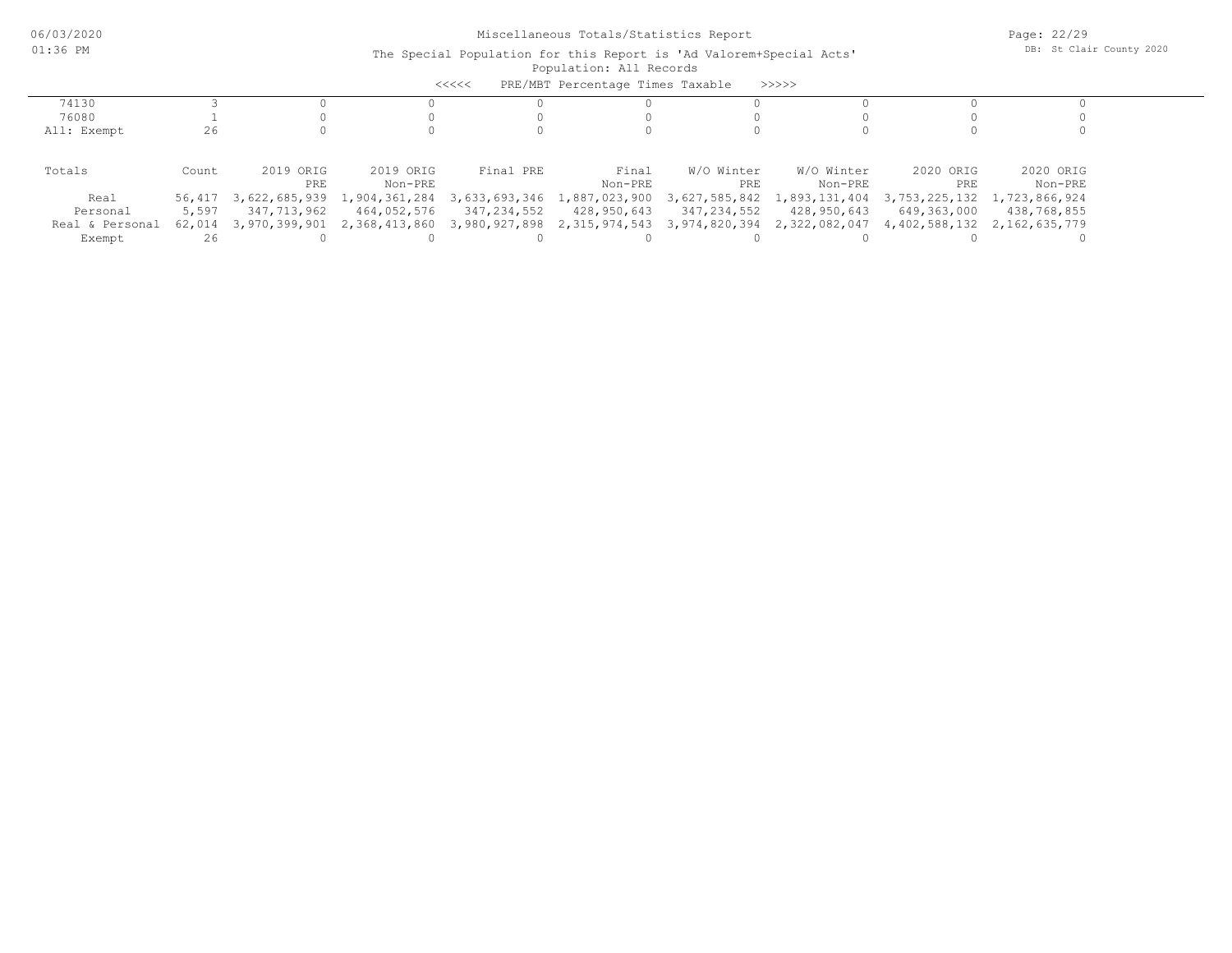Miscellaneous Totals/Statistics Report

The Special Population for this Report is 'Ad Valorem+Special Acts'

Population: All Records

<<<<< PRE/MBT Percentage Times Taxable >>>>>

| | | | | | | | | | |
|---|---|---|---|---|---|---|---|---|---|
| 74130 | 3 | 0 | 0 | 0 | 0 | 0 | 0 | 0 | 0 |
| 76080 | 1 | 0 | 0 | 0 | 0 | 0 | 0 | 0 | 0 |
| All: Exempt | 26 | 0 | 0 | 0 | 0 | 0 | 0 | 0 | 0 |

| Totals | Count | 2019 ORIG PRE | 2019 ORIG Non-PRE | Final PRE | Final Non-PRE | W/O Winter PRE | W/O Winter Non-PRE | 2020 ORIG PRE | 2020 ORIG Non-PRE |
|---|---|---|---|---|---|---|---|---|---|
| Real | 56,417 | 3,622,685,939 | 1,904,361,284 | 3,633,693,346 | 1,887,023,900 | 3,627,585,842 | 1,893,131,404 | 3,753,225,132 | 1,723,866,924 |
| Personal | 5,597 | 347,713,962 | 464,052,576 | 347,234,552 | 428,950,643 | 347,234,552 | 428,950,643 | 649,363,000 | 438,768,855 |
| Real & Personal | 62,014 | 3,970,399,901 | 2,368,413,860 | 3,980,927,898 | 2,315,974,543 | 3,974,820,394 | 2,322,082,047 | 4,402,588,132 | 2,162,635,779 |
| Exempt | 26 | 0 | 0 | 0 | 0 | 0 | 0 | 0 | 0 |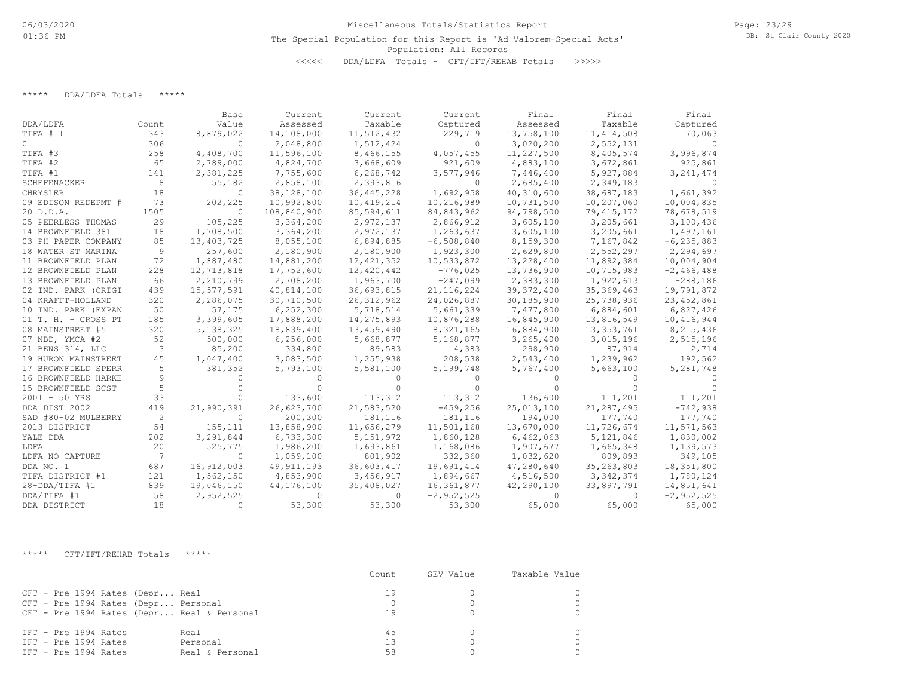# Miscellaneous Totals/Statistics Report

The Special Population for this Report is 'Ad Valorem+Special Acts'

Population: All Records

<<<<< DDA/LDFA Totals - CFT/IFT/REHAB Totals >>>>>

## ***** DDA/LDFA Totals *****

| DDA/LDFA | Count | Base Value | Current Assessed | Current Taxable | Current Captured | Final Assessed | Final Taxable | Final Captured |
|---|---|---|---|---|---|---|---|---|
| TIFA # 1 | 343 | 8,879,022 | 14,108,000 | 11,512,432 | 229,719 | 13,758,100 | 11,414,508 | 70,063 |
| 0 | 306 | 0 | 2,048,800 | 1,512,424 | 0 | 3,020,200 | 2,552,131 | 0 |
| TIFA #3 | 258 | 4,408,700 | 11,596,100 | 8,466,155 | 4,057,455 | 11,227,500 | 8,405,574 | 3,996,874 |
| TIFA #2 | 65 | 2,789,000 | 4,824,700 | 3,668,609 | 921,609 | 4,883,100 | 3,672,861 | 925,861 |
| TIFA #1 | 141 | 2,381,225 | 7,755,600 | 6,268,742 | 3,577,946 | 7,446,400 | 5,927,884 | 3,241,474 |
| SCHEFENACKER | 8 | 55,182 | 2,858,100 | 2,393,816 | 0 | 2,685,400 | 2,349,183 | 0 |
| CHRYSLER | 18 | 0 | 38,128,100 | 36,445,228 | 1,692,958 | 40,310,600 | 38,687,183 | 1,661,392 |
| 09 EDISON REDEPMT # | 73 | 202,225 | 10,992,800 | 10,419,214 | 10,216,989 | 10,731,500 | 10,207,060 | 10,004,835 |
| 20 D.D.A. | 1505 | 0 | 108,840,900 | 85,594,611 | 84,843,962 | 94,798,500 | 79,415,172 | 78,678,519 |
| 05 PEERLESS THOMAS | 29 | 105,225 | 3,364,200 | 2,972,137 | 2,866,912 | 3,605,100 | 3,205,661 | 3,100,436 |
| 14 BROWNFIELD 381 | 18 | 1,708,500 | 3,364,200 | 2,972,137 | 1,263,637 | 3,605,100 | 3,205,661 | 1,497,161 |
| 03 PH PAPER COMPANY | 85 | 13,403,725 | 8,055,100 | 6,894,885 | -6,508,840 | 8,159,300 | 7,167,842 | -6,235,883 |
| 18 WATER ST MARINA | 9 | 257,600 | 2,180,900 | 2,180,900 | 1,923,300 | 2,629,800 | 2,552,297 | 2,294,697 |
| 11 BROWNFIELD PLAN | 72 | 1,887,480 | 14,881,200 | 12,421,352 | 10,533,872 | 13,228,400 | 11,892,384 | 10,004,904 |
| 12 BROWNFIELD PLAN | 228 | 12,713,818 | 17,752,600 | 12,420,442 | -776,025 | 13,736,900 | 10,715,983 | -2,466,488 |
| 13 BROWNFIELD PLAN | 66 | 2,210,799 | 2,708,200 | 1,963,700 | -247,099 | 2,383,300 | 1,922,613 | -288,186 |
| 02 IND. PARK (ORIGI | 439 | 15,577,591 | 40,814,100 | 36,693,815 | 21,116,224 | 39,372,400 | 35,369,463 | 19,791,872 |
| 04 KRAFFT-HOLLAND | 320 | 2,286,075 | 30,710,500 | 26,312,962 | 24,026,887 | 30,185,900 | 25,738,936 | 23,452,861 |
| 10 IND. PARK (EXPAN | 50 | 57,175 | 6,252,300 | 5,718,514 | 5,661,339 | 7,477,800 | 6,884,601 | 6,827,426 |
| 01 T. H. - CROSS PT | 185 | 3,399,605 | 17,888,200 | 14,275,893 | 10,876,288 | 16,845,900 | 13,816,549 | 10,416,944 |
| 08 MAINSTREET #5 | 320 | 5,138,325 | 18,839,400 | 13,459,490 | 8,321,165 | 16,884,900 | 13,353,761 | 8,215,436 |
| 07 NBD, YMCA #2 | 52 | 500,000 | 6,256,000 | 5,668,877 | 5,168,877 | 3,265,400 | 3,015,196 | 2,515,196 |
| 21 BENS 314, LLC | 3 | 85,200 | 334,800 | 89,583 | 4,383 | 298,900 | 87,914 | 2,714 |
| 19 HURON MAINSTREET | 45 | 1,047,400 | 3,083,500 | 1,255,938 | 208,538 | 2,543,400 | 1,239,962 | 192,562 |
| 17 BROWNFIELD SPERR | 5 | 381,352 | 5,793,100 | 5,581,100 | 5,199,748 | 5,767,400 | 5,663,100 | 5,281,748 |
| 16 BROWNFIELD HARKE | 9 | 0 | 0 | 0 | 0 | 0 | 0 | 0 |
| 15 BROWNFIELD SCST | 5 | 0 | 0 | 0 | 0 | 0 | 0 | 0 |
| 2001 - 50 YRS | 33 | 0 | 133,600 | 113,312 | 113,312 | 136,600 | 111,201 | 111,201 |
| DDA DIST 2002 | 419 | 21,990,391 | 26,623,700 | 21,583,520 | -459,256 | 25,013,100 | 21,287,495 | -742,938 |
| SAD #80-02 MULBERRY | 2 | 0 | 200,300 | 181,116 | 181,116 | 194,000 | 177,740 | 177,740 |
| 2013 DISTRICT | 54 | 155,111 | 13,858,900 | 11,656,279 | 11,501,168 | 13,670,000 | 11,726,674 | 11,571,563 |
| YALE DDA | 202 | 3,291,844 | 6,733,300 | 5,151,972 | 1,860,128 | 6,462,063 | 5,121,846 | 1,830,002 |
| LDFA | 20 | 525,775 | 1,986,200 | 1,693,861 | 1,168,086 | 1,907,677 | 1,665,348 | 1,139,573 |
| LDFA NO CAPTURE | 7 | 0 | 1,059,100 | 801,902 | 332,360 | 1,032,620 | 809,893 | 349,105 |
| DDA NO. 1 | 687 | 16,912,003 | 49,911,193 | 36,603,417 | 19,691,414 | 47,280,640 | 35,263,803 | 18,351,800 |
| TIFA DISTRICT #1 | 121 | 1,562,150 | 4,853,900 | 3,456,917 | 1,894,667 | 4,516,500 | 3,342,374 | 1,780,124 |
| 28-DDA/TIFA #1 | 839 | 19,046,150 | 44,176,100 | 35,408,027 | 16,361,877 | 42,290,100 | 33,897,791 | 14,851,641 |
| DDA/TIFA #1 | 58 | 2,952,525 | 0 | 0 | -2,952,525 | 0 | 0 | -2,952,525 |
| DDA DISTRICT | 18 | 0 | 53,300 | 53,300 | 53,300 | 65,000 | 65,000 | 65,000 |

## ***** CFT/IFT/REHAB Totals *****

| | | Count | SEV Value | Taxable Value |
|---|---|---|---|---|
| CFT - Pre 1994 Rates (Depr... | Real | 19 | 0 | 0 |
| CFT - Pre 1994 Rates (Depr... | Personal | 0 | 0 | 0 |
| CFT - Pre 1994 Rates (Depr... | Real & Personal | 19 | 0 | 0 |
| IFT - Pre 1994 Rates | Real | 45 | 0 | 0 |
| IFT - Pre 1994 Rates | Personal | 13 | 0 | 0 |
| IFT - Pre 1994 Rates | Real & Personal | 58 | 0 | 0 |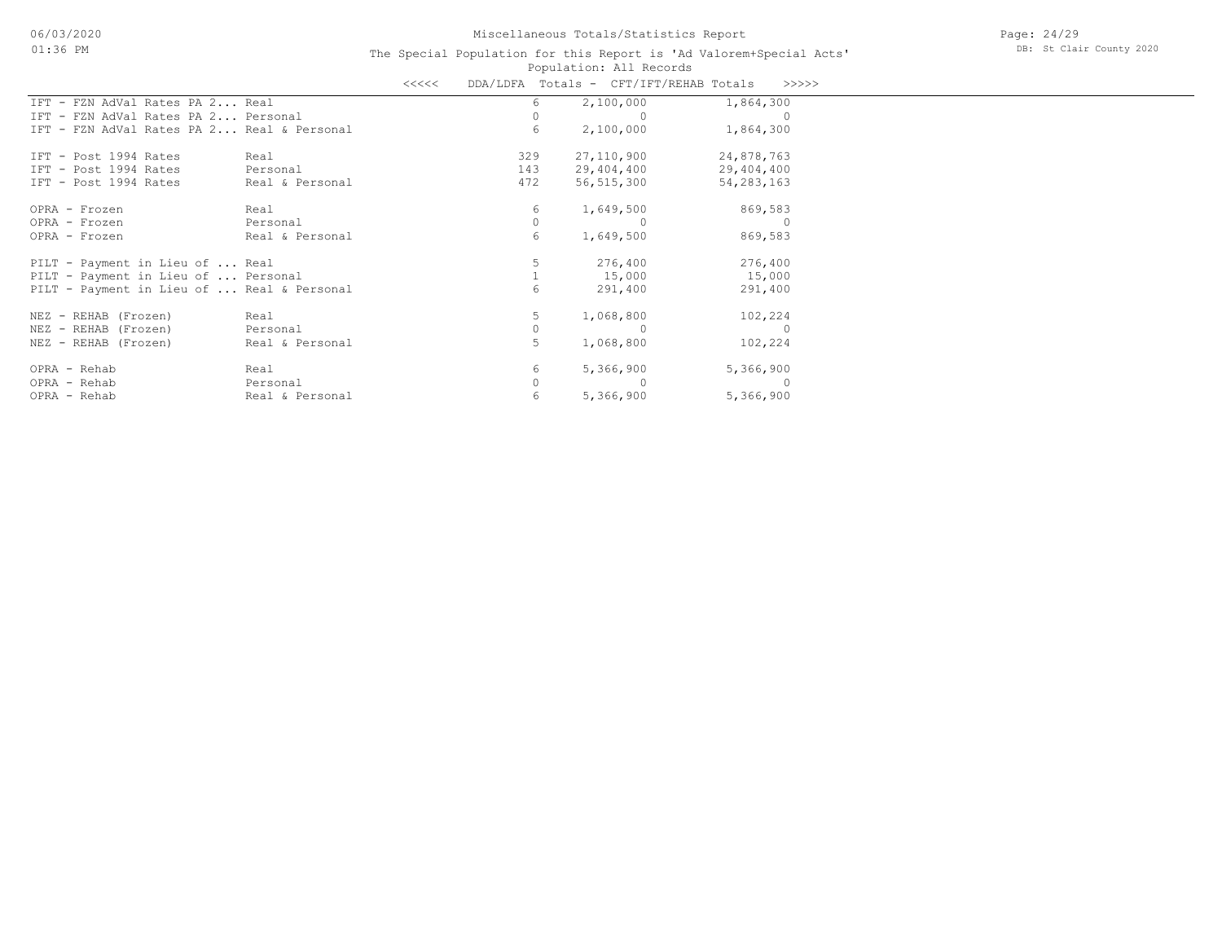# Miscellaneous Totals/Statistics Report

The Special Population for this Report is 'Ad Valorem+Special Acts'

Population: All Records

<<<<< DDA/LDFA Totals - CFT/IFT/REHAB Totals >>>>>

| | | | | |
|---|---|---|---|---|
| IFT - FZN AdVal Rates PA 2... | Real | 6 | 2,100,000 | 1,864,300 |
| IFT - FZN AdVal Rates PA 2... | Personal | 0 | 0 | 0 |
| IFT - FZN AdVal Rates PA 2... | Real & Personal | 6 | 2,100,000 | 1,864,300 |
| IFT - Post 1994 Rates | Real | 329 | 27,110,900 | 24,878,763 |
| IFT - Post 1994 Rates | Personal | 143 | 29,404,400 | 29,404,400 |
| IFT - Post 1994 Rates | Real & Personal | 472 | 56,515,300 | 54,283,163 |
| OPRA - Frozen | Real | 6 | 1,649,500 | 869,583 |
| OPRA - Frozen | Personal | 0 | 0 | 0 |
| OPRA - Frozen | Real & Personal | 6 | 1,649,500 | 869,583 |
| PILT - Payment in Lieu of ... | Real | 5 | 276,400 | 276,400 |
| PILT - Payment in Lieu of ... | Personal | 1 | 15,000 | 15,000 |
| PILT - Payment in Lieu of ... | Real & Personal | 6 | 291,400 | 291,400 |
| NEZ - REHAB (Frozen) | Real | 5 | 1,068,800 | 102,224 |
| NEZ - REHAB (Frozen) | Personal | 0 | 0 | 0 |
| NEZ - REHAB (Frozen) | Real & Personal | 5 | 1,068,800 | 102,224 |
| OPRA - Rehab | Real | 6 | 5,366,900 | 5,366,900 |
| OPRA - Rehab | Personal | 0 | 0 | 0 |
| OPRA - Rehab | Real & Personal | 6 | 5,366,900 | 5,366,900 |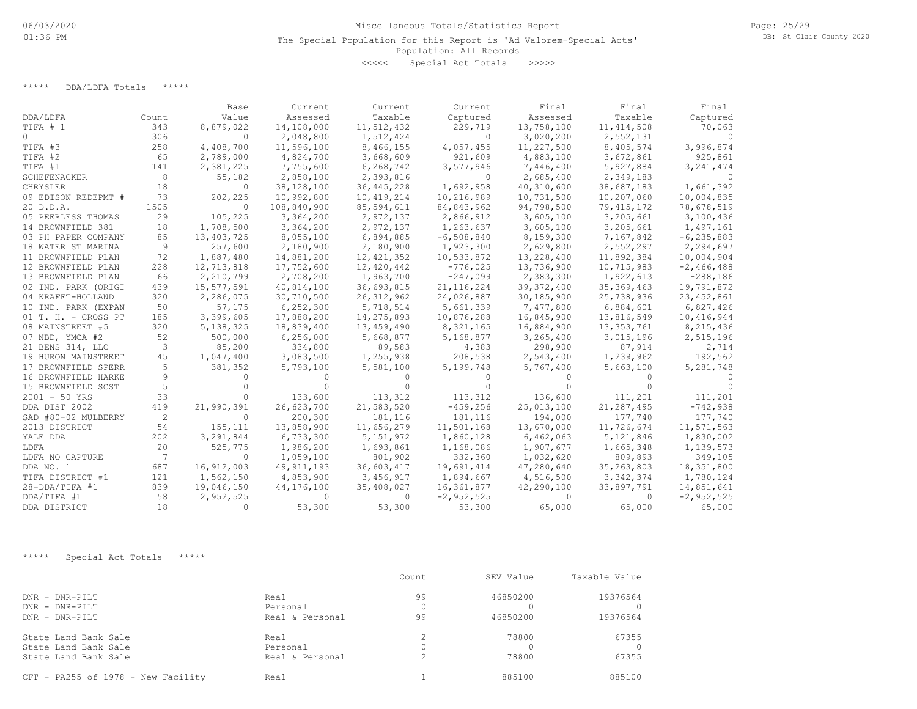Miscellaneous Totals/Statistics Report

The Special Population for this Report is 'Ad Valorem+Special Acts'

Population: All Records

<<<<< Special Act Totals >>>>>

***** DDA/LDFA Totals *****

| DDA/LDFA | Count | Base Value | Current Assessed | Current Taxable | Current Captured | Final Assessed | Final Taxable | Final Captured |
|---|---|---|---|---|---|---|---|---|
| TIFA # 1 | 343 | 8,879,022 | 14,108,000 | 11,512,432 | 229,719 | 13,758,100 | 11,414,508 | 70,063 |
| 0 | 306 | 0 | 2,048,800 | 1,512,424 | 0 | 3,020,200 | 2,552,131 | 0 |
| TIFA #3 | 258 | 4,408,700 | 11,596,100 | 8,466,155 | 4,057,455 | 11,227,500 | 8,405,574 | 3,996,874 |
| TIFA #2 | 65 | 2,789,000 | 4,824,700 | 3,668,609 | 921,609 | 4,883,100 | 3,672,861 | 925,861 |
| TIFA #1 | 141 | 2,381,225 | 7,755,600 | 6,268,742 | 3,577,946 | 7,446,400 | 5,927,884 | 3,241,474 |
| SCHEFENACKER | 8 | 55,182 | 2,858,100 | 2,393,816 | 0 | 2,685,400 | 2,349,183 | 0 |
| CHRYSLER | 18 | 0 | 38,128,100 | 36,445,228 | 1,692,958 | 40,310,600 | 38,687,183 | 1,661,392 |
| 09 EDISON REDEPMT # | 73 | 202,225 | 10,992,800 | 10,419,214 | 10,216,989 | 10,731,500 | 10,207,060 | 10,004,835 |
| 20 D.D.A. | 1505 | 0 | 108,840,900 | 85,594,611 | 84,843,962 | 94,798,500 | 79,415,172 | 78,678,519 |
| 05 PEERLESS THOMAS | 29 | 105,225 | 3,364,200 | 2,972,137 | 2,866,912 | 3,605,100 | 3,205,661 | 3,100,436 |
| 14 BROWNFIELD 381 | 18 | 1,708,500 | 3,364,200 | 2,972,137 | 1,263,637 | 3,605,100 | 3,205,661 | 1,497,161 |
| 03 PH PAPER COMPANY | 85 | 13,403,725 | 8,055,100 | 6,894,885 | -6,508,840 | 8,159,300 | 7,167,842 | -6,235,883 |
| 18 WATER ST MARINA | 9 | 257,600 | 2,180,900 | 2,180,900 | 1,923,300 | 2,629,800 | 2,552,297 | 2,294,697 |
| 11 BROWNFIELD PLAN | 72 | 1,887,480 | 14,881,200 | 12,421,352 | 10,533,872 | 13,228,400 | 11,892,384 | 10,004,904 |
| 12 BROWNFIELD PLAN | 228 | 12,713,818 | 17,752,600 | 12,420,442 | -776,025 | 13,736,900 | 10,715,983 | -2,466,488 |
| 13 BROWNFIELD PLAN | 66 | 2,210,799 | 2,708,200 | 1,963,700 | -247,099 | 2,383,300 | 1,922,613 | -288,186 |
| 02 IND. PARK (ORIGI | 439 | 15,577,591 | 40,814,100 | 36,693,815 | 21,116,224 | 39,372,400 | 35,369,463 | 19,791,872 |
| 04 KRAFFT-HOLLAND | 320 | 2,286,075 | 30,710,500 | 26,312,962 | 24,026,887 | 30,185,900 | 25,738,936 | 23,452,861 |
| 10 IND. PARK (EXPAN | 50 | 57,175 | 6,252,300 | 5,718,514 | 5,661,339 | 7,477,800 | 6,884,601 | 6,827,426 |
| 01 T. H. - CROSS PT | 185 | 3,399,605 | 17,888,200 | 14,275,893 | 10,876,288 | 16,845,900 | 13,816,549 | 10,416,944 |
| 08 MAINSTREET #5 | 320 | 5,138,325 | 18,839,400 | 13,459,490 | 8,321,165 | 16,884,900 | 13,353,761 | 8,215,436 |
| 07 NBD, YMCA #2 | 52 | 500,000 | 6,256,000 | 5,668,877 | 5,168,877 | 3,265,400 | 3,015,196 | 2,515,196 |
| 21 BENS 314, LLC | 3 | 85,200 | 334,800 | 89,583 | 4,383 | 298,900 | 87,914 | 2,714 |
| 19 HURON MAINSTREET | 45 | 1,047,400 | 3,083,500 | 1,255,938 | 208,538 | 2,543,400 | 1,239,962 | 192,562 |
| 17 BROWNFIELD SPERR | 5 | 381,352 | 5,793,100 | 5,581,100 | 5,199,748 | 5,767,400 | 5,663,100 | 5,281,748 |
| 16 BROWNFIELD HARKE | 9 | 0 | 0 | 0 | 0 | 0 | 0 | 0 |
| 15 BROWNFIELD SCST | 5 | 0 | 0 | 0 | 0 | 0 | 0 | 0 |
| 2001 - 50 YRS | 33 | 0 | 133,600 | 113,312 | 113,312 | 136,600 | 111,201 | 111,201 |
| DDA DIST 2002 | 419 | 21,990,391 | 26,623,700 | 21,583,520 | -459,256 | 25,013,100 | 21,287,495 | -742,938 |
| SAD #80-02 MULBERRY | 2 | 0 | 200,300 | 181,116 | 181,116 | 194,000 | 177,740 | 177,740 |
| 2013 DISTRICT | 54 | 155,111 | 13,858,900 | 11,656,279 | 11,501,168 | 13,670,000 | 11,726,674 | 11,571,563 |
| YALE DDA | 202 | 3,291,844 | 6,733,300 | 5,151,972 | 1,860,128 | 6,462,063 | 5,121,846 | 1,830,002 |
| LDFA | 20 | 525,775 | 1,986,200 | 1,693,861 | 1,168,086 | 1,907,677 | 1,665,348 | 1,139,573 |
| LDFA NO CAPTURE | 7 | 0 | 1,059,100 | 801,902 | 332,360 | 1,032,620 | 809,893 | 349,105 |
| DDA NO. 1 | 687 | 16,912,003 | 49,911,193 | 36,603,417 | 19,691,414 | 47,280,640 | 35,263,803 | 18,351,800 |
| TIFA DISTRICT #1 | 121 | 1,562,150 | 4,853,900 | 3,456,917 | 1,894,667 | 4,516,500 | 3,342,374 | 1,780,124 |
| 28-DDA/TIFA #1 | 839 | 19,046,150 | 44,176,100 | 35,408,027 | 16,361,877 | 42,290,100 | 33,897,791 | 14,851,641 |
| DDA/TIFA #1 | 58 | 2,952,525 | 0 | 0 | -2,952,525 | 0 | 0 | -2,952,525 |
| DDA DISTRICT | 18 | 0 | 53,300 | 53,300 | 53,300 | 65,000 | 65,000 | 65,000 |

***** Special Act Totals *****

| | | Count | SEV Value | Taxable Value |
|---|---|---|---|---|
| DNR - DNR-PILT | Real | 99 | 46850200 | 19376564 |
| DNR - DNR-PILT | Personal | 0 | 0 | 0 |
| DNR - DNR-PILT | Real & Personal | 99 | 46850200 | 19376564 |
| State Land Bank Sale | Real | 2 | 78800 | 67355 |
| State Land Bank Sale | Personal | 0 | 0 | 0 |
| State Land Bank Sale | Real & Personal | 2 | 78800 | 67355 |
| CFT - PA255 of 1978 - New Facility | Real | 1 | 885100 | 885100 |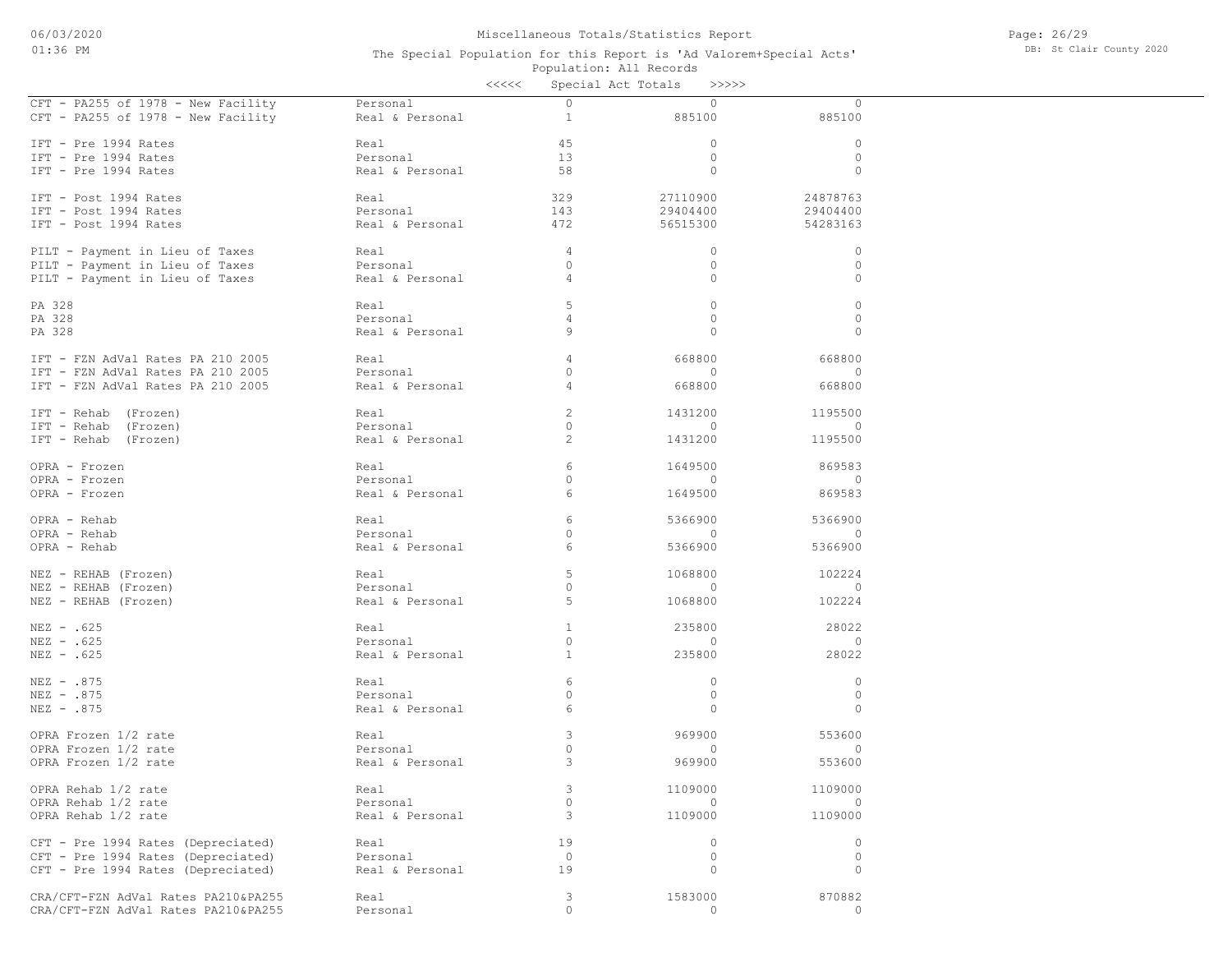Miscellaneous Totals/Statistics Report

The Special Population for this Report is 'Ad Valorem+Special Acts'

Population: All Records

<<<<< Special Act Totals >>>>>

| | | | | |
|---|---|---|---|---|
| CFT - PA255 of 1978 - New Facility | Personal | 0 | 0 | 0 |
| CFT - PA255 of 1978 - New Facility | Real & Personal | 1 | 885100 | 885100 |
| IFT - Pre 1994 Rates | Real | 45 | 0 | 0 |
| IFT - Pre 1994 Rates | Personal | 13 | 0 | 0 |
| IFT - Pre 1994 Rates | Real & Personal | 58 | 0 | 0 |
| IFT - Post 1994 Rates | Real | 329 | 27110900 | 24878763 |
| IFT - Post 1994 Rates | Personal | 143 | 29404400 | 29404400 |
| IFT - Post 1994 Rates | Real & Personal | 472 | 56515300 | 54283163 |
| PILT - Payment in Lieu of Taxes | Real | 4 | 0 | 0 |
| PILT - Payment in Lieu of Taxes | Personal | 0 | 0 | 0 |
| PILT - Payment in Lieu of Taxes | Real & Personal | 4 | 0 | 0 |
| PA 328 | Real | 5 | 0 | 0 |
| PA 328 | Personal | 4 | 0 | 0 |
| PA 328 | Real & Personal | 9 | 0 | 0 |
| IFT - FZN AdVal Rates PA 210 2005 | Real | 4 | 668800 | 668800 |
| IFT - FZN AdVal Rates PA 210 2005 | Personal | 0 | 0 | 0 |
| IFT - FZN AdVal Rates PA 210 2005 | Real & Personal | 4 | 668800 | 668800 |
| IFT - Rehab (Frozen) | Real | 2 | 1431200 | 1195500 |
| IFT - Rehab (Frozen) | Personal | 0 | 0 | 0 |
| IFT - Rehab (Frozen) | Real & Personal | 2 | 1431200 | 1195500 |
| OPRA - Frozen | Real | 6 | 1649500 | 869583 |
| OPRA - Frozen | Personal | 0 | 0 | 0 |
| OPRA - Frozen | Real & Personal | 6 | 1649500 | 869583 |
| OPRA - Rehab | Real | 6 | 5366900 | 5366900 |
| OPRA - Rehab | Personal | 0 | 0 | 0 |
| OPRA - Rehab | Real & Personal | 6 | 5366900 | 5366900 |
| NEZ - REHAB (Frozen) | Real | 5 | 1068800 | 102224 |
| NEZ - REHAB (Frozen) | Personal | 0 | 0 | 0 |
| NEZ - REHAB (Frozen) | Real & Personal | 5 | 1068800 | 102224 |
| NEZ - .625 | Real | 1 | 235800 | 28022 |
| NEZ - .625 | Personal | 0 | 0 | 0 |
| NEZ - .625 | Real & Personal | 1 | 235800 | 28022 |
| NEZ - .875 | Real | 6 | 0 | 0 |
| NEZ - .875 | Personal | 0 | 0 | 0 |
| NEZ - .875 | Real & Personal | 6 | 0 | 0 |
| OPRA Frozen 1/2 rate | Real | 3 | 969900 | 553600 |
| OPRA Frozen 1/2 rate | Personal | 0 | 0 | 0 |
| OPRA Frozen 1/2 rate | Real & Personal | 3 | 969900 | 553600 |
| OPRA Rehab 1/2 rate | Real | 3 | 1109000 | 1109000 |
| OPRA Rehab 1/2 rate | Personal | 0 | 0 | 0 |
| OPRA Rehab 1/2 rate | Real & Personal | 3 | 1109000 | 1109000 |
| CFT - Pre 1994 Rates (Depreciated) | Real | 19 | 0 | 0 |
| CFT - Pre 1994 Rates (Depreciated) | Personal | 0 | 0 | 0 |
| CFT - Pre 1994 Rates (Depreciated) | Real & Personal | 19 | 0 | 0 |
| CRA/CFT-FZN AdVal Rates PA210&PA255 | Real | 3 | 1583000 | 870882 |
| CRA/CFT-FZN AdVal Rates PA210&PA255 | Personal | 0 | 0 | 0 |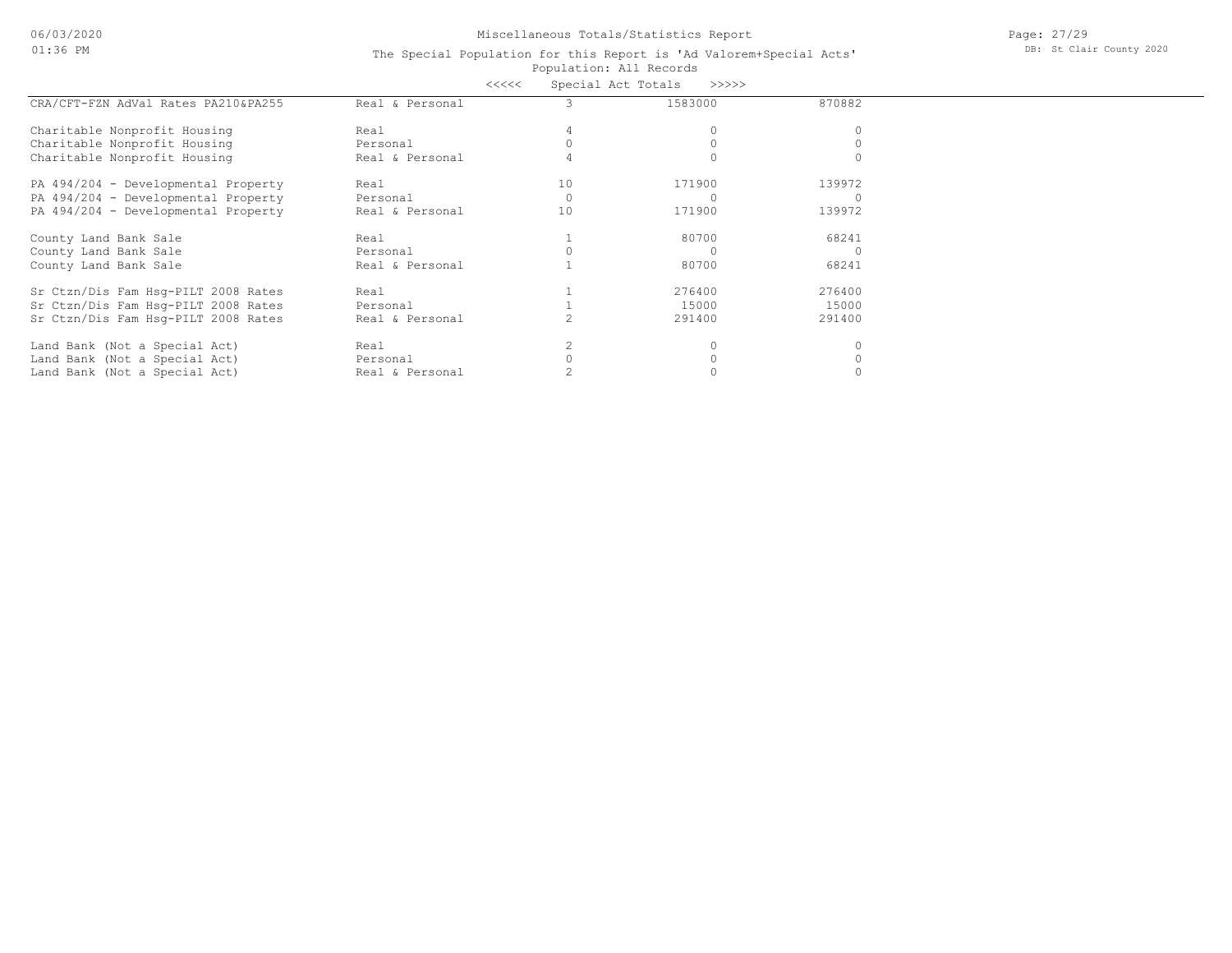# Miscellaneous Totals/Statistics Report

The Special Population for this Report is 'Ad Valorem+Special Acts'

Population: All Records

<<<<< Special Act Totals >>>>>

| | | | | |
|---|---|---|---|---|
| CRA/CFT-FZN AdVal Rates PA210&PA255 | Real & Personal | 3 | 1583000 | 870882 |
| Charitable Nonprofit Housing | Real | 4 | 0 | 0 |
| Charitable Nonprofit Housing | Personal | 0 | 0 | 0 |
| Charitable Nonprofit Housing | Real & Personal | 4 | 0 | 0 |
| PA 494/204 - Developmental Property | Real | 10 | 171900 | 139972 |
| PA 494/204 - Developmental Property | Personal | 0 | 0 | 0 |
| PA 494/204 - Developmental Property | Real & Personal | 10 | 171900 | 139972 |
| County Land Bank Sale | Real | 1 | 80700 | 68241 |
| County Land Bank Sale | Personal | 0 | 0 | 0 |
| County Land Bank Sale | Real & Personal | 1 | 80700 | 68241 |
| Sr Ctzn/Dis Fam Hsg-PILT 2008 Rates | Real | 1 | 276400 | 276400 |
| Sr Ctzn/Dis Fam Hsg-PILT 2008 Rates | Personal | 1 | 15000 | 15000 |
| Sr Ctzn/Dis Fam Hsg-PILT 2008 Rates | Real & Personal | 2 | 291400 | 291400 |
| Land Bank (Not a Special Act) | Real | 2 | 0 | 0 |
| Land Bank (Not a Special Act) | Personal | 0 | 0 | 0 |
| Land Bank (Not a Special Act) | Real & Personal | 2 | 0 | 0 |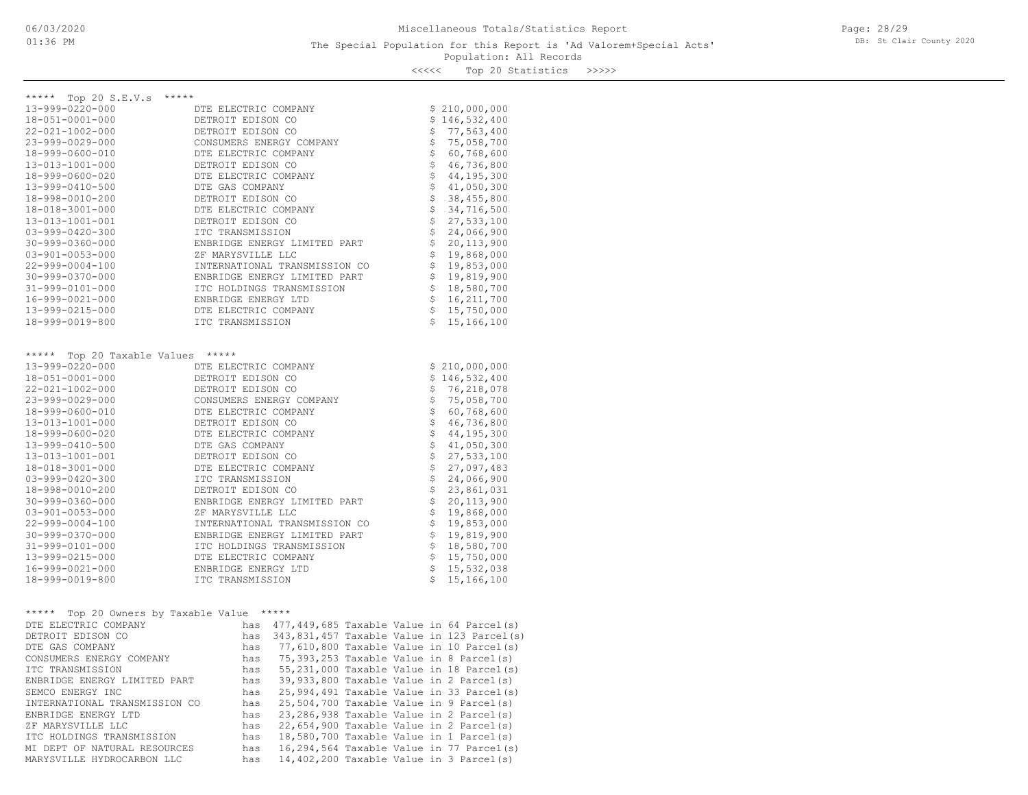# Miscellaneous Totals/Statistics Report

The Special Population for this Report is 'Ad Valorem+Special Acts'

Population: All Records

<<<<< Top 20 Statistics >>>>>

## ***** Top 20 S.E.V.s *****

| Parcel | Owner | S.E.V. |
|---|---|---|
| 13-999-0220-000 | DTE ELECTRIC COMPANY | $ 210,000,000 |
| 18-051-0001-000 | DETROIT EDISON CO | $ 146,532,400 |
| 22-021-1002-000 | DETROIT EDISON CO | $ 77,563,400 |
| 23-999-0029-000 | CONSUMERS ENERGY COMPANY | $ 75,058,700 |
| 18-999-0600-010 | DTE ELECTRIC COMPANY | $ 60,768,600 |
| 13-013-1001-000 | DETROIT EDISON CO | $ 46,736,800 |
| 18-999-0600-020 | DTE ELECTRIC COMPANY | $ 44,195,300 |
| 13-999-0410-500 | DTE GAS COMPANY | $ 41,050,300 |
| 18-998-0010-200 | DETROIT EDISON CO | $ 38,455,800 |
| 18-018-3001-000 | DTE ELECTRIC COMPANY | $ 34,716,500 |
| 13-013-1001-001 | DETROIT EDISON CO | $ 27,533,100 |
| 03-999-0420-300 | ITC TRANSMISSION | $ 24,066,900 |
| 30-999-0360-000 | ENBRIDGE ENERGY LIMITED PART | $ 20,113,900 |
| 03-901-0053-000 | ZF MARYSVILLE LLC | $ 19,868,000 |
| 22-999-0004-100 | INTERNATIONAL TRANSMISSION CO | $ 19,853,000 |
| 30-999-0370-000 | ENBRIDGE ENERGY LIMITED PART | $ 19,819,900 |
| 31-999-0101-000 | ITC HOLDINGS TRANSMISSION | $ 18,580,700 |
| 16-999-0021-000 | ENBRIDGE ENERGY LTD | $ 16,211,700 |
| 13-999-0215-000 | DTE ELECTRIC COMPANY | $ 15,750,000 |
| 18-999-0019-800 | ITC TRANSMISSION | $ 15,166,100 |

## ***** Top 20 Taxable Values *****

| Parcel | Owner | Taxable Value |
|---|---|---|
| 13-999-0220-000 | DTE ELECTRIC COMPANY | $ 210,000,000 |
| 18-051-0001-000 | DETROIT EDISON CO | $ 146,532,400 |
| 22-021-1002-000 | DETROIT EDISON CO | $ 76,218,078 |
| 23-999-0029-000 | CONSUMERS ENERGY COMPANY | $ 75,058,700 |
| 18-999-0600-010 | DTE ELECTRIC COMPANY | $ 60,768,600 |
| 13-013-1001-000 | DETROIT EDISON CO | $ 46,736,800 |
| 18-999-0600-020 | DTE ELECTRIC COMPANY | $ 44,195,300 |
| 13-999-0410-500 | DTE GAS COMPANY | $ 41,050,300 |
| 13-013-1001-001 | DETROIT EDISON CO | $ 27,533,100 |
| 18-018-3001-000 | DTE ELECTRIC COMPANY | $ 27,097,483 |
| 03-999-0420-300 | ITC TRANSMISSION | $ 24,066,900 |
| 18-998-0010-200 | DETROIT EDISON CO | $ 23,861,031 |
| 30-999-0360-000 | ENBRIDGE ENERGY LIMITED PART | $ 20,113,900 |
| 03-901-0053-000 | ZF MARYSVILLE LLC | $ 19,868,000 |
| 22-999-0004-100 | INTERNATIONAL TRANSMISSION CO | $ 19,853,000 |
| 30-999-0370-000 | ENBRIDGE ENERGY LIMITED PART | $ 19,819,900 |
| 31-999-0101-000 | ITC HOLDINGS TRANSMISSION | $ 18,580,700 |
| 13-999-0215-000 | DTE ELECTRIC COMPANY | $ 15,750,000 |
| 16-999-0021-000 | ENBRIDGE ENERGY LTD | $ 15,532,038 |
| 18-999-0019-800 | ITC TRANSMISSION | $ 15,166,100 |

## ***** Top 20 Owners by Taxable Value *****

| Owner | | Taxable Value | Parcel(s) |
|---|---|---|---|
| DTE ELECTRIC COMPANY | has | 477,449,685 Taxable Value | in 64 Parcel(s) |
| DETROIT EDISON CO | has | 343,831,457 Taxable Value | in 123 Parcel(s) |
| DTE GAS COMPANY | has | 77,610,800 Taxable Value | in 10 Parcel(s) |
| CONSUMERS ENERGY COMPANY | has | 75,393,253 Taxable Value | in 8 Parcel(s) |
| ITC TRANSMISSION | has | 55,231,000 Taxable Value | in 18 Parcel(s) |
| ENBRIDGE ENERGY LIMITED PART | has | 39,933,800 Taxable Value | in 2 Parcel(s) |
| SEMCO ENERGY INC | has | 25,994,491 Taxable Value | in 33 Parcel(s) |
| INTERNATIONAL TRANSMISSION CO | has | 25,504,700 Taxable Value | in 9 Parcel(s) |
| ENBRIDGE ENERGY LTD | has | 23,286,938 Taxable Value | in 2 Parcel(s) |
| ZF MARYSVILLE LLC | has | 22,654,900 Taxable Value | in 2 Parcel(s) |
| ITC HOLDINGS TRANSMISSION | has | 18,580,700 Taxable Value | in 1 Parcel(s) |
| MI DEPT OF NATURAL RESOURCES | has | 16,294,564 Taxable Value | in 77 Parcel(s) |
| MARYSVILLE HYDROCARBON LLC | has | 14,402,200 Taxable Value | in 3 Parcel(s) |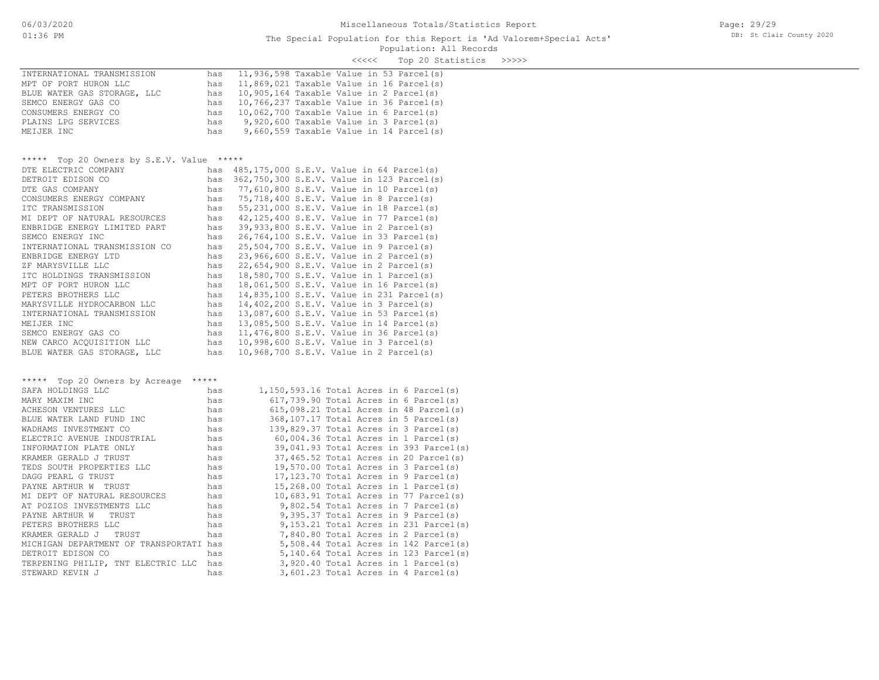## Top 20 Statistics

| | | |
|---|---|---|
| INTERNATIONAL TRANSMISSION | has | 11,936,598 Taxable Value in 53 Parcel(s) |
| MPT OF PORT HURON LLC | has | 11,869,021 Taxable Value in 16 Parcel(s) |
| BLUE WATER GAS STORAGE, LLC | has | 10,905,164 Taxable Value in 2 Parcel(s) |
| SEMCO ENERGY GAS CO | has | 10,766,237 Taxable Value in 36 Parcel(s) |
| CONSUMERS ENERGY CO | has | 10,062,700 Taxable Value in 6 Parcel(s) |
| PLAINS LPG SERVICES | has | 9,920,600 Taxable Value in 3 Parcel(s) |
| MEIJER INC | has | 9,660,559 Taxable Value in 14 Parcel(s) |

### ***** Top 20 Owners by S.E.V. Value *****

| | | |
|---|---|---|
| DTE ELECTRIC COMPANY | has | 485,175,000 S.E.V. Value in 64 Parcel(s) |
| DETROIT EDISON CO | has | 362,750,300 S.E.V. Value in 123 Parcel(s) |
| DTE GAS COMPANY | has | 77,610,800 S.E.V. Value in 10 Parcel(s) |
| CONSUMERS ENERGY COMPANY | has | 75,718,400 S.E.V. Value in 8 Parcel(s) |
| ITC TRANSMISSION | has | 55,231,000 S.E.V. Value in 18 Parcel(s) |
| MI DEPT OF NATURAL RESOURCES | has | 42,125,400 S.E.V. Value in 77 Parcel(s) |
| ENBRIDGE ENERGY LIMITED PART | has | 39,933,800 S.E.V. Value in 2 Parcel(s) |
| SEMCO ENERGY INC | has | 26,764,100 S.E.V. Value in 33 Parcel(s) |
| INTERNATIONAL TRANSMISSION CO | has | 25,504,700 S.E.V. Value in 9 Parcel(s) |
| ENBRIDGE ENERGY LTD | has | 23,966,600 S.E.V. Value in 2 Parcel(s) |
| ZF MARYSVILLE LLC | has | 22,654,900 S.E.V. Value in 2 Parcel(s) |
| ITC HOLDINGS TRANSMISSION | has | 18,580,700 S.E.V. Value in 1 Parcel(s) |
| MPT OF PORT HURON LLC | has | 18,061,500 S.E.V. Value in 16 Parcel(s) |
| PETERS BROTHERS LLC | has | 14,835,100 S.E.V. Value in 231 Parcel(s) |
| MARYSVILLE HYDROCARBON LLC | has | 14,402,200 S.E.V. Value in 3 Parcel(s) |
| INTERNATIONAL TRANSMISSION | has | 13,087,600 S.E.V. Value in 53 Parcel(s) |
| MEIJER INC | has | 13,085,500 S.E.V. Value in 14 Parcel(s) |
| SEMCO ENERGY GAS CO | has | 11,476,800 S.E.V. Value in 36 Parcel(s) |
| NEW CARCO ACQUISITION LLC | has | 10,998,600 S.E.V. Value in 3 Parcel(s) |
| BLUE WATER GAS STORAGE, LLC | has | 10,968,700 S.E.V. Value in 2 Parcel(s) |

### ***** Top 20 Owners by Acreage *****

| | | |
|---|---|---|
| SAFA HOLDINGS LLC | has | 1,150,593.16 Total Acres in 6 Parcel(s) |
| MARY MAXIM INC | has | 617,739.90 Total Acres in 6 Parcel(s) |
| ACHESON VENTURES LLC | has | 615,098.21 Total Acres in 48 Parcel(s) |
| BLUE WATER LAND FUND INC | has | 368,107.17 Total Acres in 5 Parcel(s) |
| WADHAMS INVESTMENT CO | has | 139,829.37 Total Acres in 3 Parcel(s) |
| ELECTRIC AVENUE INDUSTRIAL | has | 60,004.36 Total Acres in 1 Parcel(s) |
| INFORMATION PLATE ONLY | has | 39,041.93 Total Acres in 393 Parcel(s) |
| KRAMER GERALD J TRUST | has | 37,465.52 Total Acres in 20 Parcel(s) |
| TEDS SOUTH PROPERTIES LLC | has | 19,570.00 Total Acres in 3 Parcel(s) |
| DAGG PEARL G TRUST | has | 17,123.70 Total Acres in 9 Parcel(s) |
| PAYNE ARTHUR W TRUST | has | 15,268.00 Total Acres in 1 Parcel(s) |
| MI DEPT OF NATURAL RESOURCES | has | 10,683.91 Total Acres in 77 Parcel(s) |
| AT POZIOS INVESTMENTS LLC | has | 9,802.54 Total Acres in 7 Parcel(s) |
| PAYNE ARTHUR W TRUST | has | 9,395.37 Total Acres in 9 Parcel(s) |
| PETERS BROTHERS LLC | has | 9,153.21 Total Acres in 231 Parcel(s) |
| KRAMER GERALD J TRUST | has | 7,840.80 Total Acres in 2 Parcel(s) |
| MICHIGAN DEPARTMENT OF TRANSPORTATI | has | 5,508.44 Total Acres in 142 Parcel(s) |
| DETROIT EDISON CO | has | 5,140.64 Total Acres in 123 Parcel(s) |
| TERPENING PHILIP, TNT ELECTRIC LLC | has | 3,920.40 Total Acres in 1 Parcel(s) |
| STEWARD KEVIN J | has | 3,601.23 Total Acres in 4 Parcel(s) |